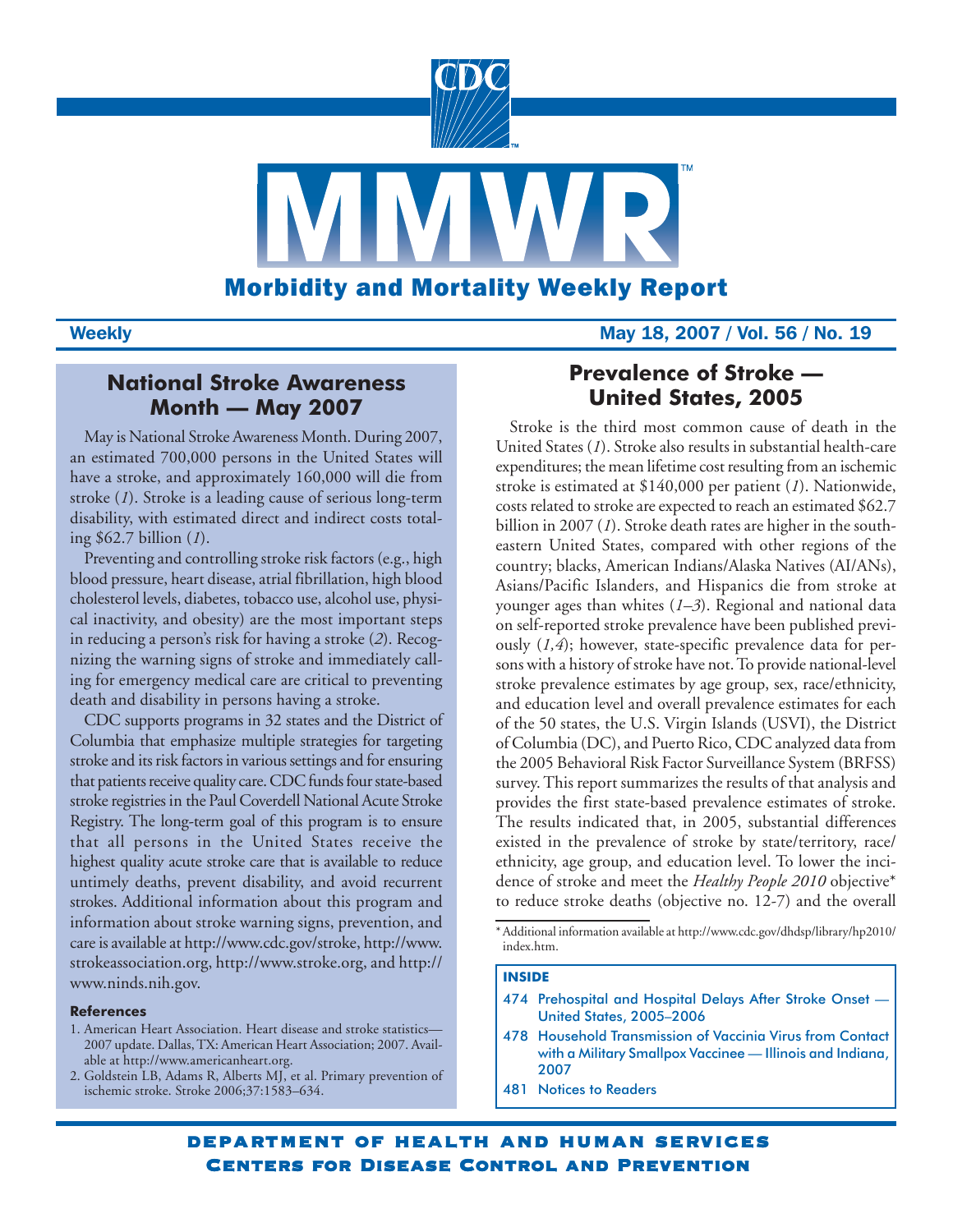# Morbidity and Mortality Weekly Report

Weekly May 18, 2007 / Vol. 56 / No. 19

## National Stroke Awareness Month — May 2007

May is National Stroke Awareness Month. During 2007, an estimated 700,000 persons in the United States will have a stroke, and approximately 160,000 will die from stroke (*1*). Stroke is a leading cause of serious long-term disability, with estimated direct and indirect costs totaling $62.7 billion (*1*).

Preventing and controlling stroke risk factors (e.g., high blood pressure, heart disease, atrial fibrillation, high blood cholesterol levels, diabetes, tobacco use, alcohol use, physical inactivity, and obesity) are the most important steps in reducing a person's risk for having a stroke (*2*). Recognizing the warning signs of stroke and immediately calling for emergency medical care are critical to preventing death and disability in persons having a stroke.

CDC supports programs in 32 states and the District of Columbia that emphasize multiple strategies for targeting stroke and its risk factors in various settings and for ensuring that patients receive quality care. CDC funds four state-based stroke registries in the Paul Coverdell National Acute Stroke Registry. The long-term goal of this program is to ensure that all persons in the United States receive the highest quality acute stroke care that is available to reduce untimely deaths, prevent disability, and avoid recurrent strokes. Additional information about this program and information about stroke warning signs, prevention, and care is available at http://www.cdc.gov/stroke, http://www.strokeassociation.org, http://www.stroke.org, and http://www.ninds.nih.gov.

#### References

1. American Heart Association. Heart disease and stroke statistics—2007 update. Dallas, TX: American Heart Association; 2007. Available at http://www.americanheart.org.
2. Goldstein LB, Adams R, Alberts MJ, et al. Primary prevention of ischemic stroke. Stroke 2006;37:1583–634.

## Prevalence of Stroke — United States, 2005

Stroke is the third most common cause of death in the United States (*1*). Stroke also results in substantial health-care expenditures; the mean lifetime cost resulting from an ischemic stroke is estimated at $140,000 per patient (*1*). Nationwide, costs related to stroke are expected to reach an estimated $62.7 billion in 2007 (*1*). Stroke death rates are higher in the southeastern United States, compared with other regions of the country; blacks, American Indians/Alaska Natives (AI/ANs), Asians/Pacific Islanders, and Hispanics die from stroke at younger ages than whites (*1–3*). Regional and national data on self-reported stroke prevalence have been published previously (*1,4*); however, state-specific prevalence data for persons with a history of stroke have not. To provide national-level stroke prevalence estimates by age group, sex, race/ethnicity, and education level and overall prevalence estimates for each of the 50 states, the U.S. Virgin Islands (USVI), the District of Columbia (DC), and Puerto Rico, CDC analyzed data from the 2005 Behavioral Risk Factor Surveillance System (BRFSS) survey. This report summarizes the results of that analysis and provides the first state-based prevalence estimates of stroke. The results indicated that, in 2005, substantial differences existed in the prevalence of stroke by state/territory, race/ethnicity, age group, and education level. To lower the incidence of stroke and meet the *Healthy People 2010* objective* to reduce stroke deaths (objective no. 12-7) and the overall

\* Additional information available at http://www.cdc.gov/dhdsp/library/hp2010/index.htm.

**INSIDE**

- 474 Prehospital and Hospital Delays After Stroke Onset — United States, 2005–2006
- 478 Household Transmission of Vaccinia Virus from Contact with a Military Smallpox Vaccinee — Illinois and Indiana, 2007
- 481 Notices to Readers

DEPARTMENT OF HEALTH AND HUMAN SERVICES
CENTERS FOR DISEASE CONTROL AND PREVENTION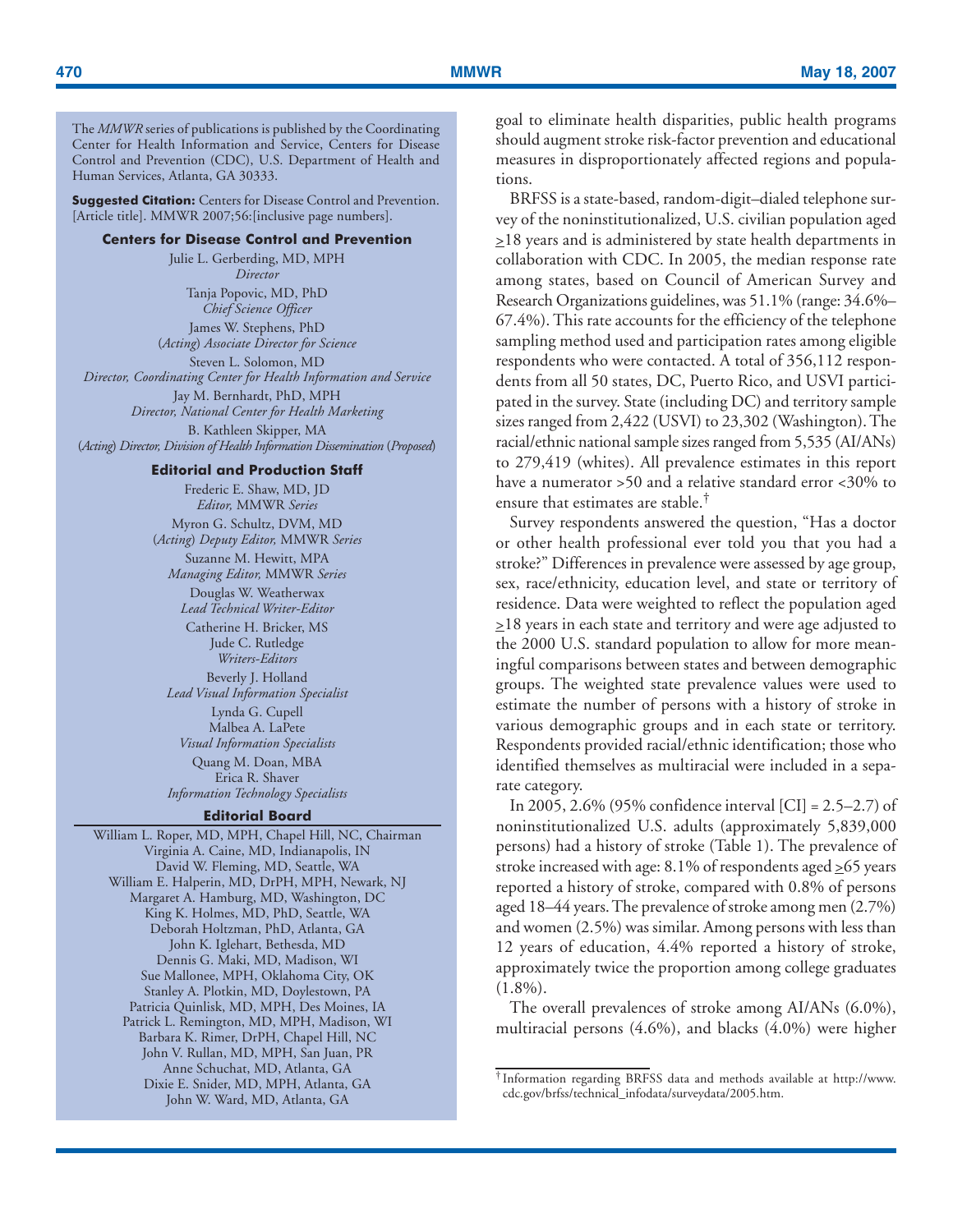The *MMWR* series of publications is published by the Coordinating Center for Health Information and Service, Centers for Disease Control and Prevention (CDC), U.S. Department of Health and Human Services, Atlanta, GA 30333.

**Suggested Citation:** Centers for Disease Control and Prevention. [Article title]. MMWR 2007;56:[inclusive page numbers].

**Centers for Disease Control and Prevention**

Julie L. Gerberding, MD, MPH
*Director*

Tanja Popovic, MD, PhD
*Chief Science Officer*

James W. Stephens, PhD
(*Acting*) *Associate Director for Science*

Steven L. Solomon, MD
*Director, Coordinating Center for Health Information and Service*

Jay M. Bernhardt, PhD, MPH
*Director, National Center for Health Marketing*

B. Kathleen Skipper, MA
(*Acting*) *Director, Division of Health Information Dissemination* (*Proposed*)

**Editorial and Production Staff**

Frederic E. Shaw, MD, JD
*Editor,* MMWR *Series*

Myron G. Schultz, DVM, MD
(*Acting*) *Deputy Editor,* MMWR *Series*

Suzanne M. Hewitt, MPA
*Managing Editor,* MMWR *Series*

Douglas W. Weatherwax
*Lead Technical Writer-Editor*

Catherine H. Bricker, MS
Jude C. Rutledge
*Writers-Editors*

Beverly J. Holland
*Lead Visual Information Specialist*

Lynda G. Cupell
Malbea A. LaPete
*Visual Information Specialists*

Quang M. Doan, MBA
Erica R. Shaver
*Information Technology Specialists*

**Editorial Board**

William L. Roper, MD, MPH, Chapel Hill, NC, Chairman
Virginia A. Caine, MD, Indianapolis, IN
David W. Fleming, MD, Seattle, WA
William E. Halperin, MD, DrPH, MPH, Newark, NJ
Margaret A. Hamburg, MD, Washington, DC
King K. Holmes, MD, PhD, Seattle, WA
Deborah Holtzman, PhD, Atlanta, GA
John K. Iglehart, Bethesda, MD
Dennis G. Maki, MD, Madison, WI
Sue Mallonee, MPH, Oklahoma City, OK
Stanley A. Plotkin, MD, Doylestown, PA
Patricia Quinlisk, MD, MPH, Des Moines, IA
Patrick L. Remington, MD, MPH, Madison, WI
Barbara K. Rimer, DrPH, Chapel Hill, NC
John V. Rullan, MD, MPH, San Juan, PR
Anne Schuchat, MD, Atlanta, GA
Dixie E. Snider, MD, MPH, Atlanta, GA
John W. Ward, MD, Atlanta, GA

goal to eliminate health disparities, public health programs should augment stroke risk-factor prevention and educational measures in disproportionately affected regions and populations.

BRFSS is a state-based, random-digit–dialed telephone survey of the noninstitutionalized, U.S. civilian population aged ≥18 years and is administered by state health departments in collaboration with CDC. In 2005, the median response rate among states, based on Council of American Survey and Research Organizations guidelines, was 51.1% (range: 34.6%–67.4%). This rate accounts for the efficiency of the telephone sampling method used and participation rates among eligible respondents who were contacted. A total of 356,112 respondents from all 50 states, DC, Puerto Rico, and USVI participated in the survey. State (including DC) and territory sample sizes ranged from 2,422 (USVI) to 23,302 (Washington). The racial/ethnic national sample sizes ranged from 5,535 (AI/ANs) to 279,419 (whites). All prevalence estimates in this report have a numerator >50 and a relative standard error <30% to ensure that estimates are stable.[†]

Survey respondents answered the question, "Has a doctor or other health professional ever told you that you had a stroke?" Differences in prevalence were assessed by age group, sex, race/ethnicity, education level, and state or territory of residence. Data were weighted to reflect the population aged ≥18 years in each state and territory and were age adjusted to the 2000 U.S. standard population to allow for more meaningful comparisons between states and between demographic groups. The weighted state prevalence values were used to estimate the number of persons with a history of stroke in various demographic groups and in each state or territory. Respondents provided racial/ethnic identification; those who identified themselves as multiracial were included in a separate category.

In 2005, 2.6% (95% confidence interval [CI] = 2.5–2.7) of noninstitutionalized U.S. adults (approximately 5,839,000 persons) had a history of stroke (Table 1). The prevalence of stroke increased with age: 8.1% of respondents aged ≥65 years reported a history of stroke, compared with 0.8% of persons aged 18–44 years. The prevalence of stroke among men (2.7%) and women (2.5%) was similar. Among persons with less than 12 years of education, 4.4% reported a history of stroke, approximately twice the proportion among college graduates (1.8%).

The overall prevalences of stroke among AI/ANs (6.0%), multiracial persons (4.6%), and blacks (4.0%) were higher

[†] Information regarding BRFSS data and methods available at http://www.cdc.gov/brfss/technical_infodata/surveydata/2005.htm.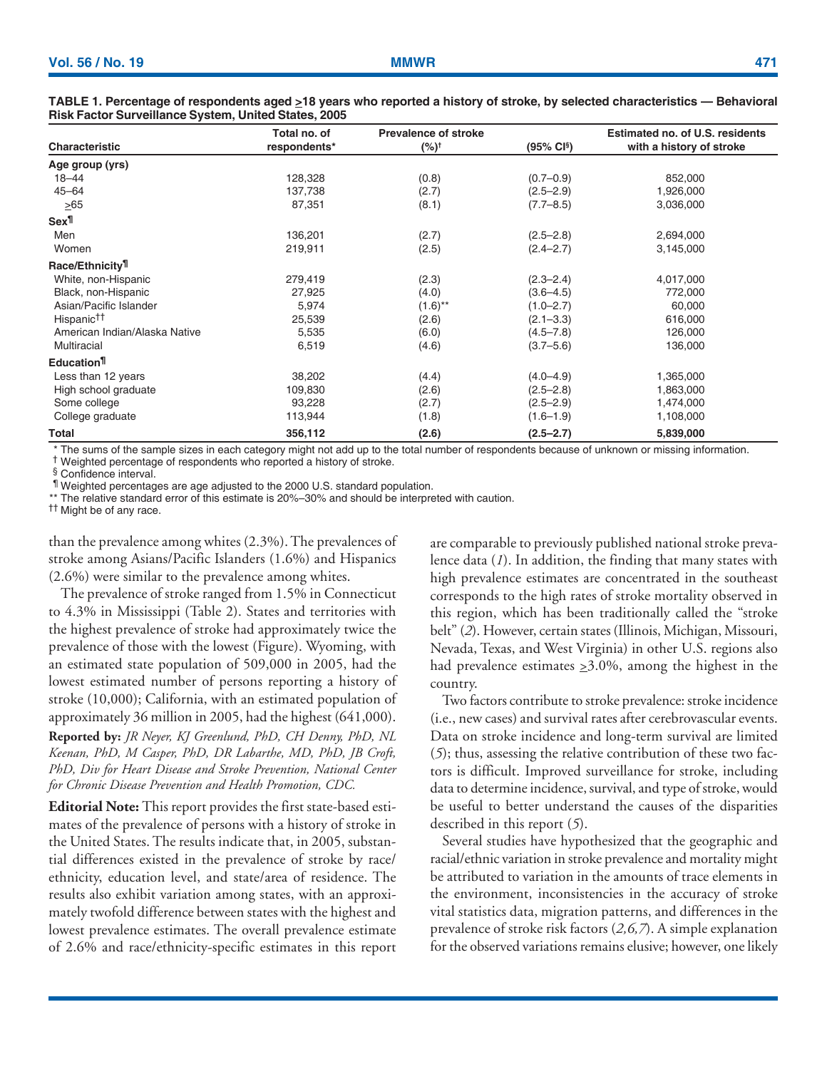**TABLE 1. Percentage of respondents aged ≥18 years who reported a history of stroke, by selected characteristics — Behavioral Risk Factor Surveillance System, United States, 2005**

| Characteristic | Total no. of respondents* | Prevalence of stroke (%)† | (95% CI§) | Estimated no. of U.S. residents with a history of stroke |
|---|---|---|---|---|
| **Age group (yrs)** | | | | |
| 18–44 | 128,328 | (0.8) | (0.7–0.9) | 852,000 |
| 45–64 | 137,738 | (2.7) | (2.5–2.9) | 1,926,000 |
| ≥65 | 87,351 | (8.1) | (7.7–8.5) | 3,036,000 |
| **Sex¶** | | | | |
| Men | 136,201 | (2.7) | (2.5–2.8) | 2,694,000 |
| Women | 219,911 | (2.5) | (2.4–2.7) | 3,145,000 |
| **Race/Ethnicity¶** | | | | |
| White, non-Hispanic | 279,419 | (2.3) | (2.3–2.4) | 4,017,000 |
| Black, non-Hispanic | 27,925 | (4.0) | (3.6–4.5) | 772,000 |
| Asian/Pacific Islander | 5,974 | (1.6)** | (1.0–2.7) | 60,000 |
| Hispanic†† | 25,539 | (2.6) | (2.1–3.3) | 616,000 |
| American Indian/Alaska Native | 5,535 | (6.0) | (4.5–7.8) | 126,000 |
| Multiracial | 6,519 | (4.6) | (3.7–5.6) | 136,000 |
| **Education¶** | | | | |
| Less than 12 years | 38,202 | (4.4) | (4.0–4.9) | 1,365,000 |
| High school graduate | 109,830 | (2.6) | (2.5–2.8) | 1,863,000 |
| Some college | 93,228 | (2.7) | (2.5–2.9) | 1,474,000 |
| College graduate | 113,944 | (1.8) | (1.6–1.9) | 1,108,000 |
| **Total** | **356,112** | **(2.6)** | **(2.5–2.7)** | **5,839,000** |

\* The sums of the sample sizes in each category might not add up to the total number of respondents because of unknown or missing information.
† Weighted percentage of respondents who reported a history of stroke.
§ Confidence interval.
¶ Weighted percentages are age adjusted to the 2000 U.S. standard population.
** The relative standard error of this estimate is 20%–30% and should be interpreted with caution.
†† Might be of any race.

than the prevalence among whites (2.3%). The prevalences of stroke among Asians/Pacific Islanders (1.6%) and Hispanics (2.6%) were similar to the prevalence among whites.

The prevalence of stroke ranged from 1.5% in Connecticut to 4.3% in Mississippi (Table 2). States and territories with the highest prevalence of stroke had approximately twice the prevalence of those with the lowest (Figure). Wyoming, with an estimated state population of 509,000 in 2005, had the lowest estimated number of persons reporting a history of stroke (10,000); California, with an estimated population of approximately 36 million in 2005, had the highest (641,000).

**Reported by:** *JR Neyer, KJ Greenlund, PhD, CH Denny, PhD, NL Keenan, PhD, M Casper, PhD, DR Labarthe, MD, PhD, JB Croft, PhD, Div for Heart Disease and Stroke Prevention, National Center for Chronic Disease Prevention and Health Promotion, CDC.*

**Editorial Note:** This report provides the first state-based estimates of the prevalence of persons with a history of stroke in the United States. The results indicate that, in 2005, substantial differences existed in the prevalence of stroke by race/ethnicity, education level, and state/area of residence. The results also exhibit variation among states, with an approximately twofold difference between states with the highest and lowest prevalence estimates. The overall prevalence estimate of 2.6% and race/ethnicity-specific estimates in this report are comparable to previously published national stroke prevalence data (*1*). In addition, the finding that many states with high prevalence estimates are concentrated in the southeast corresponds to the high rates of stroke mortality observed in this region, which has been traditionally called the "stroke belt" (*2*). However, certain states (Illinois, Michigan, Missouri, Nevada, Texas, and West Virginia) in other U.S. regions also had prevalence estimates ≥3.0%, among the highest in the country.

Two factors contribute to stroke prevalence: stroke incidence (i.e., new cases) and survival rates after cerebrovascular events. Data on stroke incidence and long-term survival are limited (*5*); thus, assessing the relative contribution of these two factors is difficult. Improved surveillance for stroke, including data to determine incidence, survival, and type of stroke, would be useful to better understand the causes of the disparities described in this report (*5*).

Several studies have hypothesized that the geographic and racial/ethnic variation in stroke prevalence and mortality might be attributed to variation in the amounts of trace elements in the environment, inconsistencies in the accuracy of stroke vital statistics data, migration patterns, and differences in the prevalence of stroke risk factors (*2,6,7*). A simple explanation for the observed variations remains elusive; however, one likely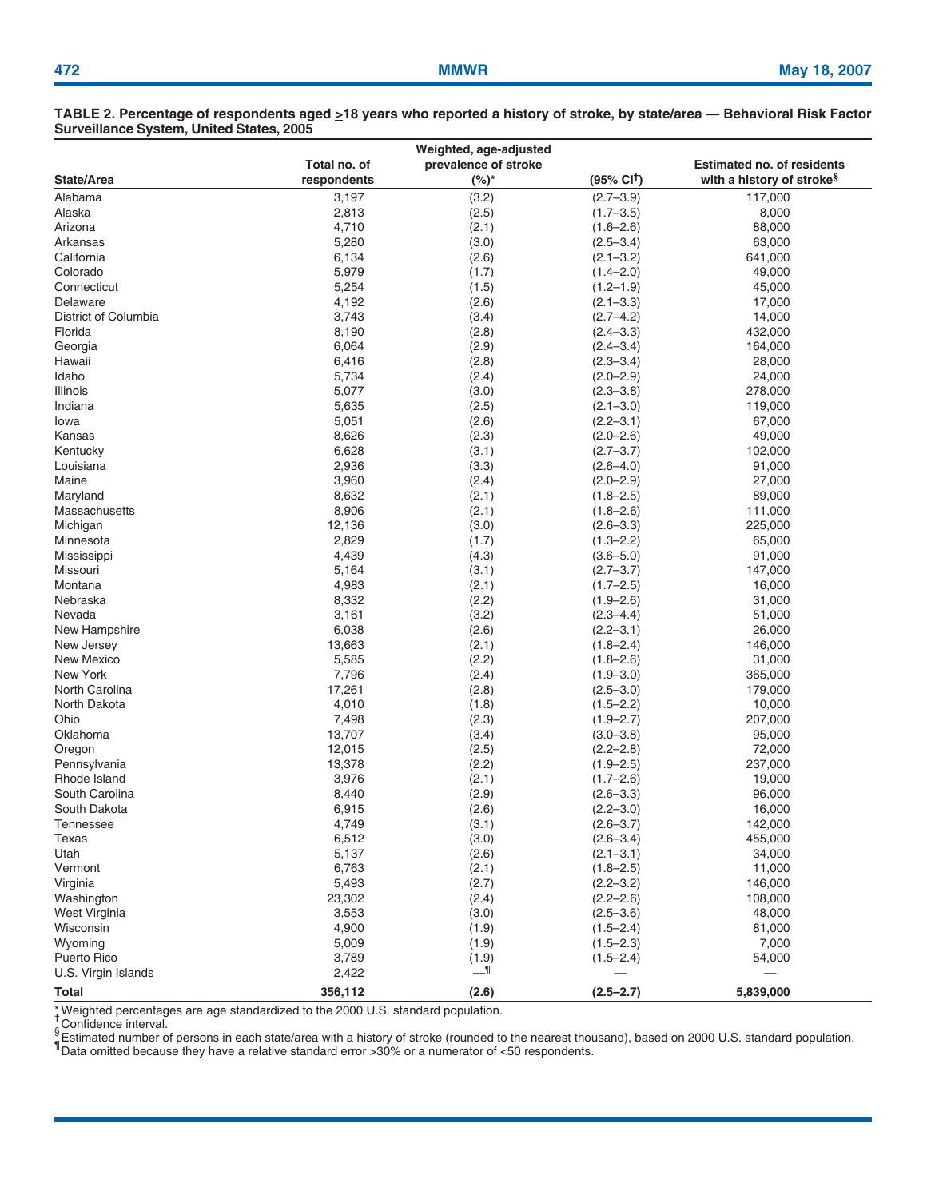**TABLE 2. Percentage of respondents aged ≥18 years who reported a history of stroke, by state/area — Behavioral Risk Factor Surveillance System, United States, 2005**

| State/Area | Total no. of respondents | Weighted, age-adjusted prevalence of stroke (%)* | (95% CI†) | Estimated no. of residents with a history of stroke§ |
|---|---|---|---|---|
| Alabama | 3,197 | (3.2) | (2.7–3.9) | 117,000 |
| Alaska | 2,813 | (2.5) | (1.7–3.5) | 8,000 |
| Arizona | 4,710 | (2.1) | (1.6–2.6) | 88,000 |
| Arkansas | 5,280 | (3.0) | (2.5–3.4) | 63,000 |
| California | 6,134 | (2.6) | (2.1–3.2) | 641,000 |
| Colorado | 5,979 | (1.7) | (1.4–2.0) | 49,000 |
| Connecticut | 5,254 | (1.5) | (1.2–1.9) | 45,000 |
| Delaware | 4,192 | (2.6) | (2.1–3.3) | 17,000 |
| District of Columbia | 3,743 | (3.4) | (2.7–4.2) | 14,000 |
| Florida | 8,190 | (2.8) | (2.4–3.3) | 432,000 |
| Georgia | 6,064 | (2.9) | (2.4–3.4) | 164,000 |
| Hawaii | 6,416 | (2.8) | (2.3–3.4) | 28,000 |
| Idaho | 5,734 | (2.4) | (2.0–2.9) | 24,000 |
| Illinois | 5,077 | (3.0) | (2.3–3.8) | 278,000 |
| Indiana | 5,635 | (2.5) | (2.1–3.0) | 119,000 |
| Iowa | 5,051 | (2.6) | (2.2–3.1) | 67,000 |
| Kansas | 8,626 | (2.3) | (2.0–2.6) | 49,000 |
| Kentucky | 6,628 | (3.1) | (2.7–3.7) | 102,000 |
| Louisiana | 2,936 | (3.3) | (2.6–4.0) | 91,000 |
| Maine | 3,960 | (2.4) | (2.0–2.9) | 27,000 |
| Maryland | 8,632 | (2.1) | (1.8–2.5) | 89,000 |
| Massachusetts | 8,906 | (2.1) | (1.8–2.6) | 111,000 |
| Michigan | 12,136 | (3.0) | (2.6–3.3) | 225,000 |
| Minnesota | 2,829 | (1.7) | (1.3–2.2) | 65,000 |
| Mississippi | 4,439 | (4.3) | (3.6–5.0) | 91,000 |
| Missouri | 5,164 | (3.1) | (2.7–3.7) | 147,000 |
| Montana | 4,983 | (2.1) | (1.7–2.5) | 16,000 |
| Nebraska | 8,332 | (2.2) | (1.9–2.6) | 31,000 |
| Nevada | 3,161 | (3.2) | (2.3–4.4) | 51,000 |
| New Hampshire | 6,038 | (2.6) | (2.2–3.1) | 26,000 |
| New Jersey | 13,663 | (2.1) | (1.8–2.4) | 146,000 |
| New Mexico | 5,585 | (2.2) | (1.8–2.6) | 31,000 |
| New York | 7,796 | (2.4) | (1.9–3.0) | 365,000 |
| North Carolina | 17,261 | (2.8) | (2.5–3.0) | 179,000 |
| North Dakota | 4,010 | (1.8) | (1.5–2.2) | 10,000 |
| Ohio | 7,498 | (2.3) | (1.9–2.7) | 207,000 |
| Oklahoma | 13,707 | (3.4) | (3.0–3.8) | 95,000 |
| Oregon | 12,015 | (2.5) | (2.2–2.8) | 72,000 |
| Pennsylvania | 13,378 | (2.2) | (1.9–2.5) | 237,000 |
| Rhode Island | 3,976 | (2.1) | (1.7–2.6) | 19,000 |
| South Carolina | 8,440 | (2.9) | (2.6–3.3) | 96,000 |
| South Dakota | 6,915 | (2.6) | (2.2–3.0) | 16,000 |
| Tennessee | 4,749 | (3.1) | (2.6–3.7) | 142,000 |
| Texas | 6,512 | (3.0) | (2.6–3.4) | 455,000 |
| Utah | 5,137 | (2.6) | (2.1–3.1) | 34,000 |
| Vermont | 6,763 | (2.1) | (1.8–2.5) | 11,000 |
| Virginia | 5,493 | (2.7) | (2.2–3.2) | 146,000 |
| Washington | 23,302 | (2.4) | (2.2–2.6) | 108,000 |
| West Virginia | 3,553 | (3.0) | (2.5–3.6) | 48,000 |
| Wisconsin | 4,900 | (1.9) | (1.5–2.4) | 81,000 |
| Wyoming | 5,009 | (1.9) | (1.5–2.3) | 7,000 |
| Puerto Rico | 3,789 | (1.9) | (1.5–2.4) | 54,000 |
| U.S. Virgin Islands | 2,422 | —¶ | — | — |
| **Total** | **356,112** | **(2.6)** | **(2.5–2.7)** | **5,839,000** |

\* Weighted percentages are age standardized to the 2000 U.S. standard population.
† Confidence interval.
§ Estimated number of persons in each state/area with a history of stroke (rounded to the nearest thousand), based on 2000 U.S. standard population.
¶ Data omitted because they have a relative standard error >30% or a numerator of <50 respondents.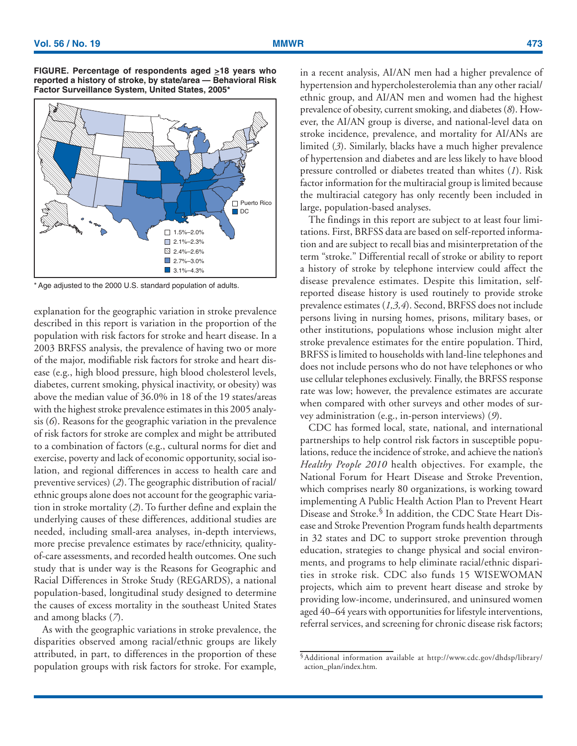**FIGURE. Percentage of respondents aged ≥18 years who reported a history of stroke, by state/area — Behavioral Risk Factor Surveillance System, United States, 2005***

Puerto Rico
DC

1.5%–2.0%
2.1%–2.3%
2.4%–2.6%
2.7%–3.0%
3.1%–4.3%

* Age adjusted to the 2000 U.S. standard population of adults.

explanation for the geographic variation in stroke prevalence described in this report is variation in the proportion of the population with risk factors for stroke and heart disease. In a 2003 BRFSS analysis, the prevalence of having two or more of the major, modifiable risk factors for stroke and heart disease (e.g., high blood pressure, high blood cholesterol levels, diabetes, current smoking, physical inactivity, or obesity) was above the median value of 36.0% in 18 of the 19 states/areas with the highest stroke prevalence estimates in this 2005 analysis (*6*). Reasons for the geographic variation in the prevalence of risk factors for stroke are complex and might be attributed to a combination of factors (e.g., cultural norms for diet and exercise, poverty and lack of economic opportunity, social isolation, and regional differences in access to health care and preventive services) (*2*). The geographic distribution of racial/ethnic groups alone does not account for the geographic variation in stroke mortality (*2*). To further define and explain the underlying causes of these differences, additional studies are needed, including small-area analyses, in-depth interviews, more precise prevalence estimates by race/ethnicity, quality-of-care assessments, and recorded health outcomes. One such study that is under way is the Reasons for Geographic and Racial Differences in Stroke Study (REGARDS), a national population-based, longitudinal study designed to determine the causes of excess mortality in the southeast United States and among blacks (*7*).

As with the geographic variations in stroke prevalence, the disparities observed among racial/ethnic groups are likely attributed, in part, to differences in the proportion of these population groups with risk factors for stroke. For example, in a recent analysis, AI/AN men had a higher prevalence of hypertension and hypercholesterolemia than any other racial/ethnic group, and AI/AN men and women had the highest prevalence of obesity, current smoking, and diabetes (*8*). However, the AI/AN group is diverse, and national-level data on stroke incidence, prevalence, and mortality for AI/ANs are limited (*3*). Similarly, blacks have a much higher prevalence of hypertension and diabetes and are less likely to have blood pressure controlled or diabetes treated than whites (*1*). Risk factor information for the multiracial group is limited because the multiracial category has only recently been included in large, population-based analyses.

The findings in this report are subject to at least four limitations. First, BRFSS data are based on self-reported information and are subject to recall bias and misinterpretation of the term "stroke." Differential recall of stroke or ability to report a history of stroke by telephone interview could affect the disease prevalence estimates. Despite this limitation, self-reported disease history is used routinely to provide stroke prevalence estimates (*1,3,4*). Second, BRFSS does not include persons living in nursing homes, prisons, military bases, or other institutions, populations whose inclusion might alter stroke prevalence estimates for the entire population. Third, BRFSS is limited to households with land-line telephones and does not include persons who do not have telephones or who use cellular telephones exclusively. Finally, the BRFSS response rate was low; however, the prevalence estimates are accurate when compared with other surveys and other modes of survey administration (e.g., in-person interviews) (*9*).

CDC has formed local, state, national, and international partnerships to help control risk factors in susceptible populations, reduce the incidence of stroke, and achieve the nation's *Healthy People 2010* health objectives. For example, the National Forum for Heart Disease and Stroke Prevention, which comprises nearly 80 organizations, is working toward implementing A Public Health Action Plan to Prevent Heart Disease and Stroke.[§] In addition, the CDC State Heart Disease and Stroke Prevention Program funds health departments in 32 states and DC to support stroke prevention through education, strategies to change physical and social environments, and programs to help eliminate racial/ethnic disparities in stroke risk. CDC also funds 15 WISEWOMAN projects, which aim to prevent heart disease and stroke by providing low-income, underinsured, and uninsured women aged 40–64 years with opportunities for lifestyle interventions, referral services, and screening for chronic disease risk factors;

[§] Additional information available at http://www.cdc.gov/dhdsp/library/action_plan/index.htm.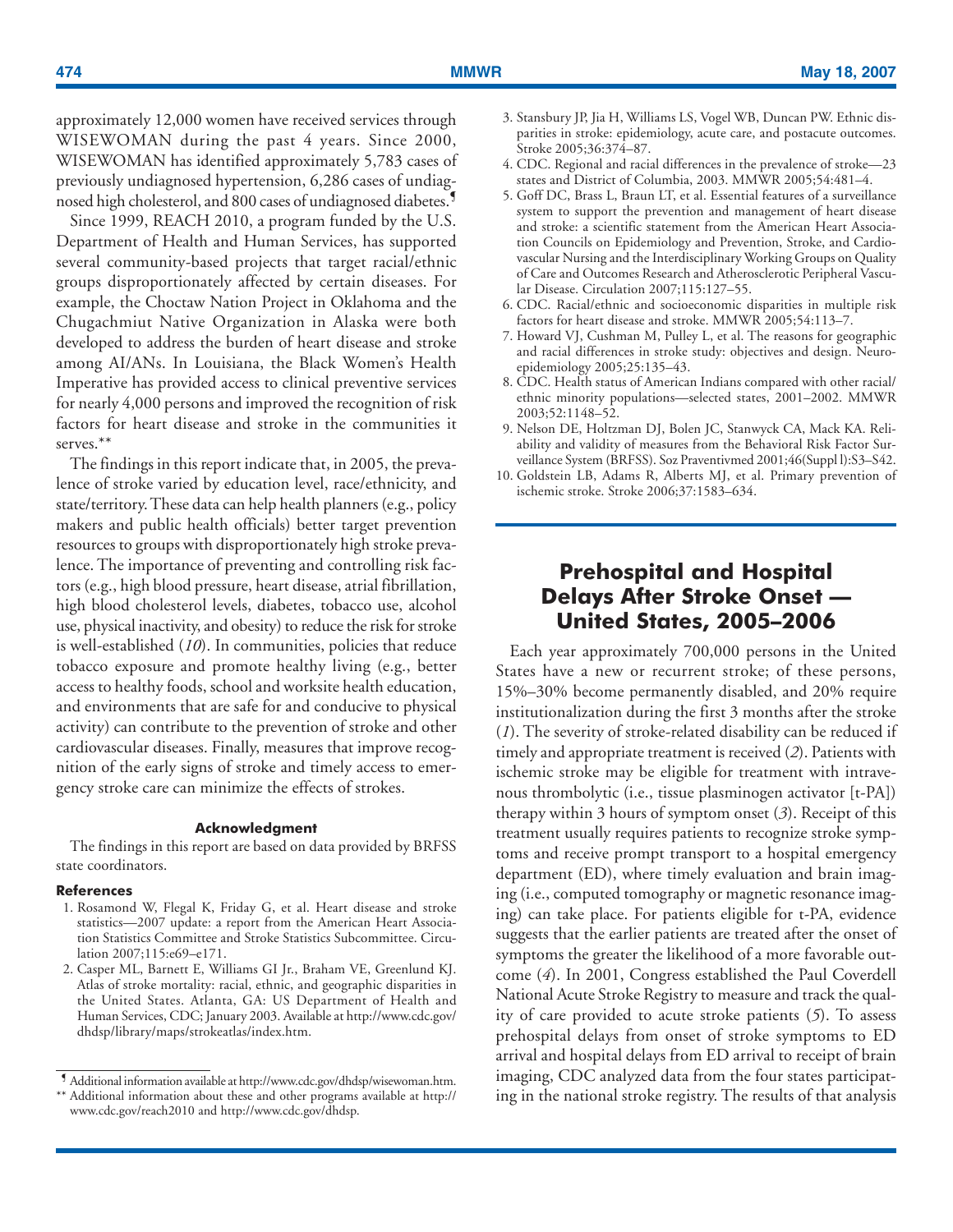approximately 12,000 women have received services through WISEWOMAN during the past 4 years. Since 2000, WISEWOMAN has identified approximately 5,783 cases of previously undiagnosed hypertension, 6,286 cases of undiagnosed high cholesterol, and 800 cases of undiagnosed diabetes.¶

Since 1999, REACH 2010, a program funded by the U.S. Department of Health and Human Services, has supported several community-based projects that target racial/ethnic groups disproportionately affected by certain diseases. For example, the Choctaw Nation Project in Oklahoma and the Chugachmiut Native Organization in Alaska were both developed to address the burden of heart disease and stroke among AI/ANs. In Louisiana, the Black Women's Health Imperative has provided access to clinical preventive services for nearly 4,000 persons and improved the recognition of risk factors for heart disease and stroke in the communities it serves.**

The findings in this report indicate that, in 2005, the prevalence of stroke varied by education level, race/ethnicity, and state/territory. These data can help health planners (e.g., policy makers and public health officials) better target prevention resources to groups with disproportionately high stroke prevalence. The importance of preventing and controlling risk factors (e.g., high blood pressure, heart disease, atrial fibrillation, high blood cholesterol levels, diabetes, tobacco use, alcohol use, physical inactivity, and obesity) to reduce the risk for stroke is well-established (*10*). In communities, policies that reduce tobacco exposure and promote healthy living (e.g., better access to healthy foods, school and worksite health education, and environments that are safe for and conducive to physical activity) can contribute to the prevention of stroke and other cardiovascular diseases. Finally, measures that improve recognition of the early signs of stroke and timely access to emergency stroke care can minimize the effects of strokes.

#### Acknowledgment

The findings in this report are based on data provided by BRFSS state coordinators.

#### References

1. Rosamond W, Flegal K, Friday G, et al. Heart disease and stroke statistics—2007 update: a report from the American Heart Association Statistics Committee and Stroke Statistics Subcommittee. Circulation 2007;115:e69–e171.
2. Casper ML, Barnett E, Williams GI Jr., Braham VE, Greenlund KJ. Atlas of stroke mortality: racial, ethnic, and geographic disparities in the United States. Atlanta, GA: US Department of Health and Human Services, CDC; January 2003. Available at http://www.cdc.gov/dhdsp/library/maps/strokeatlas/index.htm.
3. Stansbury JP, Jia H, Williams LS, Vogel WB, Duncan PW. Ethnic disparities in stroke: epidemiology, acute care, and postacute outcomes. Stroke 2005;36:374–87.
4. CDC. Regional and racial differences in the prevalence of stroke—23 states and District of Columbia, 2003. MMWR 2005;54:481–4.
5. Goff DC, Brass L, Braun LT, et al. Essential features of a surveillance system to support the prevention and management of heart disease and stroke: a scientific statement from the American Heart Association Councils on Epidemiology and Prevention, Stroke, and Cardiovascular Nursing and the Interdisciplinary Working Groups on Quality of Care and Outcomes Research and Atherosclerotic Peripheral Vascular Disease. Circulation 2007;115:127–55.
6. CDC. Racial/ethnic and socioeconomic disparities in multiple risk factors for heart disease and stroke. MMWR 2005;54:113–7.
7. Howard VJ, Cushman M, Pulley L, et al. The reasons for geographic and racial differences in stroke study: objectives and design. Neuroepidemiology 2005;25:135–43.
8. CDC. Health status of American Indians compared with other racial/ethnic minority populations—selected states, 2001–2002. MMWR 2003;52:1148–52.
9. Nelson DE, Holtzman DJ, Bolen JC, Stanwyck CA, Mack KA. Reliability and validity of measures from the Behavioral Risk Factor Surveillance System (BRFSS). Soz Praventivmed 2001;46(Suppl l):S3–S42.
10. Goldstein LB, Adams R, Alberts MJ, et al. Primary prevention of ischemic stroke. Stroke 2006;37:1583–634.

¶ Additional information available at http://www.cdc.gov/dhdsp/wisewoman.htm.

** Additional information about these and other programs available at http://www.cdc.gov/reach2010 and http://www.cdc.gov/dhdsp.

# Prehospital and Hospital Delays After Stroke Onset — United States, 2005–2006

Each year approximately 700,000 persons in the United States have a new or recurrent stroke; of these persons, 15%–30% become permanently disabled, and 20% require institutionalization during the first 3 months after the stroke (*1*). The severity of stroke-related disability can be reduced if timely and appropriate treatment is received (*2*). Patients with ischemic stroke may be eligible for treatment with intravenous thrombolytic (i.e., tissue plasminogen activator [t-PA]) therapy within 3 hours of symptom onset (*3*). Receipt of this treatment usually requires patients to recognize stroke symptoms and receive prompt transport to a hospital emergency department (ED), where timely evaluation and brain imaging (i.e., computed tomography or magnetic resonance imaging) can take place. For patients eligible for t-PA, evidence suggests that the earlier patients are treated after the onset of symptoms the greater the likelihood of a more favorable outcome (*4*). In 2001, Congress established the Paul Coverdell National Acute Stroke Registry to measure and track the quality of care provided to acute stroke patients (*5*). To assess prehospital delays from onset of stroke symptoms to ED arrival and hospital delays from ED arrival to receipt of brain imaging, CDC analyzed data from the four states participating in the national stroke registry. The results of that analysis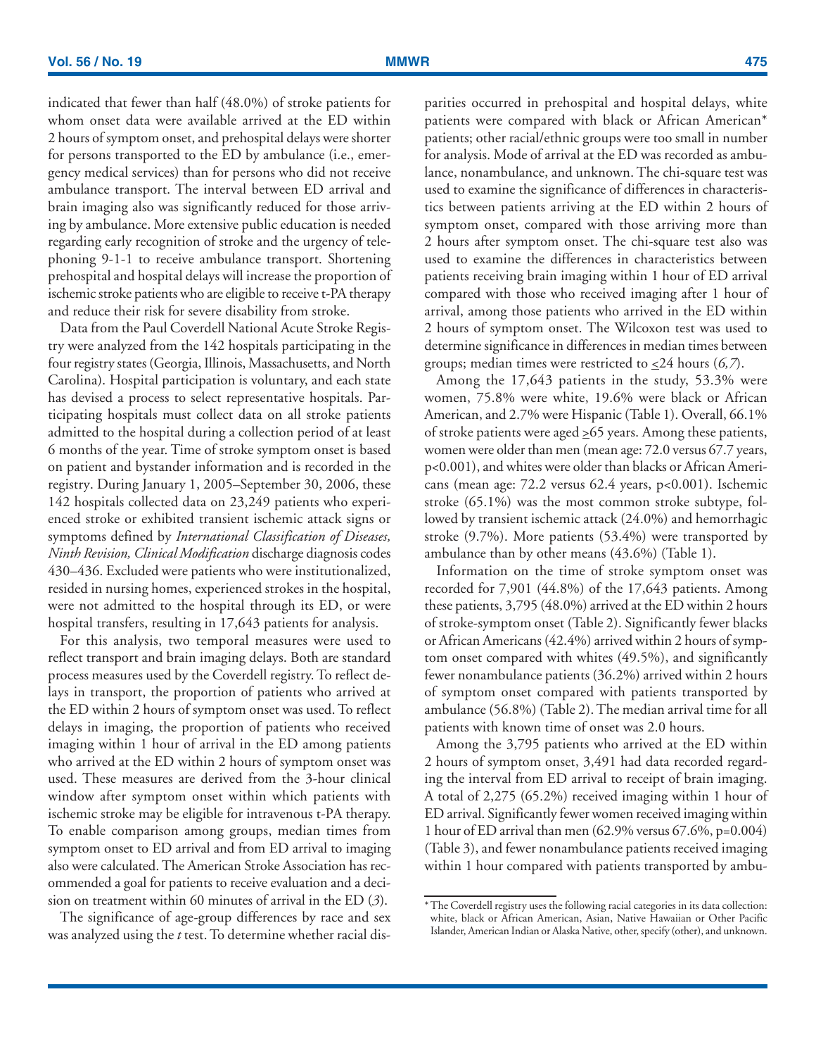indicated that fewer than half (48.0%) of stroke patients for whom onset data were available arrived at the ED within 2 hours of symptom onset, and prehospital delays were shorter for persons transported to the ED by ambulance (i.e., emergency medical services) than for persons who did not receive ambulance transport. The interval between ED arrival and brain imaging also was significantly reduced for those arriving by ambulance. More extensive public education is needed regarding early recognition of stroke and the urgency of telephoning 9-1-1 to receive ambulance transport. Shortening prehospital and hospital delays will increase the proportion of ischemic stroke patients who are eligible to receive t-PA therapy and reduce their risk for severe disability from stroke.

Data from the Paul Coverdell National Acute Stroke Registry were analyzed from the 142 hospitals participating in the four registry states (Georgia, Illinois, Massachusetts, and North Carolina). Hospital participation is voluntary, and each state has devised a process to select representative hospitals. Participating hospitals must collect data on all stroke patients admitted to the hospital during a collection period of at least 6 months of the year. Time of stroke symptom onset is based on patient and bystander information and is recorded in the registry. During January 1, 2005–September 30, 2006, these 142 hospitals collected data on 23,249 patients who experienced stroke or exhibited transient ischemic attack signs or symptoms defined by *International Classification of Diseases, Ninth Revision, Clinical Modification* discharge diagnosis codes 430–436. Excluded were patients who were institutionalized, resided in nursing homes, experienced strokes in the hospital, were not admitted to the hospital through its ED, or were hospital transfers, resulting in 17,643 patients for analysis.

For this analysis, two temporal measures were used to reflect transport and brain imaging delays. Both are standard process measures used by the Coverdell registry. To reflect delays in transport, the proportion of patients who arrived at the ED within 2 hours of symptom onset was used. To reflect delays in imaging, the proportion of patients who received imaging within 1 hour of arrival in the ED among patients who arrived at the ED within 2 hours of symptom onset was used. These measures are derived from the 3-hour clinical window after symptom onset within which patients with ischemic stroke may be eligible for intravenous t-PA therapy. To enable comparison among groups, median times from symptom onset to ED arrival and from ED arrival to imaging also were calculated. The American Stroke Association has recommended a goal for patients to receive evaluation and a decision on treatment within 60 minutes of arrival in the ED (*3*).

The significance of age-group differences by race and sex was analyzed using the *t* test. To determine whether racial disparities occurred in prehospital and hospital delays, white patients were compared with black or African American* patients; other racial/ethnic groups were too small in number for analysis. Mode of arrival at the ED was recorded as ambulance, nonambulance, and unknown. The chi-square test was used to examine the significance of differences in characteristics between patients arriving at the ED within 2 hours of symptom onset, compared with those arriving more than 2 hours after symptom onset. The chi-square test also was used to examine the differences in characteristics between patients receiving brain imaging within 1 hour of ED arrival compared with those who received imaging after 1 hour of arrival, among those patients who arrived in the ED within 2 hours of symptom onset. The Wilcoxon test was used to determine significance in differences in median times between groups; median times were restricted to $\leq$24 hours (*6,7*).

Among the 17,643 patients in the study, 53.3% were women, 75.8% were white, 19.6% were black or African American, and 2.7% were Hispanic (Table 1). Overall, 66.1% of stroke patients were aged $\geq$65 years. Among these patients, women were older than men (mean age: 72.0 versus 67.7 years, $p<0.001$), and whites were older than blacks or African Americans (mean age: 72.2 versus 62.4 years, $p<0.001$). Ischemic stroke (65.1%) was the most common stroke subtype, followed by transient ischemic attack (24.0%) and hemorrhagic stroke (9.7%). More patients (53.4%) were transported by ambulance than by other means (43.6%) (Table 1).

Information on the time of stroke symptom onset was recorded for 7,901 (44.8%) of the 17,643 patients. Among these patients, 3,795 (48.0%) arrived at the ED within 2 hours of stroke-symptom onset (Table 2). Significantly fewer blacks or African Americans (42.4%) arrived within 2 hours of symptom onset compared with whites (49.5%), and significantly fewer nonambulance patients (36.2%) arrived within 2 hours of symptom onset compared with patients transported by ambulance (56.8%) (Table 2). The median arrival time for all patients with known time of onset was 2.0 hours.

Among the 3,795 patients who arrived at the ED within 2 hours of symptom onset, 3,491 had data recorded regarding the interval from ED arrival to receipt of brain imaging. A total of 2,275 (65.2%) received imaging within 1 hour of ED arrival. Significantly fewer women received imaging within 1 hour of ED arrival than men (62.9% versus 67.6%, $p=0.004$) (Table 3), and fewer nonambulance patients received imaging within 1 hour compared with patients transported by ambu-

\* The Coverdell registry uses the following racial categories in its data collection: white, black or African American, Asian, Native Hawaiian or Other Pacific Islander, American Indian or Alaska Native, other, specify (other), and unknown.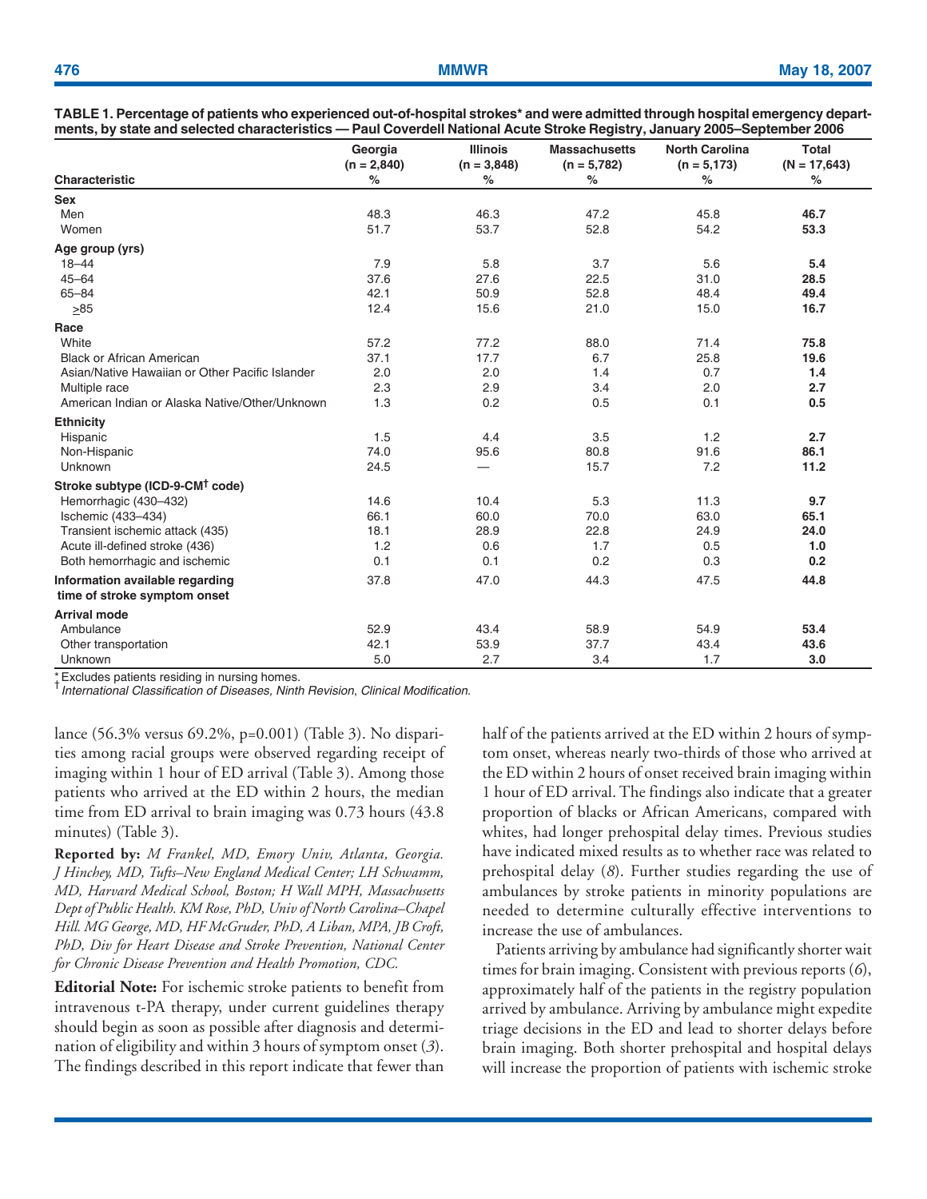**TABLE 1. Percentage of patients who experienced out-of-hospital strokes* and were admitted through hospital emergency departments, by state and selected characteristics — Paul Coverdell National Acute Stroke Registry, January 2005–September 2006**

| Characteristic | Georgia (n = 2,840) % | Illinois (n = 3,848) % | Massachusetts (n = 5,782) % | North Carolina (n = 5,173) % | Total (N = 17,643) % |
|---|---|---|---|---|---|
| **Sex** | | | | | |
| Men | 48.3 | 46.3 | 47.2 | 45.8 | **46.7** |
| Women | 51.7 | 53.7 | 52.8 | 54.2 | **53.3** |
| **Age group (yrs)** | | | | | |
| 18–44 | 7.9 | 5.8 | 3.7 | 5.6 | **5.4** |
| 45–64 | 37.6 | 27.6 | 22.5 | 31.0 | **28.5** |
| 65–84 | 42.1 | 50.9 | 52.8 | 48.4 | **49.4** |
| ≥85 | 12.4 | 15.6 | 21.0 | 15.0 | **16.7** |
| **Race** | | | | | |
| White | 57.2 | 77.2 | 88.0 | 71.4 | **75.8** |
| Black or African American | 37.1 | 17.7 | 6.7 | 25.8 | **19.6** |
| Asian/Native Hawaiian or Other Pacific Islander | 2.0 | 2.0 | 1.4 | 0.7 | **1.4** |
| Multiple race | 2.3 | 2.9 | 3.4 | 2.0 | **2.7** |
| American Indian or Alaska Native/Other/Unknown | 1.3 | 0.2 | 0.5 | 0.1 | **0.5** |
| **Ethnicity** | | | | | |
| Hispanic | 1.5 | 4.4 | 3.5 | 1.2 | **2.7** |
| Non-Hispanic | 74.0 | 95.6 | 80.8 | 91.6 | **86.1** |
| Unknown | 24.5 | — | 15.7 | 7.2 | **11.2** |
| **Stroke subtype (ICD-9-CM† code)** | | | | | |
| Hemorrhagic (430–432) | 14.6 | 10.4 | 5.3 | 11.3 | **9.7** |
| Ischemic (433–434) | 66.1 | 60.0 | 70.0 | 63.0 | **65.1** |
| Transient ischemic attack (435) | 18.1 | 28.9 | 22.8 | 24.9 | **24.0** |
| Acute ill-defined stroke (436) | 1.2 | 0.6 | 1.7 | 0.5 | **1.0** |
| Both hemorrhagic and ischemic | 0.1 | 0.1 | 0.2 | 0.3 | **0.2** |
| **Information available regarding time of stroke symptom onset** | 37.8 | 47.0 | 44.3 | 47.5 | **44.8** |
| **Arrival mode** | | | | | |
| Ambulance | 52.9 | 43.4 | 58.9 | 54.9 | **53.4** |
| Other transportation | 42.1 | 53.9 | 37.7 | 43.4 | **43.6** |
| Unknown | 5.0 | 2.7 | 3.4 | 1.7 | **3.0** |

* Excludes patients residing in nursing homes.
† *International Classification of Diseases, Ninth Revision, Clinical Modification.*

lance (56.3% versus 69.2%, p=0.001) (Table 3). No disparities among racial groups were observed regarding receipt of imaging within 1 hour of ED arrival (Table 3). Among those patients who arrived at the ED within 2 hours, the median time from ED arrival to brain imaging was 0.73 hours (43.8 minutes) (Table 3).

**Reported by:** *M Frankel, MD, Emory Univ, Atlanta, Georgia. J Hinchey, MD, Tufts–New England Medical Center; LH Schwamm, MD, Harvard Medical School, Boston; H Wall MPH, Massachusetts Dept of Public Health. KM Rose, PhD, Univ of North Carolina–Chapel Hill. MG George, MD, HF McGruder, PhD, A Liban, MPA, JB Croft, PhD, Div for Heart Disease and Stroke Prevention, National Center for Chronic Disease Prevention and Health Promotion, CDC.*

**Editorial Note:** For ischemic stroke patients to benefit from intravenous t-PA therapy, under current guidelines therapy should begin as soon as possible after diagnosis and determination of eligibility and within 3 hours of symptom onset (*3*). The findings described in this report indicate that fewer than half of the patients arrived at the ED within 2 hours of symptom onset, whereas nearly two-thirds of those who arrived at the ED within 2 hours of onset received brain imaging within 1 hour of ED arrival. The findings also indicate that a greater proportion of blacks or African Americans, compared with whites, had longer prehospital delay times. Previous studies have indicated mixed results as to whether race was related to prehospital delay (*8*). Further studies regarding the use of ambulances by stroke patients in minority populations are needed to determine culturally effective interventions to increase the use of ambulances.

Patients arriving by ambulance had significantly shorter wait times for brain imaging. Consistent with previous reports (*6*), approximately half of the patients in the registry population arrived by ambulance. Arriving by ambulance might expedite triage decisions in the ED and lead to shorter delays before brain imaging. Both shorter prehospital and hospital delays will increase the proportion of patients with ischemic stroke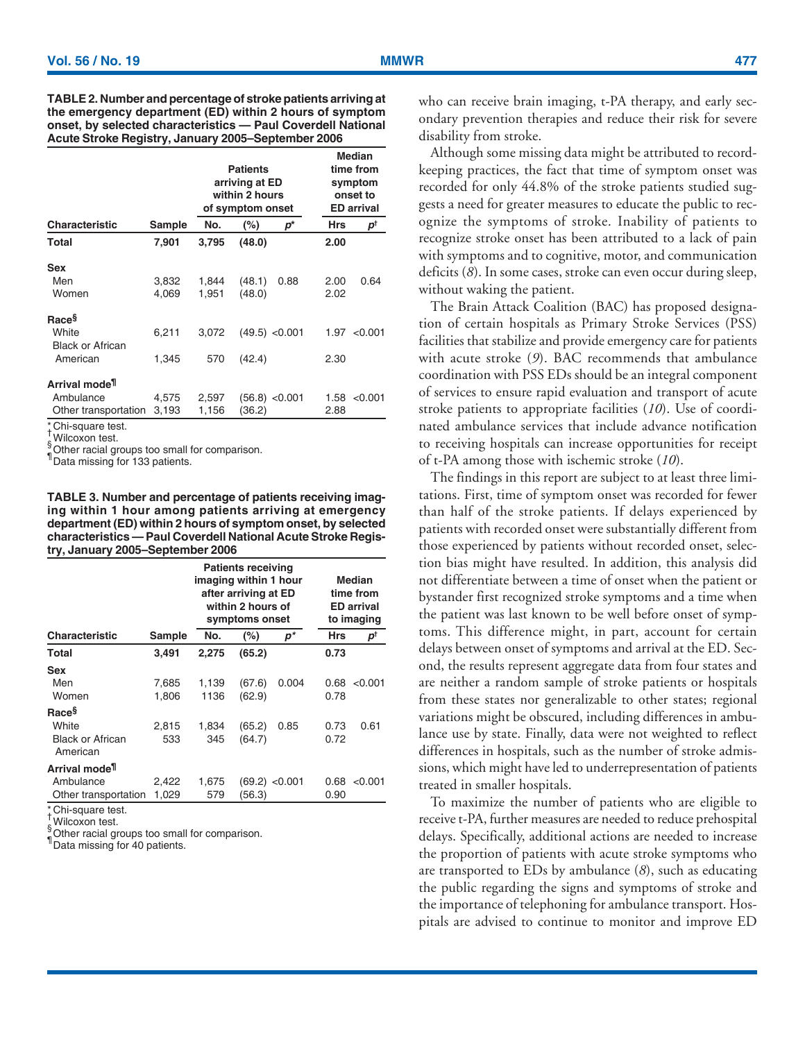**TABLE 2. Number and percentage of stroke patients arriving at the emergency department (ED) within 2 hours of symptom onset, by selected characteristics — Paul Coverdell National Acute Stroke Registry, January 2005–September 2006**

| | | Patients arriving at ED within 2 hours of symptom onset | | | Median time from symptom onset to ED arrival | |
|---|---|---|---|---|---|---|
| Characteristic | Sample | No. | (%) | p* | Hrs | p† |
| **Total** | **7,901** | **3,795** | **(48.0)** | | **2.00** | |
| **Sex** | | | | | | |
| Men | 3,832 | 1,844 | (48.1) | 0.88 | 2.00 | 0.64 |
| Women | 4,069 | 1,951 | (48.0) | | 2.02 | |
| **Race§** | | | | | | |
| White | 6,211 | 3,072 | (49.5) | <0.001 | 1.97 | <0.001 |
| Black or African American | 1,345 | 570 | (42.4) | | 2.30 | |
| **Arrival mode¶** | | | | | | |
| Ambulance | 4,575 | 2,597 | (56.8) | <0.001 | 1.58 | <0.001 |
| Other transportation | 3,193 | 1,156 | (36.2) | | 2.88 | |

\* Chi-square test.
† Wilcoxon test.
§ Other racial groups too small for comparison.
¶ Data missing for 133 patients.

**TABLE 3. Number and percentage of patients receiving imaging within 1 hour among patients arriving at emergency department (ED) within 2 hours of symptom onset, by selected characteristics — Paul Coverdell National Acute Stroke Registry, January 2005–September 2006**

| | | Patients receiving imaging within 1 hour after arriving at ED within 2 hours of symptoms onset | | | Median time from ED arrival to imaging | |
|---|---|---|---|---|---|---|
| Characteristic | Sample | No. | (%) | p* | Hrs | p† |
| **Total** | **3,491** | **2,275** | **(65.2)** | | **0.73** | |
| **Sex** | | | | | | |
| Men | 7,685 | 1,139 | (67.6) | 0.004 | 0.68 | <0.001 |
| Women | 1,806 | 1136 | (62.9) | | 0.78 | |
| **Race§** | | | | | | |
| White | 2,815 | 1,834 | (65.2) | 0.85 | 0.73 | 0.61 |
| Black or African American | 533 | 345 | (64.7) | | 0.72 | |
| **Arrival mode¶** | | | | | | |
| Ambulance | 2,422 | 1,675 | (69.2) | <0.001 | 0.68 | <0.001 |
| Other transportation | 1,029 | 579 | (56.3) | | 0.90 | |

\* Chi-square test.
† Wilcoxon test.
§ Other racial groups too small for comparison.
¶ Data missing for 40 patients.

who can receive brain imaging, t-PA therapy, and early secondary prevention therapies and reduce their risk for severe disability from stroke.

Although some missing data might be attributed to recordkeeping practices, the fact that time of symptom onset was recorded for only 44.8% of the stroke patients studied suggests a need for greater measures to educate the public to recognize the symptoms of stroke. Inability of patients to recognize stroke onset has been attributed to a lack of pain with symptoms and to cognitive, motor, and communication deficits (*8*). In some cases, stroke can even occur during sleep, without waking the patient.

The Brain Attack Coalition (BAC) has proposed designation of certain hospitals as Primary Stroke Services (PSS) facilities that stabilize and provide emergency care for patients with acute stroke (*9*). BAC recommends that ambulance coordination with PSS EDs should be an integral component of services to ensure rapid evaluation and transport of acute stroke patients to appropriate facilities (*10*). Use of coordinated ambulance services that include advance notification to receiving hospitals can increase opportunities for receipt of t-PA among those with ischemic stroke (*10*).

The findings in this report are subject to at least three limitations. First, time of symptom onset was recorded for fewer than half of the stroke patients. If delays experienced by patients with recorded onset were substantially different from those experienced by patients without recorded onset, selection bias might have resulted. In addition, this analysis did not differentiate between a time of onset when the patient or bystander first recognized stroke symptoms and a time when the patient was last known to be well before onset of symptoms. This difference might, in part, account for certain delays between onset of symptoms and arrival at the ED. Second, the results represent aggregate data from four states and are neither a random sample of stroke patients or hospitals from these states nor generalizable to other states; regional variations might be obscured, including differences in ambulance use by state. Finally, data were not weighted to reflect differences in hospitals, such as the number of stroke admissions, which might have led to underrepresentation of patients treated in smaller hospitals.

To maximize the number of patients who are eligible to receive t-PA, further measures are needed to reduce prehospital delays. Specifically, additional actions are needed to increase the proportion of patients with acute stroke symptoms who are transported to EDs by ambulance (*8*), such as educating the public regarding the signs and symptoms of stroke and the importance of telephoning for ambulance transport. Hospitals are advised to continue to monitor and improve ED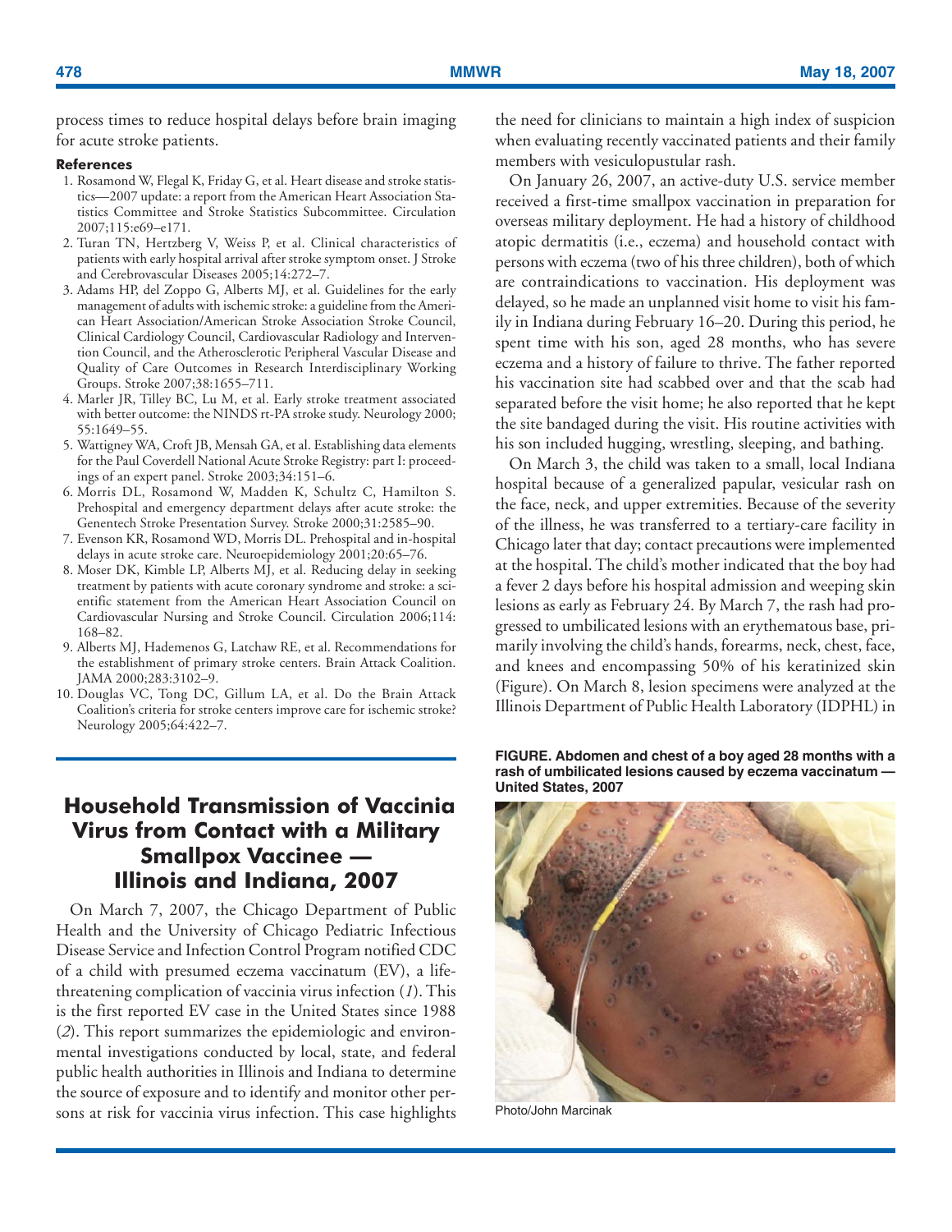process times to reduce hospital delays before brain imaging for acute stroke patients.

**References**

1. Rosamond W, Flegal K, Friday G, et al. Heart disease and stroke statistics—2007 update: a report from the American Heart Association Statistics Committee and Stroke Statistics Subcommittee. Circulation 2007;115:e69–e171.
2. Turan TN, Hertzberg V, Weiss P, et al. Clinical characteristics of patients with early hospital arrival after stroke symptom onset. J Stroke and Cerebrovascular Diseases 2005;14:272–7.
3. Adams HP, del Zoppo G, Alberts MJ, et al. Guidelines for the early management of adults with ischemic stroke: a guideline from the American Heart Association/American Stroke Association Stroke Council, Clinical Cardiology Council, Cardiovascular Radiology and Intervention Council, and the Atherosclerotic Peripheral Vascular Disease and Quality of Care Outcomes in Research Interdisciplinary Working Groups. Stroke 2007;38:1655–711.
4. Marler JR, Tilley BC, Lu M, et al. Early stroke treatment associated with better outcome: the NINDS rt-PA stroke study. Neurology 2000; 55:1649–55.
5. Wattigney WA, Croft JB, Mensah GA, et al. Establishing data elements for the Paul Coverdell National Acute Stroke Registry: part I: proceedings of an expert panel. Stroke 2003;34:151–6.
6. Morris DL, Rosamond W, Madden K, Schultz C, Hamilton S. Prehospital and emergency department delays after acute stroke: the Genentech Stroke Presentation Survey. Stroke 2000;31:2585–90.
7. Evenson KR, Rosamond WD, Morris DL. Prehospital and in-hospital delays in acute stroke care. Neuroepidemiology 2001;20:65–76.
8. Moser DK, Kimble LP, Alberts MJ, et al. Reducing delay in seeking treatment by patients with acute coronary syndrome and stroke: a scientific statement from the American Heart Association Council on Cardiovascular Nursing and Stroke Council. Circulation 2006;114: 168–82.
9. Alberts MJ, Hademenos G, Latchaw RE, et al. Recommendations for the establishment of primary stroke centers. Brain Attack Coalition. JAMA 2000;283:3102–9.
10. Douglas VC, Tong DC, Gillum LA, et al. Do the Brain Attack Coalition's criteria for stroke centers improve care for ischemic stroke? Neurology 2005;64:422–7.

# Household Transmission of Vaccinia Virus from Contact with a Military Smallpox Vaccinee — Illinois and Indiana, 2007

On March 7, 2007, the Chicago Department of Public Health and the University of Chicago Pediatric Infectious Disease Service and Infection Control Program notified CDC of a child with presumed eczema vaccinatum (EV), a life-threatening complication of vaccinia virus infection (*1*). This is the first reported EV case in the United States since 1988 (*2*). This report summarizes the epidemiologic and environmental investigations conducted by local, state, and federal public health authorities in Illinois and Indiana to determine the source of exposure and to identify and monitor other persons at risk for vaccinia virus infection. This case highlights the need for clinicians to maintain a high index of suspicion when evaluating recently vaccinated patients and their family members with vesiculopustular rash.

On January 26, 2007, an active-duty U.S. service member received a first-time smallpox vaccination in preparation for overseas military deployment. He had a history of childhood atopic dermatitis (i.e., eczema) and household contact with persons with eczema (two of his three children), both of which are contraindications to vaccination. His deployment was delayed, so he made an unplanned visit home to visit his family in Indiana during February 16–20. During this period, he spent time with his son, aged 28 months, who has severe eczema and a history of failure to thrive. The father reported his vaccination site had scabbed over and that the scab had separated before the visit home; he also reported that he kept the site bandaged during the visit. His routine activities with his son included hugging, wrestling, sleeping, and bathing.

On March 3, the child was taken to a small, local Indiana hospital because of a generalized papular, vesicular rash on the face, neck, and upper extremities. Because of the severity of the illness, he was transferred to a tertiary-care facility in Chicago later that day; contact precautions were implemented at the hospital. The child's mother indicated that the boy had a fever 2 days before his hospital admission and weeping skin lesions as early as February 24. By March 7, the rash had progressed to umbilicated lesions with an erythematous base, primarily involving the child's hands, forearms, neck, chest, face, and knees and encompassing 50% of his keratinized skin (Figure). On March 8, lesion specimens were analyzed at the Illinois Department of Public Health Laboratory (IDPHL) in

**FIGURE. Abdomen and chest of a boy aged 28 months with a rash of umbilicated lesions caused by eczema vaccinatum — United States, 2007**

Photo/John Marcinak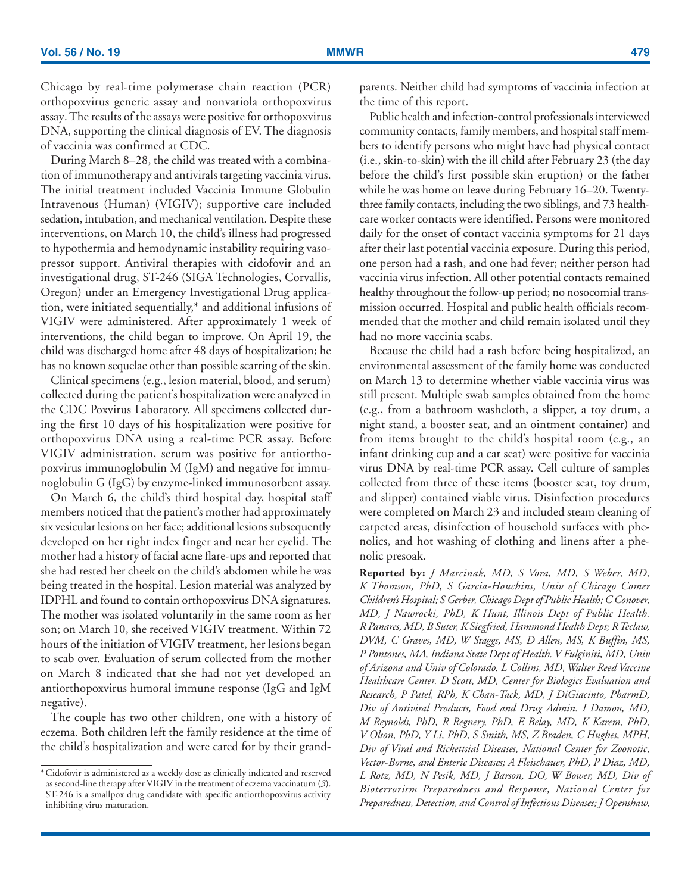Chicago by real-time polymerase chain reaction (PCR) orthopoxvirus generic assay and nonvariola orthopoxvirus assay. The results of the assays were positive for orthopoxvirus DNA, supporting the clinical diagnosis of EV. The diagnosis of vaccinia was confirmed at CDC.

During March 8–28, the child was treated with a combination of immunotherapy and antivirals targeting vaccinia virus. The initial treatment included Vaccinia Immune Globulin Intravenous (Human) (VIGIV); supportive care included sedation, intubation, and mechanical ventilation. Despite these interventions, on March 10, the child's illness had progressed to hypothermia and hemodynamic instability requiring vasopressor support. Antiviral therapies with cidofovir and an investigational drug, ST-246 (SIGA Technologies, Corvallis, Oregon) under an Emergency Investigational Drug application, were initiated sequentially,* and additional infusions of VIGIV were administered. After approximately 1 week of interventions, the child began to improve. On April 19, the child was discharged home after 48 days of hospitalization; he has no known sequelae other than possible scarring of the skin.

Clinical specimens (e.g., lesion material, blood, and serum) collected during the patient's hospitalization were analyzed in the CDC Poxvirus Laboratory. All specimens collected during the first 10 days of his hospitalization were positive for orthopoxvirus DNA using a real-time PCR assay. Before VIGIV administration, serum was positive for antiorthopoxvirus immunoglobulin M (IgM) and negative for immunoglobulin G (IgG) by enzyme-linked immunosorbent assay.

On March 6, the child's third hospital day, hospital staff members noticed that the patient's mother had approximately six vesicular lesions on her face; additional lesions subsequently developed on her right index finger and near her eyelid. The mother had a history of facial acne flare-ups and reported that she had rested her cheek on the child's abdomen while he was being treated in the hospital. Lesion material was analyzed by IDPHL and found to contain orthopoxvirus DNA signatures. The mother was isolated voluntarily in the same room as her son; on March 10, she received VIGIV treatment. Within 72 hours of the initiation of VIGIV treatment, her lesions began to scab over. Evaluation of serum collected from the mother on March 8 indicated that she had not yet developed an antiorthopoxvirus humoral immune response (IgG and IgM negative).

The couple has two other children, one with a history of eczema. Both children left the family residence at the time of the child's hospitalization and were cared for by their grandparents. Neither child had symptoms of vaccinia infection at the time of this report.

Public health and infection-control professionals interviewed community contacts, family members, and hospital staff members to identify persons who might have had physical contact (i.e., skin-to-skin) with the ill child after February 23 (the day before the child's first possible skin eruption) or the father while he was home on leave during February 16–20. Twenty-three family contacts, including the two siblings, and 73 health-care worker contacts were identified. Persons were monitored daily for the onset of contact vaccinia symptoms for 21 days after their last potential vaccinia exposure. During this period, one person had a rash, and one had fever; neither person had vaccinia virus infection. All other potential contacts remained healthy throughout the follow-up period; no nosocomial transmission occurred. Hospital and public health officials recommended that the mother and child remain isolated until they had no more vaccinia scabs.

Because the child had a rash before being hospitalized, an environmental assessment of the family home was conducted on March 13 to determine whether viable vaccinia virus was still present. Multiple swab samples obtained from the home (e.g., from a bathroom washcloth, a slipper, a toy drum, a night stand, a booster seat, and an ointment container) and from items brought to the child's hospital room (e.g., an infant drinking cup and a car seat) were positive for vaccinia virus DNA by real-time PCR assay. Cell culture of samples collected from three of these items (booster seat, toy drum, and slipper) contained viable virus. Disinfection procedures were completed on March 23 and included steam cleaning of carpeted areas, disinfection of household surfaces with phenolics, and hot washing of clothing and linens after a phenolic presoak.

**Reported by:** *J Marcinak, MD, S Vora, MD, S Weber, MD, K Thomson, PhD, S Garcia-Houchins, Univ of Chicago Comer Children's Hospital; S Gerber, Chicago Dept of Public Health; C Conover, MD, J Nawrocki, PhD, K Hunt, Illinois Dept of Public Health. R Panares, MD, B Suter, K Siegfried, Hammond Health Dept; R Teclaw, DVM, C Graves, MD, W Staggs, MS, D Allen, MS, K Buffin, MS, P Pontones, MA, Indiana State Dept of Health. V Fulginiti, MD, Univ of Arizona and Univ of Colorado. L Collins, MD, Walter Reed Vaccine Healthcare Center. D Scott, MD, Center for Biologics Evaluation and Research, P Patel, RPh, K Chan-Tack, MD, J DiGiacinto, PharmD, Div of Antiviral Products, Food and Drug Admin. I Damon, MD, M Reynolds, PhD, R Regnery, PhD, E Belay, MD, K Karem, PhD, V Olson, PhD, Y Li, PhD, S Smith, MS, Z Braden, C Hughes, MPH, Div of Viral and Rickettsial Diseases, National Center for Zoonotic, Vector-Borne, and Enteric Diseases; A Fleischauer, PhD, P Diaz, MD, L Rotz, MD, N Pesik, MD, J Barson, DO, W Bower, MD, Div of Bioterrorism Preparedness and Response, National Center for Preparedness, Detection, and Control of Infectious Diseases; J Openshaw,*

---

* Cidofovir is administered as a weekly dose as clinically indicated and reserved as second-line therapy after VIGIV in the treatment of eczema vaccinatum (*3*). ST-246 is a smallpox drug candidate with specific antiorthopoxvirus activity inhibiting virus maturation.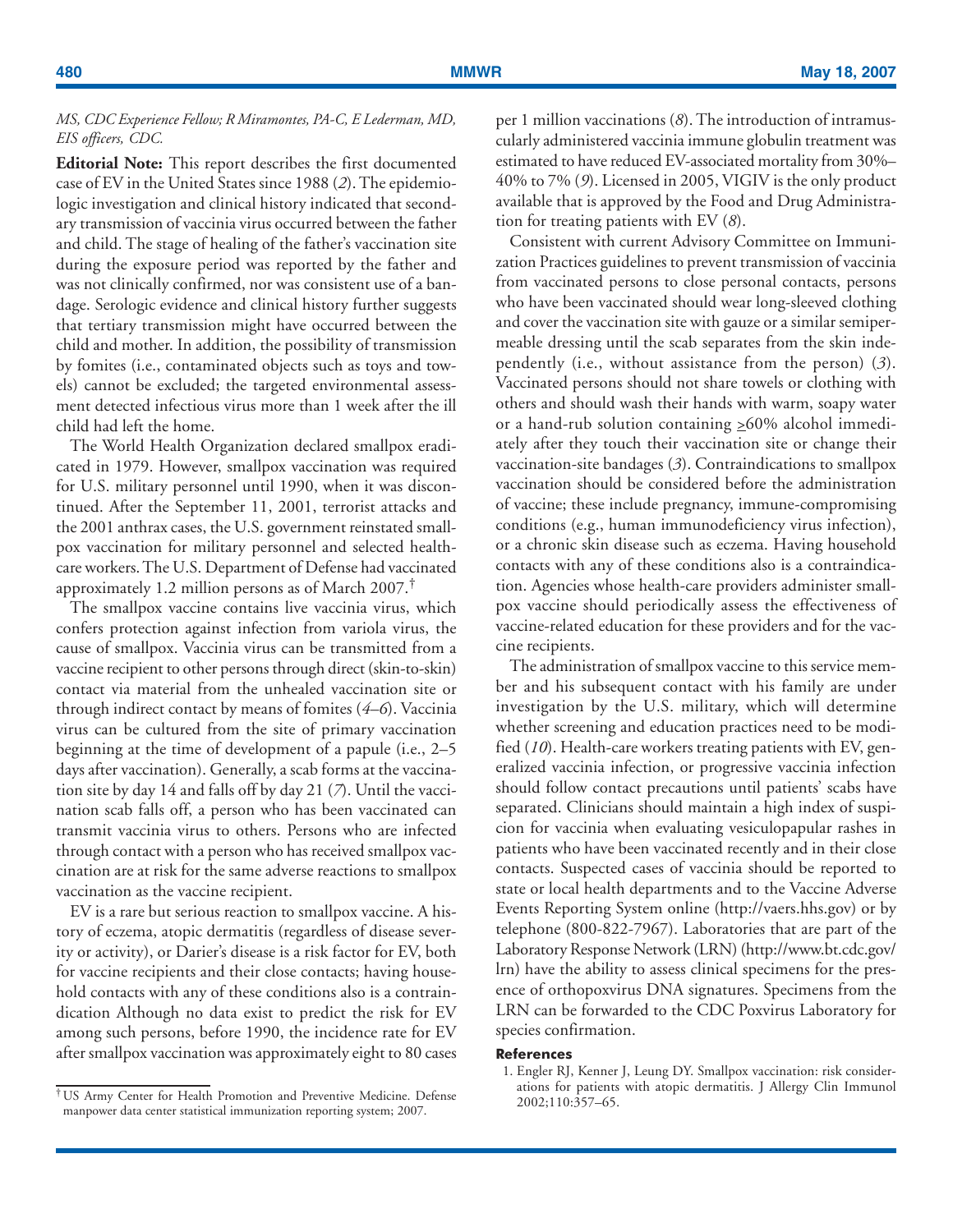*MS, CDC Experience Fellow; R Miramontes, PA-C, E Lederman, MD, EIS officers, CDC.*

**Editorial Note:** This report describes the first documented case of EV in the United States since 1988 (*2*). The epidemiologic investigation and clinical history indicated that secondary transmission of vaccinia virus occurred between the father and child. The stage of healing of the father's vaccination site during the exposure period was reported by the father and was not clinically confirmed, nor was consistent use of a bandage. Serologic evidence and clinical history further suggests that tertiary transmission might have occurred between the child and mother. In addition, the possibility of transmission by fomites (i.e., contaminated objects such as toys and towels) cannot be excluded; the targeted environmental assessment detected infectious virus more than 1 week after the ill child had left the home.

The World Health Organization declared smallpox eradicated in 1979. However, smallpox vaccination was required for U.S. military personnel until 1990, when it was discontinued. After the September 11, 2001, terrorist attacks and the 2001 anthrax cases, the U.S. government reinstated smallpox vaccination for military personnel and selected health-care workers. The U.S. Department of Defense had vaccinated approximately 1.2 million persons as of March 2007.[†]

The smallpox vaccine contains live vaccinia virus, which confers protection against infection from variola virus, the cause of smallpox. Vaccinia virus can be transmitted from a vaccine recipient to other persons through direct (skin-to-skin) contact via material from the unhealed vaccination site or through indirect contact by means of fomites (*4–6*). Vaccinia virus can be cultured from the site of primary vaccination beginning at the time of development of a papule (i.e., 2–5 days after vaccination). Generally, a scab forms at the vaccination site by day 14 and falls off by day 21 (*7*). Until the vaccination scab falls off, a person who has been vaccinated can transmit vaccinia virus to others. Persons who are infected through contact with a person who has received smallpox vaccination are at risk for the same adverse reactions to smallpox vaccination as the vaccine recipient.

EV is a rare but serious reaction to smallpox vaccine. A history of eczema, atopic dermatitis (regardless of disease severity or activity), or Darier's disease is a risk factor for EV, both for vaccine recipients and their close contacts; having household contacts with any of these conditions also is a contraindication Although no data exist to predict the risk for EV among such persons, before 1990, the incidence rate for EV after smallpox vaccination was approximately eight to 80 cases per 1 million vaccinations (*8*). The introduction of intramuscularly administered vaccinia immune globulin treatment was estimated to have reduced EV-associated mortality from 30%–40% to 7% (*9*). Licensed in 2005, VIGIV is the only product available that is approved by the Food and Drug Administration for treating patients with EV (*8*).

Consistent with current Advisory Committee on Immunization Practices guidelines to prevent transmission of vaccinia from vaccinated persons to close personal contacts, persons who have been vaccinated should wear long-sleeved clothing and cover the vaccination site with gauze or a similar semipermeable dressing until the scab separates from the skin independently (i.e., without assistance from the person) (*3*). Vaccinated persons should not share towels or clothing with others and should wash their hands with warm, soapy water or a hand-rub solution containing $\geq$60% alcohol immediately after they touch their vaccination site or change their vaccination-site bandages (*3*). Contraindications to smallpox vaccination should be considered before the administration of vaccine; these include pregnancy, immune-compromising conditions (e.g., human immunodeficiency virus infection), or a chronic skin disease such as eczema. Having household contacts with any of these conditions also is a contraindication. Agencies whose health-care providers administer smallpox vaccine should periodically assess the effectiveness of vaccine-related education for these providers and for the vaccine recipients.

The administration of smallpox vaccine to this service member and his subsequent contact with his family are under investigation by the U.S. military, which will determine whether screening and education practices need to be modified (*10*). Health-care workers treating patients with EV, generalized vaccinia infection, or progressive vaccinia infection should follow contact precautions until patients' scabs have separated. Clinicians should maintain a high index of suspicion for vaccinia when evaluating vesiculopapular rashes in patients who have been vaccinated recently and in their close contacts. Suspected cases of vaccinia should be reported to state or local health departments and to the Vaccine Adverse Events Reporting System online (http://vaers.hhs.gov) or by telephone (800-822-7967). Laboratories that are part of the Laboratory Response Network (LRN) (http://www.bt.cdc.gov/lrn) have the ability to assess clinical specimens for the presence of orthopoxvirus DNA signatures. Specimens from the LRN can be forwarded to the CDC Poxvirus Laboratory for species confirmation.

### References

1. Engler RJ, Kenner J, Leung DY. Smallpox vaccination: risk considerations for patients with atopic dermatitis. J Allergy Clin Immunol 2002;110:357–65.

---

[†] US Army Center for Health Promotion and Preventive Medicine. Defense manpower data center statistical immunization reporting system; 2007.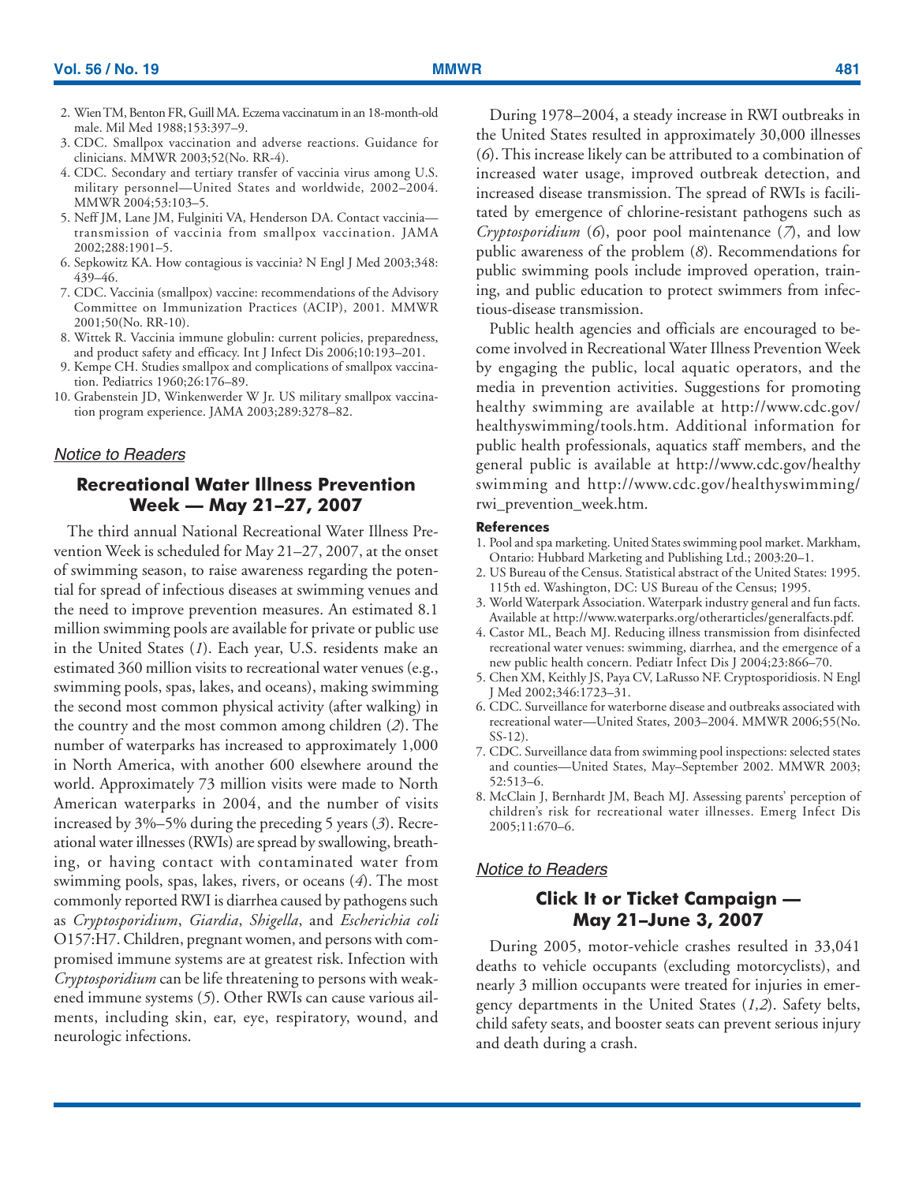2. Wien TM, Benton FR, Guill MA. Eczema vaccinatum in an 18-month-old male. Mil Med 1988;153:397–9.
3. CDC. Smallpox vaccination and adverse reactions. Guidance for clinicians. MMWR 2003;52(No. RR-4).
4. CDC. Secondary and tertiary transfer of vaccinia virus among U.S. military personnel—United States and worldwide, 2002–2004. MMWR 2004;53:103–5.
5. Neff JM, Lane JM, Fulginiti VA, Henderson DA. Contact vaccinia—transmission of vaccinia from smallpox vaccination. JAMA 2002;288:1901–5.
6. Sepkowitz KA. How contagious is vaccinia? N Engl J Med 2003;348:439–46.
7. CDC. Vaccinia (smallpox) vaccine: recommendations of the Advisory Committee on Immunization Practices (ACIP), 2001. MMWR 2001;50(No. RR-10).
8. Wittek R. Vaccinia immune globulin: current policies, preparedness, and product safety and efficacy. Int J Infect Dis 2006;10:193–201.
9. Kempe CH. Studies smallpox and complications of smallpox vaccination. Pediatrics 1960;26:176–89.
10. Grabenstein JD, Winkenwerder W Jr. US military smallpox vaccination program experience. JAMA 2003;289:3278–82.

*Notice to Readers*

## Recreational Water Illness Prevention Week — May 21–27, 2007

The third annual National Recreational Water Illness Prevention Week is scheduled for May 21–27, 2007, at the onset of swimming season, to raise awareness regarding the potential for spread of infectious diseases at swimming venues and the need to improve prevention measures. An estimated 8.1 million swimming pools are available for private or public use in the United States (*1*). Each year, U.S. residents make an estimated 360 million visits to recreational water venues (e.g., swimming pools, spas, lakes, and oceans), making swimming the second most common physical activity (after walking) in the country and the most common among children (*2*). The number of waterparks has increased to approximately 1,000 in North America, with another 600 elsewhere around the world. Approximately 73 million visits were made to North American waterparks in 2004, and the number of visits increased by 3%–5% during the preceding 5 years (*3*). Recreational water illnesses (RWIs) are spread by swallowing, breathing, or having contact with contaminated water from swimming pools, spas, lakes, rivers, or oceans (*4*). The most commonly reported RWI is diarrhea caused by pathogens such as *Cryptosporidium*, *Giardia*, *Shigella*, and *Escherichia coli* O157:H7. Children, pregnant women, and persons with compromised immune systems are at greatest risk. Infection with *Cryptosporidium* can be life threatening to persons with weakened immune systems (*5*). Other RWIs can cause various ailments, including skin, ear, eye, respiratory, wound, and neurologic infections.

During 1978–2004, a steady increase in RWI outbreaks in the United States resulted in approximately 30,000 illnesses (*6*). This increase likely can be attributed to a combination of increased water usage, improved outbreak detection, and increased disease transmission. The spread of RWIs is facilitated by emergence of chlorine-resistant pathogens such as *Cryptosporidium* (*6*), poor pool maintenance (*7*), and low public awareness of the problem (*8*). Recommendations for public swimming pools include improved operation, training, and public education to protect swimmers from infectious-disease transmission.

Public health agencies and officials are encouraged to become involved in Recreational Water Illness Prevention Week by engaging the public, local aquatic operators, and the media in prevention activities. Suggestions for promoting healthy swimming are available at http://www.cdc.gov/healthyswimming/tools.htm. Additional information for public health professionals, aquatics staff members, and the general public is available at http://www.cdc.gov/healthyswimming and http://www.cdc.gov/healthyswimming/rwi_prevention_week.htm.

### References

1. Pool and spa marketing. United States swimming pool market. Markham, Ontario: Hubbard Marketing and Publishing Ltd.; 2003:20–1.
2. US Bureau of the Census. Statistical abstract of the United States: 1995. 115th ed. Washington, DC: US Bureau of the Census; 1995.
3. World Waterpark Association. Waterpark industry general and fun facts. Available at http://www.waterparks.org/otherarticles/generalfacts.pdf.
4. Castor ML, Beach MJ. Reducing illness transmission from disinfected recreational water venues: swimming, diarrhea, and the emergence of a new public health concern. Pediatr Infect Dis J 2004;23:866–70.
5. Chen XM, Keithly JS, Paya CV, LaRusso NF. Cryptosporidiosis. N Engl J Med 2002;346:1723–31.
6. CDC. Surveillance for waterborne disease and outbreaks associated with recreational water—United States, 2003–2004. MMWR 2006;55(No. SS-12).
7. CDC. Surveillance data from swimming pool inspections: selected states and counties—United States, May–September 2002. MMWR 2003;52:513–6.
8. McClain J, Bernhardt JM, Beach MJ. Assessing parents' perception of children's risk for recreational water illnesses. Emerg Infect Dis 2005;11:670–6.

*Notice to Readers*

## Click It or Ticket Campaign — May 21–June 3, 2007

During 2005, motor-vehicle crashes resulted in 33,041 deaths to vehicle occupants (excluding motorcyclists), and nearly 3 million occupants were treated for injuries in emergency departments in the United States (*1,2*). Safety belts, child safety seats, and booster seats can prevent serious injury and death during a crash.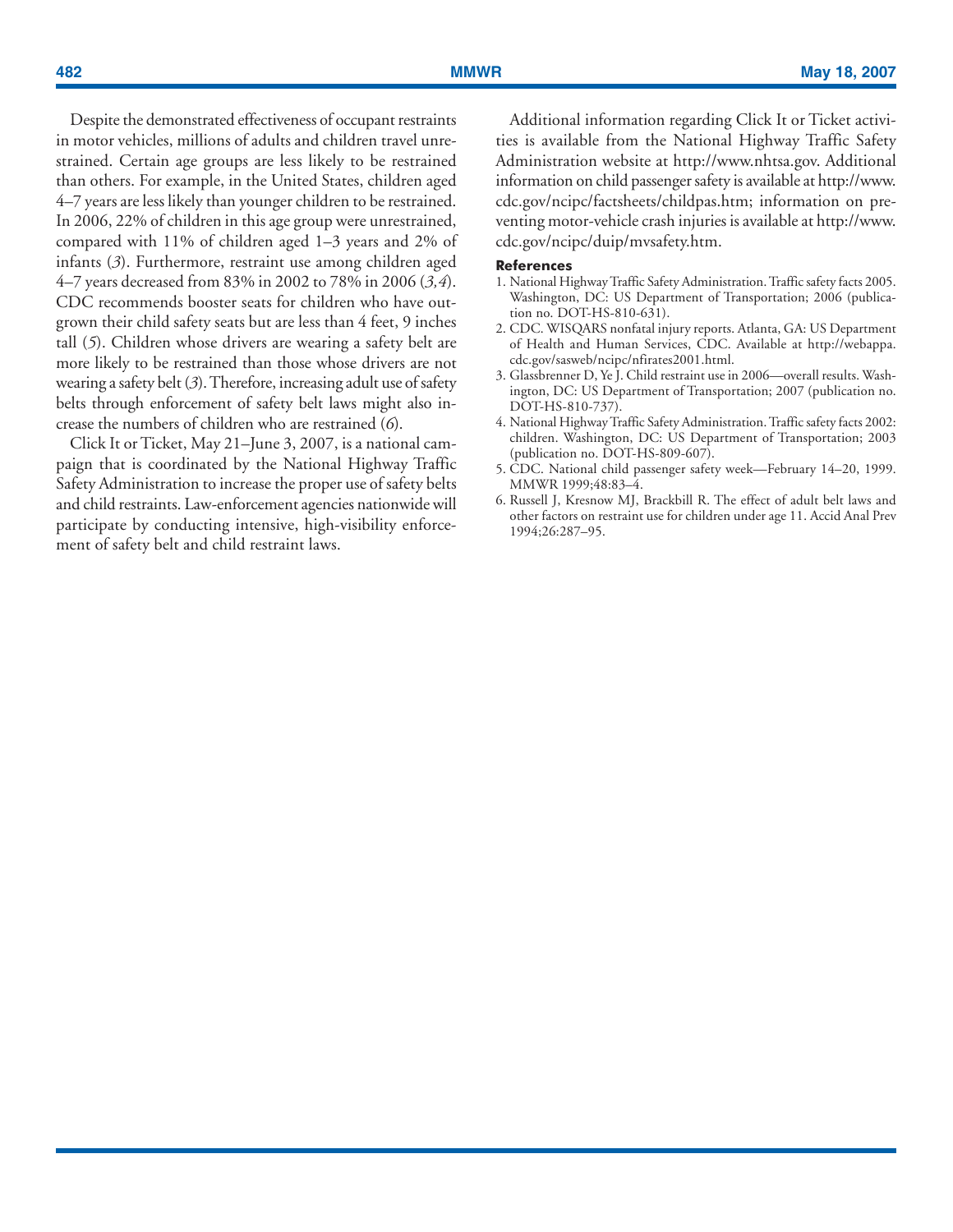Despite the demonstrated effectiveness of occupant restraints in motor vehicles, millions of adults and children travel unrestrained. Certain age groups are less likely to be restrained than others. For example, in the United States, children aged 4–7 years are less likely than younger children to be restrained. In 2006, 22% of children in this age group were unrestrained, compared with 11% of children aged 1–3 years and 2% of infants (*3*). Furthermore, restraint use among children aged 4–7 years decreased from 83% in 2002 to 78% in 2006 (*3,4*). CDC recommends booster seats for children who have outgrown their child safety seats but are less than 4 feet, 9 inches tall (*5*). Children whose drivers are wearing a safety belt are more likely to be restrained than those whose drivers are not wearing a safety belt (*3*). Therefore, increasing adult use of safety belts through enforcement of safety belt laws might also increase the numbers of children who are restrained (*6*).

Click It or Ticket, May 21–June 3, 2007, is a national campaign that is coordinated by the National Highway Traffic Safety Administration to increase the proper use of safety belts and child restraints. Law-enforcement agencies nationwide will participate by conducting intensive, high-visibility enforcement of safety belt and child restraint laws.

Additional information regarding Click It or Ticket activities is available from the National Highway Traffic Safety Administration website at http://www.nhtsa.gov. Additional information on child passenger safety is available at http://www.cdc.gov/ncipc/factsheets/childpas.htm; information on preventing motor-vehicle crash injuries is available at http://www.cdc.gov/ncipc/duip/mvsafety.htm.

**References**

1. National Highway Traffic Safety Administration. Traffic safety facts 2005. Washington, DC: US Department of Transportation; 2006 (publication no. DOT-HS-810-631).
2. CDC. WISQARS nonfatal injury reports. Atlanta, GA: US Department of Health and Human Services, CDC. Available at http://webappa.cdc.gov/sasweb/ncipc/nfirates2001.html.
3. Glassbrenner D, Ye J. Child restraint use in 2006—overall results. Washington, DC: US Department of Transportation; 2007 (publication no. DOT-HS-810-737).
4. National Highway Traffic Safety Administration. Traffic safety facts 2002: children. Washington, DC: US Department of Transportation; 2003 (publication no. DOT-HS-809-607).
5. CDC. National child passenger safety week—February 14–20, 1999. MMWR 1999;48:83–4.
6. Russell J, Kresnow MJ, Brackbill R. The effect of adult belt laws and other factors on restraint use for children under age 11. Accid Anal Prev 1994;26:287–95.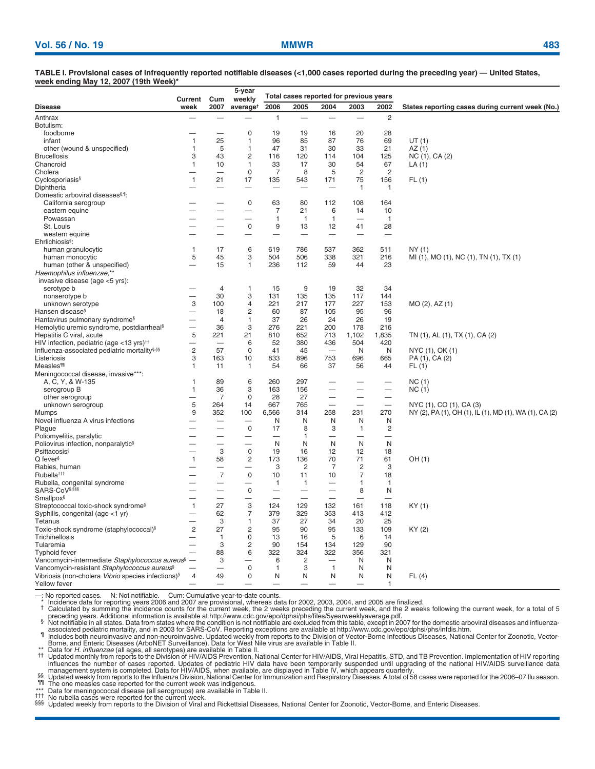**TABLE I. Provisional cases of infrequently reported notifiable diseases (<1,000 cases reported during the preceding year) — United States, week ending May 12, 2007 (19th Week)***

| Disease | Current week | Cum 2007 | 5-year weekly average† | Total cases reported for previous years 2006 | 2005 | 2004 | 2003 | 2002 | States reporting cases during current week (No.) |
|---|---|---|---|---|---|---|---|---|---|
| Anthrax | — | — | — | 1 | — | — | — | 2 | |
| Botulism: | | | | | | | | | |
| foodborne | — | — | 0 | 19 | 19 | 16 | 20 | 28 | |
| infant | 1 | 25 | 1 | 96 | 85 | 87 | 76 | 69 | UT (1) |
| other (wound & unspecified) | 1 | 5 | 1 | 47 | 31 | 30 | 33 | 21 | AZ (1) |
| Brucellosis | 3 | 43 | 2 | 116 | 120 | 114 | 104 | 125 | NC (1), CA (2) |
| Chancroid | 1 | 10 | 1 | 33 | 17 | 30 | 54 | 67 | LA (1) |
| Cholera | — | — | 0 | 7 | 8 | 5 | 2 | 2 | |
| Cyclosporiasis§ | 1 | 21 | 17 | 135 | 543 | 171 | 75 | 156 | FL (1) |
| Diphtheria | — | — | — | — | — | — | 1 | 1 | |
| Domestic arboviral diseases§,¶: | | | | | | | | | |
| California serogroup | — | — | 0 | 63 | 80 | 112 | 108 | 164 | |
| eastern equine | — | — | — | 7 | 21 | 6 | 14 | 10 | |
| Powassan | — | — | — | 1 | 1 | 1 | — | 1 | |
| St. Louis | — | — | 0 | 9 | 13 | 12 | 41 | 28 | |
| western equine | — | — | — | — | — | — | — | — | |
| Ehrlichiosis§: | | | | | | | | | |
| human granulocytic | 1 | 17 | 6 | 619 | 786 | 537 | 362 | 511 | NY (1) |
| human monocytic | 5 | 45 | 3 | 504 | 506 | 338 | 321 | 216 | MI (1), MO (1), NC (1), TN (1), TX (1) |
| human (other & unspecified) | — | 15 | 1 | 236 | 112 | 59 | 44 | 23 | |
| *Haemophilus influenzae,*** invasive disease (age <5 yrs): | | | | | | | | | |
| serotype b | — | 4 | 1 | 15 | 9 | 19 | 32 | 34 | |
| nonserotype b | — | 30 | 3 | 131 | 135 | 135 | 117 | 144 | |
| unknown serotype | 3 | 100 | 4 | 221 | 217 | 177 | 227 | 153 | MO (2), AZ (1) |
| Hansen disease§ | — | 18 | 2 | 60 | 87 | 105 | 95 | 96 | |
| Hantavirus pulmonary syndrome§ | — | 4 | 1 | 37 | 26 | 24 | 26 | 19 | |
| Hemolytic uremic syndrome, postdiarrheal§ | — | 36 | 3 | 276 | 221 | 200 | 178 | 216 | |
| Hepatitis C viral, acute | 5 | 221 | 21 | 810 | 652 | 713 | 1,102 | 1,835 | TN (1), AL (1), TX (1), CA (2) |
| HIV infection, pediatric (age <13 yrs)†† | — | — | 6 | 52 | 380 | 436 | 504 | 420 | |
| Influenza-associated pediatric mortality§,§§ | 2 | 57 | 0 | 41 | 45 | — | N | N | NYC (1), OK (1) |
| Listeriosis | 3 | 163 | 10 | 833 | 896 | 753 | 696 | 665 | PA (1), CA (2) |
| Measles¶¶ | 1 | 11 | 1 | 54 | 66 | 37 | 56 | 44 | FL (1) |
| Meningococcal disease, invasive***: | | | | | | | | | |
| A, C, Y, & W-135 | 1 | 89 | 6 | 260 | 297 | — | — | — | NC (1) |
| serogroup B | 1 | 36 | 3 | 163 | 156 | — | — | — | NC (1) |
| other serogroup | — | 7 | 0 | 28 | 27 | — | — | — | |
| unknown serogroup | 5 | 264 | 14 | 667 | 765 | — | — | — | NYC (1), CO (1), CA (3) |
| Mumps | 9 | 352 | 100 | 6,566 | 314 | 258 | 231 | 270 | NY (2), PA (1), OH (1), IL (1), MD (1), WA (1), CA (2) |
| Novel influenza A virus infections | — | — | — | N | N | N | N | N | |
| Plague | — | — | 0 | 17 | 8 | 3 | 1 | 2 | |
| Poliomyelitis, paralytic | — | — | — | — | 1 | — | — | — | |
| Poliovirus infection, nonparalytic§ | — | — | — | N | N | N | N | N | |
| Psittacosis§ | — | 3 | 0 | 19 | 16 | 12 | 12 | 18 | |
| Q fever§ | 1 | 58 | 2 | 173 | 136 | 70 | 71 | 61 | OH (1) |
| Rabies, human | — | — | — | 3 | 2 | 7 | 2 | 3 | |
| Rubella††† | — | 7 | 0 | 10 | 11 | 10 | 7 | 18 | |
| Rubella, congenital syndrome | — | — | — | 1 | 1 | — | 1 | 1 | |
| SARS-CoV§,§§§ | — | — | 0 | — | — | — | 8 | N | |
| Smallpox§ | — | — | — | — | — | — | — | — | |
| Streptococcal toxic-shock syndrome§ | 1 | 27 | 3 | 124 | 129 | 132 | 161 | 118 | KY (1) |
| Syphilis, congenital (age <1 yr) | — | 62 | 7 | 379 | 329 | 353 | 413 | 412 | |
| Tetanus | — | 3 | 1 | 37 | 27 | 34 | 20 | 25 | |
| Toxic-shock syndrome (staphylococcal)§ | 2 | 27 | 2 | 95 | 90 | 95 | 133 | 109 | KY (2) |
| Trichinellosis | — | 1 | 0 | 13 | 16 | 5 | 6 | 14 | |
| Tularemia | — | 3 | 2 | 90 | 154 | 134 | 129 | 90 | |
| Typhoid fever | — | 88 | 6 | 322 | 324 | 322 | 356 | 321 | |
| Vancomycin-intermediate *Staphylococcus aureus*§ | — | 3 | — | 6 | 2 | — | N | N | |
| Vancomycin-resistant *Staphylococcus aureus*§ | — | — | 0 | 1 | 3 | 1 | N | N | |
| Vibriosis (non-cholera *Vibrio* species infections)§ | 4 | 49 | 0 | N | N | N | N | N | FL (4) |
| Yellow fever | — | — | — | — | — | — | — | 1 | |

—: No reported cases. N: Not notifiable. Cum: Cumulative year-to-date counts.

\* Incidence data for reporting years 2006 and 2007 are provisional, whereas data for 2002, 2003, 2004, and 2005 are finalized.

† Calculated by summing the incidence counts for the current week, the 2 weeks preceding the current week, and the 2 weeks following the current week, for a total of 5 preceding years. Additional information is available at http://www.cdc.gov/epo/dphsi/phs/files/5yearweeklyaverage.pdf.

§ Not notifiable in all states. Data from states where the condition is not notifiable are excluded from this table, except in 2007 for the domestic arboviral diseases and influenza-associated pediatric mortality, and in 2003 for SARS-CoV. Reporting exceptions are available at http://www.cdc.gov/epo/dphsi/phs/infdis.htm.

¶ Includes both neuroinvasive and non-neuroinvasive. Updated weekly from reports to the Division of Vector-Borne Infectious Diseases, National Center for Zoonotic, Vector-Borne, and Enteric Diseases (ArboNET Surveillance). Data for West Nile virus are available in Table II.

\** Data for *H. influenzae* (all ages, all serotypes) are available in Table II.

†† Updated monthly from reports to the Division of HIV/AIDS Prevention, National Center for HIV/AIDS, Viral Hepatitis, STD, and TB Prevention. Implementation of HIV reporting influences the number of cases reported. Updates of pediatric HIV data have been temporarily suspended until upgrading of the national HIV/AIDS surveillance data management system is completed. Data for HIV/AIDS, when available, are displayed in Table IV, which appears quarterly.

§§ Updated weekly from reports to the Influenza Division, National Center for Immunization and Respiratory Diseases. A total of 58 cases were reported for the 2006–07 flu season.

¶¶ The one measles case reported for the current week was indigenous.

\*** Data for meningococcal disease (all serogroups) are available in Table II.

††† No rubella cases were reported for the current week.

§§§ Updated weekly from reports to the Division of Viral and Rickettsial Diseases, National Center for Zoonotic, Vector-Borne, and Enteric Diseases.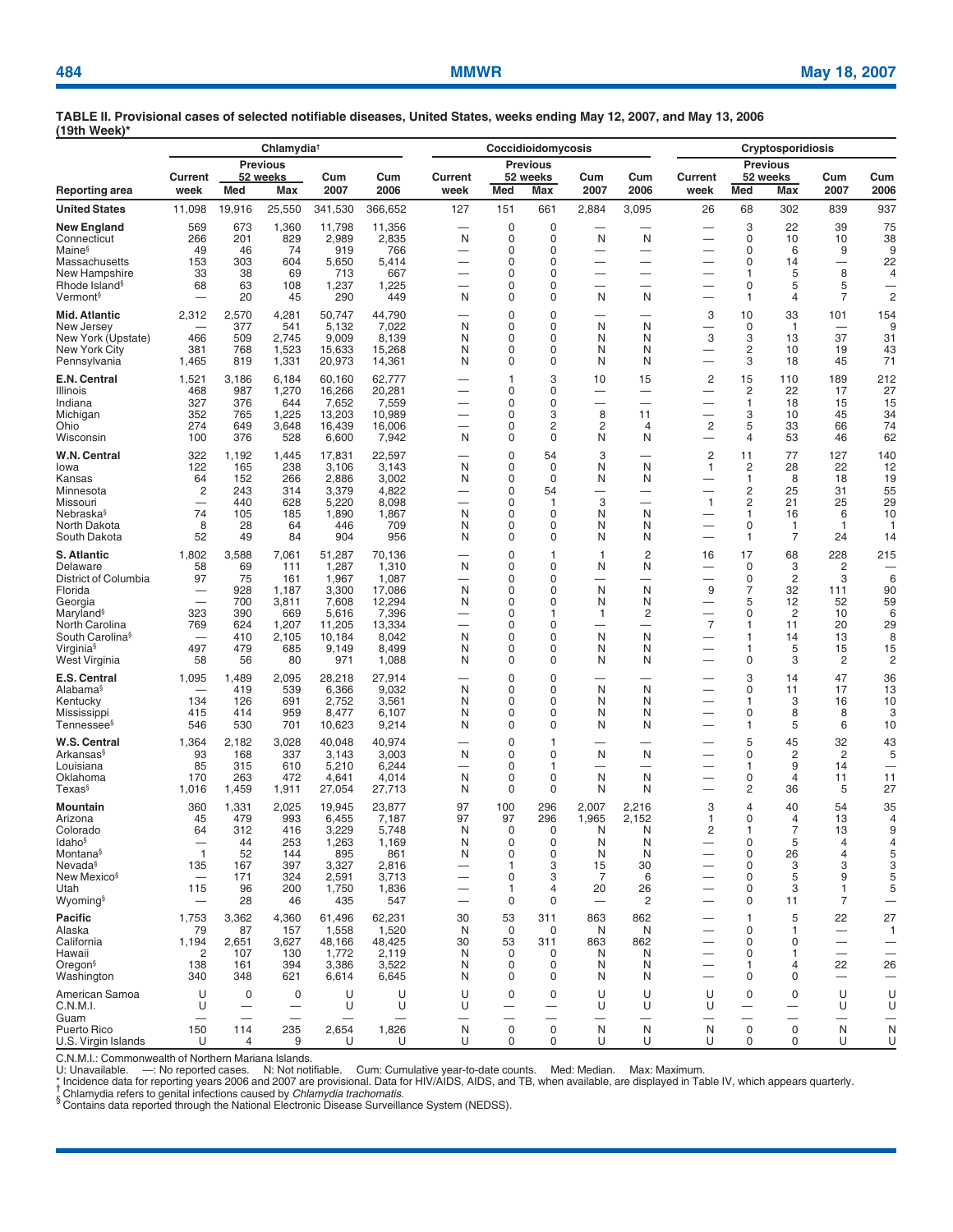**TABLE II. Provisional cases of selected notifiable diseases, United States, weeks ending May 12, 2007, and May 13, 2006 (19th Week)***

| | Chlamydia† | | | | | Coccidioidomycosis | | | | | Cryptosporidiosis | | | | |
|---|---|---|---|---|---|---|---|---|---|---|---|---|---|---|---|
| | Current | Previous 52 weeks | | Cum | Cum | Current | Previous 52 weeks | | Cum | Cum | Current | Previous 52 weeks | | Cum | Cum |
| Reporting area | week | Med | Max | 2007 | 2006 | week | Med | Max | 2007 | 2006 | week | Med | Max | 2007 | 2006 |
| **United States** | 11,098 | 19,916 | 25,550 | 341,530 | 366,652 | 127 | 151 | 661 | 2,884 | 3,095 | 26 | 68 | 302 | 839 | 937 |
| **New England** | 569 | 673 | 1,360 | 11,798 | 11,356 | — | 0 | 0 | — | — | — | 3 | 22 | 39 | 75 |
| Connecticut | 266 | 201 | 829 | 2,989 | 2,835 | N | 0 | 0 | N | N | — | 0 | 10 | 10 | 38 |
| Maine§ | 49 | 46 | 74 | 919 | 766 | — | 0 | 0 | — | — | — | 0 | 6 | 9 | 9 |
| Massachusetts | 153 | 303 | 604 | 5,650 | 5,414 | — | 0 | 0 | — | — | — | 0 | 14 | — | 22 |
| New Hampshire | 33 | 38 | 69 | 713 | 667 | — | 0 | 0 | — | — | — | 1 | 5 | 8 | 4 |
| Rhode Island§ | 68 | 63 | 108 | 1,237 | 1,225 | — | 0 | 0 | — | — | — | 0 | 5 | 5 | — |
| Vermont§ | — | 20 | 45 | 290 | 449 | N | 0 | 0 | N | N | — | 1 | 4 | 7 | 2 |
| **Mid. Atlantic** | 2,312 | 2,570 | 4,281 | 50,747 | 44,790 | — | 0 | 0 | — | — | 3 | 10 | 33 | 101 | 154 |
| New Jersey | — | 377 | 541 | 5,132 | 7,022 | N | 0 | 0 | N | N | — | 0 | 1 | — | 9 |
| New York (Upstate) | 466 | 509 | 2,745 | 9,009 | 8,139 | N | 0 | 0 | N | N | 3 | 3 | 13 | 37 | 31 |
| New York City | 381 | 768 | 1,523 | 15,633 | 15,268 | N | 0 | 0 | N | N | — | 2 | 10 | 19 | 43 |
| Pennsylvania | 1,465 | 819 | 1,331 | 20,973 | 14,361 | N | 0 | 0 | N | N | — | 3 | 18 | 45 | 71 |
| **E.N. Central** | 1,521 | 3,186 | 6,184 | 60,160 | 62,777 | — | 1 | 3 | 10 | 15 | 2 | 15 | 110 | 189 | 212 |
| Illinois | 468 | 987 | 1,270 | 16,266 | 20,281 | — | 0 | 0 | — | — | — | 2 | 22 | 17 | 27 |
| Indiana | 327 | 376 | 644 | 7,652 | 7,559 | — | 0 | 0 | — | — | — | 1 | 18 | 15 | 15 |
| Michigan | 352 | 765 | 1,225 | 13,203 | 10,989 | — | 0 | 3 | 8 | 11 | — | 3 | 10 | 45 | 34 |
| Ohio | 274 | 649 | 3,648 | 16,439 | 16,006 | — | 0 | 2 | 2 | 4 | 2 | 5 | 33 | 66 | 74 |
| Wisconsin | 100 | 376 | 528 | 6,600 | 7,942 | N | 0 | 0 | N | N | — | 4 | 53 | 46 | 62 |
| **W.N. Central** | 322 | 1,192 | 1,445 | 17,831 | 22,597 | — | 0 | 54 | 3 | — | 2 | 11 | 77 | 127 | 140 |
| Iowa | 122 | 165 | 238 | 3,106 | 3,143 | N | 0 | 0 | N | N | 1 | 2 | 28 | 22 | 12 |
| Kansas | 64 | 152 | 266 | 2,886 | 3,002 | N | 0 | 0 | N | N | — | 1 | 8 | 18 | 19 |
| Minnesota | 2 | 243 | 314 | 3,379 | 4,822 | — | 0 | 54 | — | — | — | 2 | 25 | 31 | 55 |
| Missouri | — | 440 | 628 | 5,220 | 8,098 | — | 0 | 1 | 3 | — | 1 | 2 | 21 | 25 | 29 |
| Nebraska§ | 74 | 105 | 185 | 1,890 | 1,867 | N | 0 | 0 | N | N | — | 1 | 16 | 6 | 10 |
| North Dakota | 8 | 28 | 64 | 446 | 709 | N | 0 | 0 | N | N | — | 0 | 1 | 1 | 1 |
| South Dakota | 52 | 49 | 84 | 904 | 956 | N | 0 | 0 | N | N | — | 1 | 7 | 24 | 14 |
| **S. Atlantic** | 1,802 | 3,588 | 7,061 | 51,287 | 70,136 | — | 0 | 1 | 1 | 2 | 16 | 17 | 68 | 228 | 215 |
| Delaware | 58 | 69 | 111 | 1,287 | 1,310 | N | 0 | 0 | N | N | — | 0 | 3 | 2 | — |
| District of Columbia | 97 | 75 | 161 | 1,967 | 1,087 | — | 0 | 0 | — | — | — | 0 | 2 | 3 | 6 |
| Florida | — | 928 | 1,187 | 3,300 | 17,086 | N | 0 | 0 | N | N | 9 | 7 | 32 | 111 | 90 |
| Georgia | — | 700 | 3,811 | 7,608 | 12,294 | N | 0 | 0 | N | N | — | 5 | 12 | 52 | 59 |
| Maryland§ | 323 | 390 | 669 | 5,616 | 7,396 | — | 0 | 1 | 1 | 2 | — | 0 | 2 | 10 | 6 |
| North Carolina | 769 | 624 | 1,207 | 11,205 | 13,334 | — | 0 | 0 | — | — | 7 | 1 | 11 | 20 | 29 |
| South Carolina§ | — | 410 | 2,105 | 10,184 | 8,042 | N | 0 | 0 | N | N | — | 1 | 14 | 13 | 8 |
| Virginia§ | 497 | 479 | 685 | 9,149 | 8,499 | N | 0 | 0 | N | N | — | 1 | 5 | 15 | 15 |
| West Virginia | 58 | 56 | 80 | 971 | 1,088 | N | 0 | 0 | N | N | — | 0 | 3 | 2 | 2 |
| **E.S. Central** | 1,095 | 1,489 | 2,095 | 28,218 | 27,914 | — | 0 | 0 | — | — | — | 3 | 14 | 47 | 36 |
| Alabama§ | — | 419 | 539 | 6,366 | 9,032 | N | 0 | 0 | N | N | — | 0 | 11 | 17 | 13 |
| Kentucky | 134 | 126 | 691 | 2,752 | 3,561 | N | 0 | 0 | N | N | — | 1 | 3 | 16 | 10 |
| Mississippi | 415 | 414 | 959 | 8,477 | 6,107 | N | 0 | 0 | N | N | — | 0 | 8 | 8 | 3 |
| Tennessee§ | 546 | 530 | 701 | 10,623 | 9,214 | N | 0 | 0 | N | N | — | 1 | 5 | 6 | 10 |
| **W.S. Central** | 1,364 | 2,182 | 3,028 | 40,048 | 40,974 | — | 0 | 1 | — | — | — | 5 | 45 | 32 | 43 |
| Arkansas§ | 93 | 168 | 337 | 3,143 | 3,003 | N | 0 | 0 | N | N | — | 0 | 2 | 2 | 5 |
| Louisiana | 85 | 315 | 610 | 5,210 | 6,244 | — | 0 | 1 | — | — | — | 1 | 9 | 14 | — |
| Oklahoma | 170 | 263 | 472 | 4,641 | 4,014 | N | 0 | 0 | N | N | — | 0 | 4 | 11 | 11 |
| Texas§ | 1,016 | 1,459 | 1,911 | 27,054 | 27,713 | N | 0 | 0 | N | N | — | 2 | 36 | 5 | 27 |
| **Mountain** | 360 | 1,331 | 2,025 | 19,945 | 23,877 | 97 | 100 | 296 | 2,007 | 2,216 | 3 | 4 | 40 | 54 | 35 |
| Arizona | 45 | 479 | 993 | 6,455 | 7,187 | 97 | 97 | 296 | 1,965 | 2,152 | 1 | 0 | 4 | 13 | 4 |
| Colorado | 64 | 312 | 416 | 3,229 | 5,748 | N | 0 | 0 | N | N | 2 | 1 | 7 | 13 | 9 |
| Idaho§ | — | 44 | 253 | 1,263 | 1,169 | N | 0 | 0 | N | N | — | 0 | 5 | 4 | 4 |
| Montana§ | 1 | 52 | 144 | 895 | 861 | N | 0 | 0 | N | N | — | 0 | 26 | 4 | 5 |
| Nevada§ | 135 | 167 | 397 | 3,327 | 2,816 | — | 1 | 3 | 15 | 30 | — | 0 | 3 | 3 | 3 |
| New Mexico§ | — | 171 | 324 | 2,591 | 3,713 | — | 0 | 3 | 7 | 6 | — | 0 | 5 | 9 | 5 |
| Utah | 115 | 96 | 200 | 1,750 | 1,836 | — | 1 | 4 | 20 | 26 | — | 0 | 3 | 1 | 5 |
| Wyoming§ | — | 28 | 46 | 435 | 547 | — | 0 | 0 | — | 2 | — | 0 | 11 | 7 | — |
| **Pacific** | 1,753 | 3,362 | 4,360 | 61,496 | 62,231 | 30 | 53 | 311 | 863 | 862 | — | 1 | 5 | 22 | 27 |
| Alaska | 79 | 87 | 157 | 1,558 | 1,520 | N | 0 | 0 | N | N | — | 0 | 1 | — | 1 |
| California | 1,194 | 2,651 | 3,627 | 48,166 | 48,425 | 30 | 53 | 311 | 863 | 862 | — | 0 | 0 | — | — |
| Hawaii | 2 | 107 | 130 | 1,772 | 2,119 | N | 0 | 0 | N | N | — | 0 | 1 | — | — |
| Oregon§ | 138 | 161 | 394 | 3,386 | 3,522 | N | 0 | 0 | N | N | — | 1 | 4 | 22 | 26 |
| Washington | 340 | 348 | 621 | 6,614 | 6,645 | N | 0 | 0 | N | N | — | 0 | 0 | — | — |
| American Samoa | U | 0 | 0 | U | U | U | 0 | 0 | U | U | U | 0 | 0 | U | U |
| C.N.M.I. | U | — | — | U | U | U | — | — | U | U | U | — | — | U | U |
| Guam | — | — | — | — | — | — | — | — | — | — | — | — | — | — | — |
| Puerto Rico | 150 | 114 | 235 | 2,654 | 1,826 | N | 0 | 0 | N | N | N | 0 | 0 | N | N |
| U.S. Virgin Islands | U | 4 | 9 | U | U | U | 0 | 0 | U | U | U | 0 | 0 | U | U |

C.N.M.I.: Commonwealth of Northern Mariana Islands.
U: Unavailable. —: No reported cases. N: Not notifiable. Cum: Cumulative year-to-date counts. Med: Median. Max: Maximum.
\* Incidence data for reporting years 2006 and 2007 are provisional. Data for HIV/AIDS, AIDS, and TB, when available, are displayed in Table IV, which appears quarterly.
† Chlamydia refers to genital infections caused by *Chlamydia trachomatis*.
§ Contains data reported through the National Electronic Disease Surveillance System (NEDSS).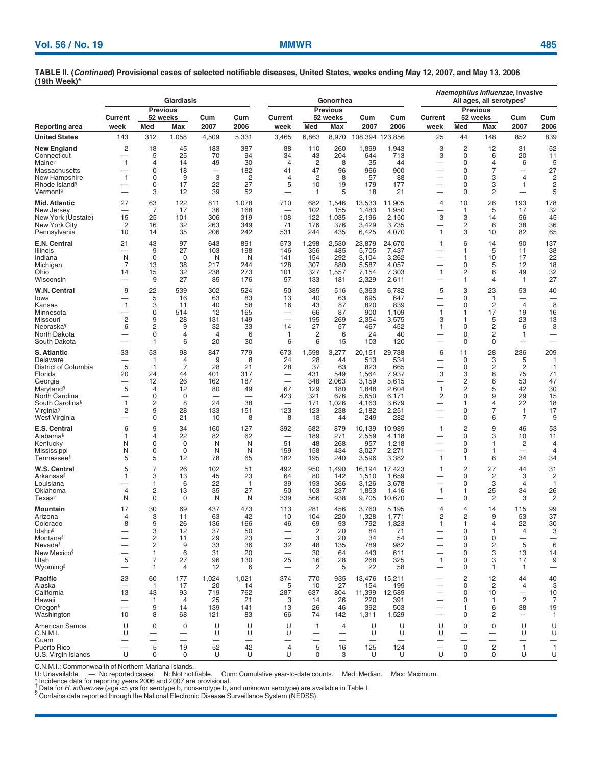**TABLE II. (*Continued*) Provisional cases of selected notifiable diseases, United States, weeks ending May 12, 2007, and May 13, 2006 (19th Week)***

| Reporting area | Giardiasis | | | | | Gonorrhea | | | | | *Haemophilus influenzae*, invasive All ages, all serotypes† | | | | |
|---|---|---|---|---|---|---|---|---|---|---|---|---|---|---|---|
| | Current week | Previous 52 weeks Med | Previous 52 weeks Max | Cum 2007 | Cum 2006 | Current week | Previous 52 weeks Med | Previous 52 weeks Max | Cum 2007 | Cum 2006 | Current week | Previous 52 weeks Med | Previous 52 weeks Max | Cum 2007 | Cum 2006 |
| **United States** | 143 | 312 | 1,058 | 4,509 | 5,331 | 3,465 | 6,863 | 8,970 | 108,394 | 123,856 | 25 | 44 | 148 | 852 | 839 |
| **New England** | 2 | 18 | 45 | 183 | 387 | 88 | 110 | 260 | 1,899 | 1,943 | 3 | 2 | 12 | 31 | 52 |
| Connecticut | — | 5 | 25 | 70 | 94 | 34 | 43 | 204 | 644 | 713 | 3 | 0 | 6 | 20 | 11 |
| Maine§ | 1 | 4 | 14 | 49 | 30 | 4 | 2 | 8 | 35 | 44 | — | 0 | 4 | 6 | 5 |
| Massachusetts | — | 0 | 18 | — | 182 | 41 | 47 | 96 | 966 | 900 | — | 0 | 7 | — | 27 |
| New Hampshire | 1 | 0 | 9 | 3 | 2 | 4 | 2 | 8 | 57 | 88 | — | 0 | 3 | 4 | 2 |
| Rhode Island§ | — | 0 | 17 | 22 | 27 | 5 | 10 | 19 | 179 | 177 | — | 0 | 3 | 1 | 2 |
| Vermont§ | — | 3 | 12 | 39 | 52 | — | 1 | 5 | 18 | 21 | — | 0 | 2 | — | 5 |
| **Mid. Atlantic** | 27 | 63 | 122 | 811 | 1,078 | 710 | 682 | 1,546 | 13,533 | 11,905 | 4 | 10 | 26 | 193 | 178 |
| New Jersey | — | 7 | 17 | 36 | 168 | — | 102 | 155 | 1,483 | 1,950 | — | 1 | 5 | 17 | 32 |
| New York (Upstate) | 15 | 25 | 101 | 306 | 319 | 108 | 122 | 1,035 | 2,196 | 2,150 | 3 | 3 | 14 | 56 | 45 |
| New York City | 2 | 16 | 32 | 263 | 349 | 71 | 176 | 376 | 3,429 | 3,735 | — | 2 | 6 | 38 | 36 |
| Pennsylvania | 10 | 14 | 35 | 206 | 242 | 531 | 244 | 435 | 6,425 | 4,070 | 1 | 3 | 10 | 82 | 65 |
| **E.N. Central** | 21 | 43 | 97 | 643 | 891 | 573 | 1,298 | 2,530 | 23,879 | 24,670 | 1 | 6 | 14 | 90 | 137 |
| Illinois | — | 9 | 27 | 103 | 198 | 146 | 356 | 485 | 5,705 | 7,437 | — | 1 | 5 | 11 | 38 |
| Indiana | N | 0 | 0 | N | N | 141 | 154 | 292 | 3,104 | 3,262 | — | 1 | 10 | 17 | 22 |
| Michigan | 7 | 13 | 38 | 217 | 244 | 128 | 307 | 880 | 5,587 | 4,057 | — | 0 | 5 | 12 | 18 |
| Ohio | 14 | 15 | 32 | 238 | 273 | 101 | 327 | 1,557 | 7,154 | 7,303 | 1 | 2 | 6 | 49 | 32 |
| Wisconsin | — | 9 | 27 | 85 | 176 | 57 | 133 | 181 | 2,329 | 2,611 | — | 1 | 4 | 1 | 27 |
| **W.N. Central** | 9 | 22 | 539 | 302 | 524 | 50 | 385 | 516 | 5,363 | 6,782 | 5 | 3 | 23 | 53 | 40 |
| Iowa | — | 5 | 16 | 63 | 83 | 13 | 40 | 63 | 695 | 647 | — | 0 | 1 | — | — |
| Kansas | 1 | 3 | 11 | 40 | 58 | 16 | 43 | 87 | 820 | 839 | — | 0 | 2 | 4 | 8 |
| Minnesota | — | 0 | 514 | 12 | 165 | — | 66 | 87 | 900 | 1,109 | 1 | 1 | 17 | 19 | 16 |
| Missouri | 2 | 9 | 28 | 131 | 149 | — | 195 | 269 | 2,354 | 3,575 | 3 | 1 | 5 | 23 | 13 |
| Nebraska§ | 6 | 2 | 9 | 32 | 33 | 14 | 27 | 57 | 467 | 452 | 1 | 0 | 2 | 6 | 3 |
| North Dakota | — | 0 | 4 | 4 | 6 | 1 | 2 | 6 | 24 | 40 | — | 0 | 2 | 1 | — |
| South Dakota | — | 1 | 6 | 20 | 30 | 6 | 6 | 15 | 103 | 120 | — | 0 | 0 | — | — |
| **S. Atlantic** | 33 | 53 | 98 | 847 | 779 | 673 | 1,598 | 3,277 | 20,151 | 29,738 | 6 | 11 | 28 | 236 | 209 |
| Delaware | — | 1 | 4 | 9 | 8 | 24 | 28 | 44 | 513 | 534 | — | 0 | 3 | 5 | 1 |
| District of Columbia | 5 | 1 | 7 | 28 | 21 | 28 | 37 | 63 | 823 | 665 | — | 0 | 2 | 2 | 1 |
| Florida | 20 | 24 | 44 | 401 | 317 | — | 431 | 549 | 1,564 | 7,937 | 3 | 3 | 8 | 75 | 71 |
| Georgia | — | 12 | 26 | 162 | 187 | — | 348 | 2,063 | 3,159 | 5,615 | — | 2 | 6 | 53 | 47 |
| Maryland§ | 5 | 4 | 12 | 80 | 49 | 67 | 129 | 180 | 1,848 | 2,604 | 1 | 2 | 5 | 42 | 30 |
| North Carolina | — | 0 | 0 | — | — | 423 | 321 | 676 | 5,650 | 6,171 | 2 | 0 | 9 | 29 | 15 |
| South Carolina§ | 1 | 2 | 8 | 24 | 38 | — | 171 | 1,026 | 4,163 | 3,679 | — | 1 | 4 | 22 | 18 |
| Virginia§ | 2 | 9 | 28 | 133 | 151 | 123 | 123 | 238 | 2,182 | 2,251 | — | 0 | 7 | 1 | 17 |
| West Virginia | — | 0 | 21 | 10 | 8 | 8 | 18 | 44 | 249 | 282 | — | 0 | 6 | 7 | 9 |
| **E.S. Central** | 6 | 9 | 34 | 160 | 127 | 392 | 582 | 879 | 10,139 | 10,989 | 1 | 2 | 9 | 46 | 53 |
| Alabama§ | 1 | 4 | 22 | 82 | 62 | — | 189 | 271 | 2,559 | 4,118 | — | 0 | 3 | 10 | 11 |
| Kentucky | N | 0 | 0 | N | N | 51 | 48 | 268 | 957 | 1,218 | — | 0 | 1 | 2 | 4 |
| Mississippi | N | 0 | 0 | N | N | 159 | 158 | 434 | 3,027 | 2,271 | — | 0 | 1 | — | 4 |
| Tennessee§ | 5 | 5 | 12 | 78 | 65 | 182 | 195 | 240 | 3,596 | 3,382 | 1 | 1 | 6 | 34 | 34 |
| **W.S. Central** | 5 | 7 | 26 | 102 | 51 | 492 | 950 | 1,490 | 16,194 | 17,423 | 1 | 2 | 27 | 44 | 31 |
| Arkansas§ | 1 | 3 | 13 | 45 | 23 | 64 | 80 | 142 | 1,510 | 1,659 | — | 0 | 2 | 3 | 2 |
| Louisiana | — | 1 | 6 | 22 | 1 | 39 | 193 | 366 | 3,126 | 3,678 | — | 0 | 3 | 4 | 1 |
| Oklahoma | 4 | 2 | 13 | 35 | 27 | 50 | 103 | 237 | 1,853 | 1,416 | 1 | 1 | 25 | 34 | 26 |
| Texas§ | N | 0 | 0 | N | N | 339 | 566 | 938 | 9,705 | 10,670 | — | 0 | 2 | 3 | 2 |
| **Mountain** | 17 | 30 | 69 | 437 | 473 | 113 | 281 | 456 | 3,760 | 5,195 | 4 | 4 | 14 | 115 | 99 |
| Arizona | 4 | 3 | 11 | 63 | 42 | 10 | 104 | 220 | 1,328 | 1,771 | 2 | 2 | 9 | 53 | 37 |
| Colorado | 8 | 9 | 26 | 136 | 166 | 46 | 69 | 93 | 792 | 1,323 | 1 | 1 | 4 | 22 | 30 |
| Idaho§ | — | 3 | 12 | 37 | 50 | — | 2 | 20 | 84 | 71 | — | 0 | 1 | 4 | 3 |
| Montana§ | — | 2 | 11 | 29 | 23 | — | 3 | 20 | 34 | 54 | — | 0 | 0 | — | — |
| Nevada§ | — | 2 | 9 | 33 | 36 | 32 | 48 | 135 | 789 | 982 | — | 0 | 2 | 5 | 6 |
| New Mexico§ | — | 1 | 6 | 31 | 20 | — | 30 | 64 | 443 | 611 | — | 0 | 3 | 13 | 14 |
| Utah | 5 | 7 | 27 | 96 | 130 | 25 | 16 | 28 | 268 | 325 | 1 | 0 | 3 | 17 | 9 |
| Wyoming§ | — | 1 | 4 | 12 | 6 | — | 2 | 5 | 22 | 58 | — | 0 | 1 | 1 | — |
| **Pacific** | 23 | 60 | 177 | 1,024 | 1,021 | 374 | 770 | 935 | 13,476 | 15,211 | — | 2 | 12 | 44 | 40 |
| Alaska | — | 1 | 17 | 20 | 14 | 5 | 10 | 27 | 154 | 199 | — | 0 | 2 | 4 | 3 |
| California | 13 | 43 | 93 | 719 | 762 | 287 | 637 | 804 | 11,399 | 12,589 | — | 0 | 10 | — | 10 |
| Hawaii | — | 1 | 4 | 25 | 21 | 3 | 14 | 26 | 220 | 391 | — | 0 | 1 | 2 | 7 |
| Oregon§ | — | 9 | 14 | 139 | 141 | 13 | 26 | 46 | 392 | 503 | — | 1 | 6 | 38 | 19 |
| Washington | 10 | 8 | 68 | 121 | 83 | 66 | 74 | 142 | 1,311 | 1,529 | — | 0 | 2 | — | 1 |
| American Samoa | U | 0 | 0 | U | U | U | 1 | 4 | U | U | U | 0 | 0 | U | U |
| C.N.M.I. | U | — | — | U | U | U | — | — | U | U | U | — | — | U | U |
| Guam | — | — | — | — | — | — | — | — | — | — | — | — | — | — | — |
| Puerto Rico | — | 5 | 19 | 52 | 42 | 4 | 5 | 16 | 125 | 124 | — | 0 | 2 | 1 | 1 |
| U.S. Virgin Islands | U | 0 | 0 | U | U | U | 0 | 3 | U | U | U | 0 | 0 | U | U |

C.N.M.I.: Commonwealth of Northern Mariana Islands.
U: Unavailable. —: No reported cases. N: Not notifiable. Cum: Cumulative year-to-date counts. Med: Median. Max: Maximum.
* Incidence data for reporting years 2006 and 2007 are provisional.
† Data for *H. influenzae* (age <5 yrs for serotype b, nonserotype b, and unknown serotype) are available in Table I.
§ Contains data reported through the National Electronic Disease Surveillance System (NEDSS).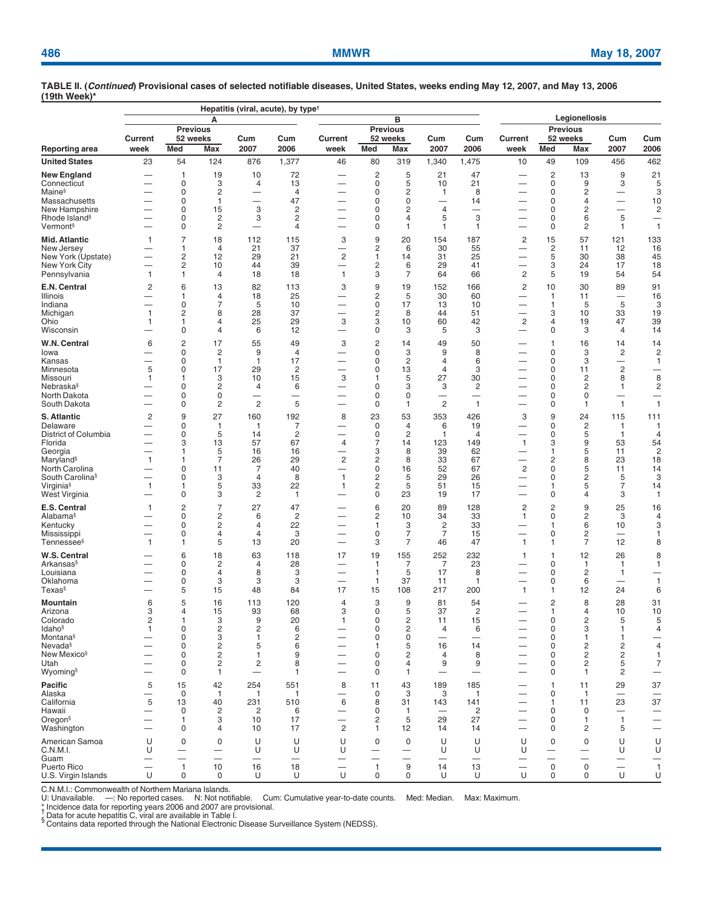**TABLE II. (*Continued*) Provisional cases of selected notifiable diseases, United States, weeks ending May 12, 2007, and May 13, 2006 (19th Week)***

| Reporting area | Hepatitis (viral, acute), by type† A | | | | | B | | | | | Legionellosis | | | | |
|---|---|---|---|---|---|---|---|---|---|---|---|---|---|---|---|
| | Current week | Previous 52 weeks | | Cum 2007 | Cum 2006 | Current week | Previous 52 weeks | | Cum 2007 | Cum 2006 | Current week | Previous 52 weeks | | Cum 2007 | Cum 2006 |
| | | Med | Max | | | | Med | Max | | | | Med | Max | | |
| **United States** | 23 | 54 | 124 | 876 | 1,377 | 46 | 80 | 319 | 1,340 | 1,475 | 10 | 49 | 109 | 456 | 462 |
| **New England** | — | 1 | 19 | 10 | 72 | — | 2 | 5 | 21 | 47 | — | 2 | 13 | 9 | 21 |
| Connecticut | — | 0 | 3 | 4 | 13 | — | 0 | 5 | 10 | 21 | — | 0 | 9 | 3 | 5 |
| Maine§ | — | 0 | 2 | — | 4 | — | 0 | 2 | 1 | 8 | — | 0 | 2 | — | 3 |
| Massachusetts | — | 0 | 1 | — | 47 | — | 0 | 0 | — | 14 | — | 0 | 4 | — | 10 |
| New Hampshire | — | 0 | 15 | 3 | 2 | — | 0 | 2 | 4 | — | — | 0 | 2 | — | 2 |
| Rhode Island§ | — | 0 | 2 | 3 | 2 | — | 0 | 4 | 5 | 3 | — | 0 | 6 | 5 | — |
| Vermont§ | — | 0 | 2 | — | 4 | — | 0 | 1 | 1 | 1 | — | 0 | 2 | 1 | 1 |
| **Mid. Atlantic** | 1 | 7 | 18 | 112 | 115 | 3 | 9 | 20 | 154 | 187 | 2 | 15 | 57 | 121 | 133 |
| New Jersey | — | 1 | 4 | 21 | 37 | — | 2 | 6 | 30 | 55 | — | 2 | 11 | 12 | 16 |
| New York (Upstate) | — | 2 | 12 | 29 | 21 | 2 | 1 | 14 | 31 | 25 | — | 5 | 30 | 38 | 45 |
| New York City | — | 2 | 10 | 44 | 39 | — | 2 | 6 | 29 | 41 | — | 3 | 24 | 17 | 18 |
| Pennsylvania | 1 | 1 | 4 | 18 | 18 | 1 | 3 | 7 | 64 | 66 | 2 | 5 | 19 | 54 | 54 |
| **E.N. Central** | 2 | 6 | 13 | 82 | 113 | 3 | 9 | 19 | 152 | 166 | 2 | 10 | 30 | 89 | 91 |
| Illinois | — | 1 | 4 | 18 | 25 | — | 2 | 5 | 30 | 60 | — | 1 | 11 | — | 16 |
| Indiana | — | 0 | 7 | 5 | 10 | — | 0 | 17 | 13 | 10 | — | 1 | 5 | 5 | 3 |
| Michigan | 1 | 2 | 8 | 28 | 37 | — | 2 | 8 | 44 | 51 | — | 3 | 10 | 33 | 19 |
| Ohio | 1 | 1 | 4 | 25 | 29 | 3 | 3 | 10 | 60 | 42 | 2 | 4 | 19 | 47 | 39 |
| Wisconsin | — | 0 | 4 | 6 | 12 | — | 0 | 3 | 5 | 3 | — | 0 | 3 | 4 | 14 |
| **W.N. Central** | 6 | 2 | 17 | 55 | 49 | 3 | 2 | 14 | 49 | 50 | — | 1 | 16 | 14 | 14 |
| Iowa | — | 0 | 2 | 9 | 4 | — | 0 | 3 | 9 | 8 | — | 0 | 3 | 2 | 2 |
| Kansas | — | 0 | 1 | 1 | 17 | — | 0 | 2 | 4 | 6 | — | 0 | 3 | — | 1 |
| Minnesota | 5 | 0 | 17 | 29 | 2 | — | 0 | 13 | 4 | 3 | — | 0 | 11 | 2 | — |
| Missouri | 1 | 1 | 3 | 10 | 15 | 3 | 1 | 5 | 27 | 30 | — | 0 | 2 | 8 | 8 |
| Nebraska§ | — | 0 | 2 | 4 | 6 | — | 0 | 3 | 3 | 2 | — | 0 | 2 | 1 | 2 |
| North Dakota | — | 0 | 0 | — | — | — | 0 | 0 | — | — | — | 0 | 0 | — | — |
| South Dakota | — | 0 | 2 | 2 | 5 | — | 0 | 1 | 2 | 1 | — | 0 | 1 | 1 | 1 |
| **S. Atlantic** | 2 | 9 | 27 | 160 | 192 | 8 | 23 | 53 | 353 | 426 | 3 | 9 | 24 | 115 | 111 |
| Delaware | — | 0 | 1 | 1 | 7 | — | 0 | 4 | 6 | 19 | — | 0 | 2 | 1 | 1 |
| District of Columbia | — | 0 | 5 | 14 | 2 | — | 0 | 2 | 1 | 4 | — | 0 | 5 | 1 | 4 |
| Florida | — | 3 | 13 | 57 | 67 | 4 | 7 | 14 | 123 | 149 | 1 | 3 | 9 | 53 | 54 |
| Georgia | — | 1 | 5 | 16 | 16 | — | 3 | 8 | 39 | 62 | — | 1 | 5 | 11 | 2 |
| Maryland§ | 1 | 1 | 7 | 26 | 29 | 2 | 2 | 8 | 33 | 67 | — | 2 | 8 | 23 | 18 |
| North Carolina | — | 0 | 11 | 7 | 40 | — | 0 | 16 | 52 | 67 | 2 | 0 | 5 | 11 | 14 |
| South Carolina§ | — | 0 | 3 | 4 | 8 | 1 | 2 | 5 | 29 | 26 | — | 0 | 2 | 5 | 3 |
| Virginia§ | 1 | 1 | 5 | 33 | 22 | 1 | 2 | 5 | 51 | 15 | — | 1 | 5 | 7 | 14 |
| West Virginia | — | 0 | 3 | 2 | 1 | — | 0 | 23 | 19 | 17 | — | 0 | 4 | 3 | 1 |
| **E.S. Central** | 1 | 2 | 7 | 27 | 47 | — | 6 | 20 | 89 | 128 | 2 | 2 | 9 | 25 | 16 |
| Alabama§ | — | 0 | 2 | 6 | 2 | — | 2 | 10 | 34 | 33 | 1 | 0 | 2 | 3 | 4 |
| Kentucky | — | 0 | 2 | 4 | 22 | — | 1 | 3 | 2 | 33 | — | 1 | 6 | 10 | 3 |
| Mississippi | — | 0 | 4 | 4 | 3 | — | 0 | 7 | 7 | 15 | — | 0 | 2 | — | 1 |
| Tennessee§ | 1 | 1 | 5 | 13 | 20 | — | 3 | 7 | 46 | 47 | 1 | 1 | 7 | 12 | 8 |
| **W.S. Central** | — | 6 | 18 | 63 | 118 | 17 | 19 | 155 | 252 | 232 | 1 | 1 | 12 | 26 | 8 |
| Arkansas§ | — | 0 | 2 | 4 | 28 | — | 1 | 7 | 7 | 23 | — | 0 | 1 | 1 | 1 |
| Louisiana | — | 0 | 4 | 8 | 3 | — | 1 | 5 | 17 | 8 | — | 0 | 2 | 1 | — |
| Oklahoma | — | 0 | 3 | 3 | 3 | — | 1 | 37 | 11 | 1 | — | 0 | 6 | — | 1 |
| Texas§ | — | 5 | 15 | 48 | 84 | 17 | 15 | 108 | 217 | 200 | 1 | 1 | 12 | 24 | 6 |
| **Mountain** | 6 | 5 | 16 | 113 | 120 | 4 | 3 | 9 | 81 | 54 | — | 2 | 8 | 28 | 31 |
| Arizona | 3 | 4 | 15 | 93 | 68 | 3 | 0 | 5 | 37 | 2 | — | 1 | 4 | 10 | 10 |
| Colorado | 2 | 1 | 3 | 9 | 20 | 1 | 0 | 2 | 11 | 15 | — | 0 | 2 | 5 | 5 |
| Idaho§ | 1 | 0 | 2 | 2 | 6 | — | 0 | 2 | 4 | 6 | — | 0 | 3 | 1 | 4 |
| Montana§ | — | 0 | 3 | 1 | 2 | — | 0 | 0 | — | — | — | 0 | 1 | 1 | — |
| Nevada§ | — | 0 | 2 | 5 | 6 | — | 1 | 5 | 16 | 14 | — | 0 | 2 | 2 | 4 |
| New Mexico§ | — | 0 | 2 | 1 | 9 | — | 0 | 2 | 4 | 8 | — | 0 | 2 | 2 | 1 |
| Utah | — | 0 | 2 | 2 | 8 | — | 0 | 4 | 9 | 9 | — | 0 | 2 | 5 | 7 |
| Wyoming§ | — | 0 | 1 | — | 1 | — | 0 | 1 | — | — | — | 0 | 1 | 2 | — |
| **Pacific** | 5 | 15 | 42 | 254 | 551 | 8 | 11 | 43 | 189 | 185 | — | 1 | 11 | 29 | 37 |
| Alaska | — | 0 | 1 | 1 | 1 | — | 0 | 3 | 3 | 1 | — | 0 | 1 | — | — |
| California | 5 | 13 | 40 | 231 | 510 | 6 | 8 | 31 | 143 | 141 | — | 1 | 11 | 23 | 37 |
| Hawaii | — | 0 | 2 | 2 | 6 | — | 0 | 1 | — | 2 | — | 0 | 0 | — | — |
| Oregon§ | — | 1 | 3 | 10 | 17 | — | 2 | 5 | 29 | 27 | — | 0 | 1 | 1 | — |
| Washington | — | 0 | 4 | 10 | 17 | 2 | 1 | 12 | 14 | 14 | — | 0 | 2 | 5 | — |
| American Samoa | U | 0 | 0 | U | U | U | 0 | 0 | U | U | U | 0 | 0 | U | U |
| C.N.M.I. | U | — | — | U | U | U | — | — | U | U | U | — | — | U | U |
| Guam | — | — | — | — | — | — | — | — | — | — | — | — | — | — | — |
| Puerto Rico | — | 1 | 10 | 16 | 18 | — | 1 | 9 | 14 | 13 | — | 0 | 0 | — | 1 |
| U.S. Virgin Islands | U | 0 | 0 | U | U | U | 0 | 0 | U | U | U | 0 | 0 | U | U |

C.N.M.I.: Commonwealth of Northern Mariana Islands.
U: Unavailable. —: No reported cases. N: Not notifiable. Cum: Cumulative year-to-date counts. Med: Median. Max: Maximum.
\* Incidence data for reporting years 2006 and 2007 are provisional.
† Data for acute hepatitis C, viral are available in Table I.
§ Contains data reported through the National Electronic Disease Surveillance System (NEDSS).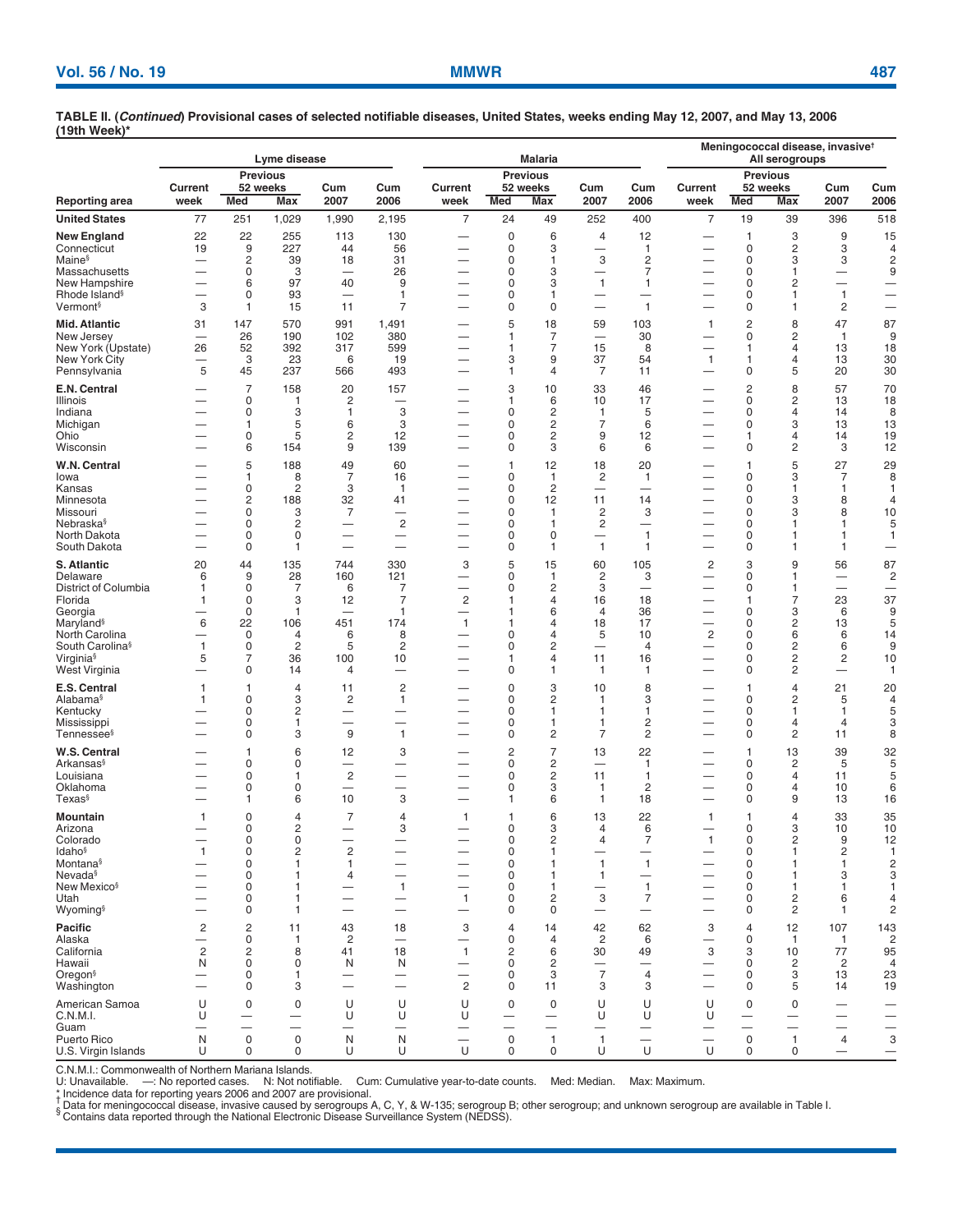**TABLE II. (*Continued*) Provisional cases of selected notifiable diseases, United States, weeks ending May 12, 2007, and May 13, 2006 (19th Week)***

| Reporting area | Lyme disease | | | | | Malaria | | | | | Meningococcal disease, invasive† All serogroups | | | | |
|---|---|---|---|---|---|---|---|---|---|---|---|---|---|---|---|
| | Current week | Previous 52 weeks | | Cum 2007 | Cum 2006 | Current week | Previous 52 weeks | | Cum 2007 | Cum 2006 | Current week | Previous 52 weeks | | Cum 2007 | Cum 2006 |
| | | Med | Max | | | | Med | Max | | | | Med | Max | | |
| **United States** | 77 | 251 | 1,029 | 1,990 | 2,195 | 7 | 24 | 49 | 252 | 400 | 7 | 19 | 39 | 396 | 518 |
| **New England** | 22 | 22 | 255 | 113 | 130 | — | 0 | 6 | 4 | 12 | — | 1 | 3 | 9 | 15 |
| Connecticut | 19 | 9 | 227 | 44 | 56 | — | 0 | 3 | — | 1 | — | 0 | 2 | 3 | 4 |
| Maine§ | — | 2 | 39 | 18 | 31 | — | 0 | 1 | 3 | 2 | — | 0 | 3 | 3 | 2 |
| Massachusetts | — | 0 | 3 | — | 26 | — | 0 | 3 | — | 7 | — | 0 | 1 | — | 9 |
| New Hampshire | — | 6 | 97 | 40 | 9 | — | 0 | 3 | 1 | 1 | — | 0 | 2 | — | — |
| Rhode Island§ | — | 0 | 93 | — | 1 | — | 0 | 1 | — | — | — | 0 | 1 | 1 | — |
| Vermont§ | 3 | 1 | 15 | 11 | 7 | — | 0 | 0 | — | 1 | — | 0 | 1 | 2 | — |
| **Mid. Atlantic** | 31 | 147 | 570 | 991 | 1,491 | — | 5 | 18 | 59 | 103 | 1 | 2 | 8 | 47 | 87 |
| New Jersey | — | 26 | 190 | 102 | 380 | — | 1 | 7 | — | 30 | — | 0 | 2 | 1 | 9 |
| New York (Upstate) | 26 | 52 | 392 | 317 | 599 | — | 1 | 7 | 15 | 8 | — | 1 | 4 | 13 | 18 |
| New York City | — | 3 | 23 | 6 | 19 | — | 3 | 9 | 37 | 54 | 1 | 1 | 4 | 13 | 30 |
| Pennsylvania | 5 | 45 | 237 | 566 | 493 | — | 1 | 4 | 7 | 11 | — | 0 | 5 | 20 | 30 |
| **E.N. Central** | — | 7 | 158 | 20 | 157 | — | 3 | 10 | 33 | 46 | — | 2 | 8 | 57 | 70 |
| Illinois | — | 0 | 1 | 2 | — | — | 1 | 6 | 10 | 17 | — | 0 | 2 | 13 | 18 |
| Indiana | — | 0 | 3 | 1 | 3 | — | 0 | 2 | 1 | 5 | — | 0 | 4 | 14 | 8 |
| Michigan | — | 1 | 5 | 6 | 3 | — | 0 | 2 | 7 | 6 | — | 0 | 3 | 13 | 13 |
| Ohio | — | 0 | 5 | 2 | 12 | — | 0 | 2 | 9 | 12 | — | 1 | 4 | 14 | 19 |
| Wisconsin | — | 6 | 154 | 9 | 139 | — | 0 | 3 | 6 | 6 | — | 0 | 2 | 3 | 12 |
| **W.N. Central** | — | 5 | 188 | 49 | 60 | — | 1 | 12 | 18 | 20 | — | 1 | 5 | 27 | 29 |
| Iowa | — | 1 | 8 | 7 | 16 | — | 0 | 1 | 2 | 1 | — | 0 | 3 | 7 | 8 |
| Kansas | — | 0 | 2 | 3 | 1 | — | 0 | 2 | — | — | — | 0 | 1 | 1 | 1 |
| Minnesota | — | 2 | 188 | 32 | 41 | — | 0 | 12 | 11 | 14 | — | 0 | 3 | 8 | 4 |
| Missouri | — | 0 | 3 | 7 | — | — | 0 | 1 | 2 | 3 | — | 0 | 3 | 8 | 10 |
| Nebraska§ | — | 0 | 2 | — | 2 | — | 0 | 1 | 2 | — | — | 0 | 1 | 1 | 5 |
| North Dakota | — | 0 | 0 | — | — | — | 0 | 0 | — | 1 | — | 0 | 1 | 1 | 1 |
| South Dakota | — | 0 | 1 | — | — | — | 0 | 1 | 1 | 1 | — | 0 | 1 | 1 | — |
| **S. Atlantic** | 20 | 44 | 135 | 744 | 330 | 3 | 5 | 15 | 60 | 105 | 2 | 3 | 9 | 56 | 87 |
| Delaware | 6 | 9 | 28 | 160 | 121 | — | 0 | 1 | 2 | 3 | — | 0 | 1 | — | 2 |
| District of Columbia | 1 | 0 | 7 | 6 | 7 | — | 0 | 2 | 3 | — | — | 0 | 1 | — | — |
| Florida | 1 | 0 | 3 | 12 | 7 | 2 | 1 | 4 | 16 | 18 | — | 1 | 7 | 23 | 37 |
| Georgia | — | 0 | 1 | — | 1 | — | 1 | 6 | 4 | 36 | — | 0 | 3 | 6 | 9 |
| Maryland§ | 6 | 22 | 106 | 451 | 174 | 1 | 1 | 4 | 18 | 17 | — | 0 | 2 | 13 | 5 |
| North Carolina | — | 0 | 4 | 6 | 8 | — | 0 | 4 | 5 | 10 | 2 | 0 | 6 | 6 | 14 |
| South Carolina§ | 1 | 0 | 2 | 5 | 2 | — | 0 | 2 | — | 4 | — | 0 | 2 | 6 | 9 |
| Virginia§ | 5 | 7 | 36 | 100 | 10 | — | 1 | 4 | 11 | 16 | — | 0 | 2 | 2 | 10 |
| West Virginia | — | 0 | 14 | 4 | — | — | 0 | 1 | 1 | 1 | — | 0 | 2 | — | 1 |
| **E.S. Central** | 1 | 1 | 4 | 11 | 2 | — | 0 | 3 | 10 | 8 | — | 1 | 4 | 21 | 20 |
| Alabama§ | 1 | 0 | 3 | 2 | 1 | — | 0 | 2 | 1 | 3 | — | 0 | 2 | 5 | 4 |
| Kentucky | — | 0 | 2 | — | — | — | 0 | 1 | 1 | 1 | — | 0 | 1 | 1 | 5 |
| Mississippi | — | 0 | 1 | — | — | — | 0 | 1 | 1 | 2 | — | 0 | 4 | 4 | 3 |
| Tennessee§ | — | 0 | 3 | 9 | 1 | — | 0 | 2 | 7 | 2 | — | 0 | 2 | 11 | 8 |
| **W.S. Central** | — | 1 | 6 | 12 | 3 | — | 2 | 7 | 13 | 22 | — | 1 | 13 | 39 | 32 |
| Arkansas§ | — | 0 | 0 | — | — | — | 0 | 2 | — | 1 | — | 0 | 2 | 5 | 5 |
| Louisiana | — | 0 | 1 | 2 | — | — | 0 | 2 | 11 | 1 | — | 0 | 4 | 11 | 5 |
| Oklahoma | — | 0 | 0 | — | — | — | 0 | 3 | 1 | 2 | — | 0 | 4 | 10 | 6 |
| Texas§ | — | 1 | 6 | 10 | 3 | — | 1 | 6 | 1 | 18 | — | 0 | 9 | 13 | 16 |
| **Mountain** | 1 | 0 | 4 | 7 | 4 | 1 | 1 | 6 | 13 | 22 | 1 | 1 | 4 | 33 | 35 |
| Arizona | — | 0 | 2 | — | 3 | — | 0 | 3 | 4 | 6 | — | 0 | 3 | 10 | 10 |
| Colorado | — | 0 | 0 | — | — | — | 0 | 2 | 4 | 7 | 1 | 0 | 2 | 9 | 12 |
| Idaho§ | 1 | 0 | 2 | 2 | — | — | 0 | 1 | — | — | — | 0 | 1 | 2 | 1 |
| Montana§ | — | 0 | 1 | 1 | — | — | 0 | 1 | 1 | 1 | — | 0 | 1 | 1 | 2 |
| Nevada§ | — | 0 | 1 | 4 | — | — | 0 | 1 | 1 | — | — | 0 | 1 | 3 | 3 |
| New Mexico§ | — | 0 | 1 | — | 1 | — | 0 | 1 | — | 1 | — | 0 | 1 | 1 | 1 |
| Utah | — | 0 | 1 | — | — | 1 | 0 | 2 | 3 | 7 | — | 0 | 2 | 6 | 4 |
| Wyoming§ | — | 0 | 1 | — | — | — | 0 | 0 | — | — | — | 0 | 2 | 1 | 2 |
| **Pacific** | 2 | 2 | 11 | 43 | 18 | 3 | 4 | 14 | 42 | 62 | 3 | 4 | 12 | 107 | 143 |
| Alaska | — | 0 | 1 | 2 | — | — | 0 | 4 | 2 | 6 | — | 0 | 1 | 1 | 2 |
| California | 2 | 2 | 8 | 41 | 18 | 1 | 2 | 6 | 30 | 49 | 3 | 3 | 10 | 77 | 95 |
| Hawaii | N | 0 | 0 | N | N | — | 0 | 2 | — | — | — | 0 | 2 | 2 | 4 |
| Oregon§ | — | 0 | 1 | — | — | — | 0 | 3 | 7 | 4 | — | 0 | 3 | 13 | 23 |
| Washington | — | 0 | 3 | — | — | 2 | 0 | 11 | 3 | 3 | — | 0 | 5 | 14 | 19 |
| American Samoa | U | 0 | 0 | U | U | U | 0 | 0 | U | U | U | 0 | 0 | — | — |
| C.N.M.I. | U | — | — | U | U | U | — | — | U | U | U | — | — | — | — |
| Guam | — | — | — | — | — | — | — | — | — | — | — | — | — | — | — |
| Puerto Rico | N | 0 | 0 | N | N | — | 0 | 1 | 1 | — | — | 0 | 1 | 4 | 3 |
| U.S. Virgin Islands | U | 0 | 0 | U | U | U | 0 | 0 | U | U | U | 0 | 0 | — | — |

C.N.M.I.: Commonwealth of Northern Mariana Islands.
U: Unavailable. —: No reported cases. N: Not notifiable. Cum: Cumulative year-to-date counts. Med: Median. Max: Maximum.
* Incidence data for reporting years 2006 and 2007 are provisional.
† Data for meningococcal disease, invasive caused by serogroups A, C, Y, & W-135; serogroup B; other serogroup; and unknown serogroup are available in Table I.
§ Contains data reported through the National Electronic Disease Surveillance System (NEDSS).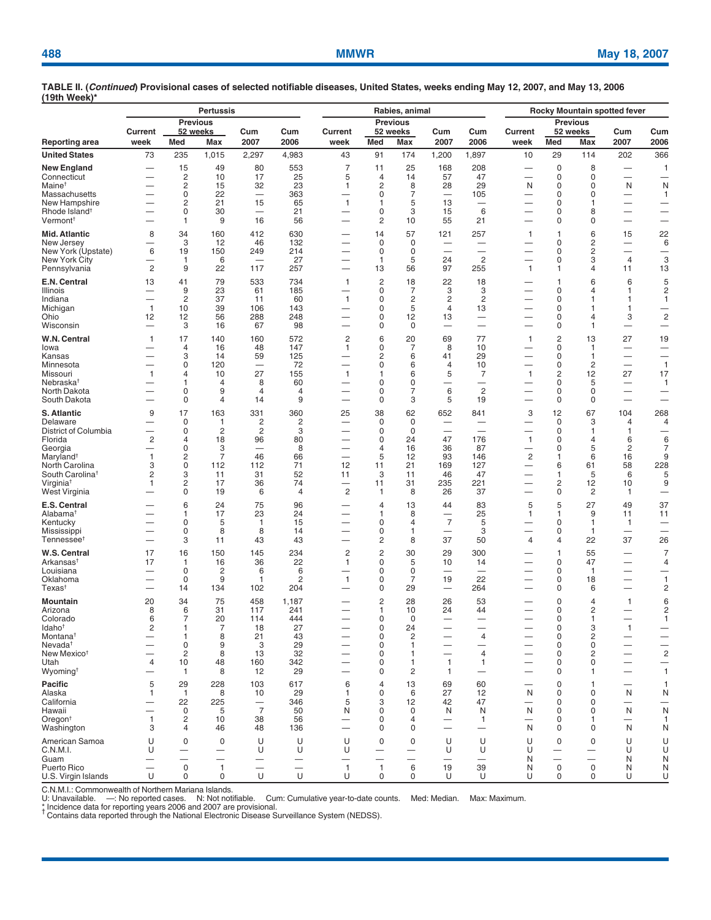**TABLE II. (*Continued*) Provisional cases of selected notifiable diseases, United States, weeks ending May 12, 2007, and May 13, 2006 (19th Week)***

| | Pertussis | | | | | Rabies, animal | | | | | Rocky Mountain spotted fever | | | | |
|---|---|---|---|---|---|---|---|---|---|---|---|---|---|---|---|
| | Current | Previous 52 weeks | | Cum | Cum | Current | Previous 52 weeks | | Cum | Cum | Current | Previous 52 weeks | | Cum | Cum |
| Reporting area | week | Med | Max | 2007 | 2006 | week | Med | Max | 2007 | 2006 | week | Med | Max | 2007 | 2006 |
| **United States** | 73 | 235 | 1,015 | 2,297 | 4,983 | 43 | 91 | 174 | 1,200 | 1,897 | 10 | 29 | 114 | 202 | 366 |
| **New England** | — | 15 | 49 | 80 | 553 | 7 | 11 | 25 | 168 | 208 | — | 0 | 8 | — | 1 |
| Connecticut | — | 2 | 10 | 17 | 25 | 5 | 4 | 14 | 57 | 47 | — | 0 | 0 | — | — |
| Maine† | — | 2 | 15 | 32 | 23 | 1 | 2 | 8 | 28 | 29 | N | 0 | 0 | N | N |
| Massachusetts | — | 0 | 22 | — | 363 | — | 0 | 7 | — | 105 | — | 0 | 0 | — | 1 |
| New Hampshire | — | 2 | 21 | 15 | 65 | 1 | 1 | 5 | 13 | — | — | 0 | 1 | — | — |
| Rhode Island† | — | 0 | 30 | — | 21 | — | 0 | 3 | 15 | 6 | — | 0 | 8 | — | — |
| Vermont† | — | 1 | 9 | 16 | 56 | — | 2 | 10 | 55 | 21 | — | 0 | 0 | — | — |
| **Mid. Atlantic** | 8 | 34 | 160 | 412 | 630 | — | 14 | 57 | 121 | 257 | 1 | 1 | 6 | 15 | 22 |
| New Jersey | — | 3 | 12 | 46 | 132 | — | 0 | 0 | — | — | — | 0 | 2 | — | 6 |
| New York (Upstate) | 6 | 19 | 150 | 249 | 214 | — | 0 | 0 | — | — | — | 0 | 2 | — | — |
| New York City | — | 1 | 6 | — | 27 | — | 1 | 5 | 24 | 2 | — | 0 | 3 | 4 | 3 |
| Pennsylvania | 2 | 9 | 22 | 117 | 257 | — | 13 | 56 | 97 | 255 | 1 | 1 | 4 | 11 | 13 |
| **E.N. Central** | 13 | 41 | 79 | 533 | 734 | 1 | 2 | 18 | 22 | 18 | — | 1 | 6 | 6 | 5 |
| Illinois | — | 9 | 23 | 61 | 185 | — | 0 | 7 | 3 | 3 | — | 0 | 4 | 1 | 2 |
| Indiana | — | 2 | 37 | 11 | 60 | 1 | 0 | 2 | 2 | 2 | — | 0 | 1 | 1 | 1 |
| Michigan | 1 | 10 | 39 | 106 | 143 | — | 0 | 5 | 4 | 13 | — | 0 | 1 | 1 | — |
| Ohio | 12 | 12 | 56 | 288 | 248 | — | 0 | 12 | 13 | — | — | 0 | 4 | 3 | 2 |
| Wisconsin | — | 3 | 16 | 67 | 98 | — | 0 | 0 | — | — | — | 0 | 1 | — | — |
| **W.N. Central** | 1 | 17 | 140 | 160 | 572 | 2 | 6 | 20 | 69 | 77 | 1 | 2 | 13 | 27 | 19 |
| Iowa | — | 4 | 16 | 48 | 147 | 1 | 0 | 7 | 8 | 10 | — | 0 | 1 | — | — |
| Kansas | — | 3 | 14 | 59 | 125 | — | 2 | 6 | 41 | 29 | — | 0 | 1 | — | — |
| Minnesota | — | 0 | 120 | — | 72 | — | 0 | 6 | 4 | 10 | — | 0 | 2 | — | 1 |
| Missouri | 1 | 4 | 10 | 27 | 155 | 1 | 1 | 6 | 5 | 7 | 1 | 2 | 12 | 27 | 17 |
| Nebraska† | — | 1 | 4 | 8 | 60 | — | 0 | 0 | — | — | — | 0 | 5 | — | 1 |
| North Dakota | — | 0 | 9 | 4 | 4 | — | 0 | 7 | 6 | 2 | — | 0 | 0 | — | — |
| South Dakota | — | 0 | 4 | 14 | 9 | — | 0 | 3 | 5 | 19 | — | 0 | 0 | — | — |
| **S. Atlantic** | 9 | 17 | 163 | 331 | 360 | 25 | 38 | 62 | 652 | 841 | 3 | 12 | 67 | 104 | 268 |
| Delaware | — | 0 | 1 | 2 | 2 | — | 0 | 0 | — | — | — | 0 | 3 | 4 | 4 |
| District of Columbia | — | 0 | 2 | 2 | 3 | — | 0 | 0 | — | — | — | 0 | 1 | 1 | — |
| Florida | 2 | 4 | 18 | 96 | 80 | — | 0 | 24 | 47 | 176 | 1 | 0 | 4 | 6 | 6 |
| Georgia | — | 0 | 3 | — | 8 | — | 4 | 16 | 36 | 87 | — | 0 | 5 | 2 | 7 |
| Maryland† | 1 | 2 | 7 | 46 | 66 | — | 5 | 12 | 93 | 146 | 2 | 1 | 6 | 16 | 9 |
| North Carolina | 3 | 0 | 112 | 112 | 71 | 12 | 11 | 21 | 169 | 127 | — | 6 | 61 | 58 | 228 |
| South Carolina† | 2 | 3 | 11 | 31 | 52 | 11 | 3 | 11 | 46 | 47 | — | 1 | 5 | 6 | 5 |
| Virginia† | 1 | 2 | 17 | 36 | 74 | — | 11 | 31 | 235 | 221 | — | 2 | 12 | 10 | 9 |
| West Virginia | — | 0 | 19 | 6 | 4 | 2 | 1 | 8 | 26 | 37 | — | 0 | 2 | 1 | — |
| **E.S. Central** | — | 6 | 24 | 75 | 96 | — | 4 | 13 | 44 | 83 | 5 | 5 | 27 | 49 | 37 |
| Alabama† | — | 1 | 17 | 23 | 24 | — | 1 | 8 | — | 25 | 1 | 1 | 9 | 11 | 11 |
| Kentucky | — | 0 | 5 | 1 | 15 | — | 0 | 4 | 7 | 5 | — | 0 | 1 | 1 | — |
| Mississippi | — | 0 | 8 | 8 | 14 | — | 0 | 1 | — | 3 | — | 0 | 1 | — | — |
| Tennessee† | — | 3 | 11 | 43 | 43 | — | 2 | 8 | 37 | 50 | 4 | 4 | 22 | 37 | 26 |
| **W.S. Central** | 17 | 16 | 150 | 145 | 234 | 2 | 2 | 30 | 29 | 300 | — | 1 | 55 | — | 7 |
| Arkansas† | 17 | 1 | 16 | 36 | 22 | 1 | 0 | 5 | 10 | 14 | — | 0 | 47 | — | 4 |
| Louisiana | — | 0 | 2 | 6 | 6 | — | 0 | 0 | — | — | — | 0 | 1 | — | — |
| Oklahoma | — | 0 | 9 | 1 | 2 | 1 | 0 | 7 | 19 | 22 | — | 0 | 18 | — | 1 |
| Texas† | — | 14 | 134 | 102 | 204 | — | 0 | 29 | — | 264 | — | 0 | 6 | — | 2 |
| **Mountain** | 20 | 34 | 75 | 458 | 1,187 | — | 2 | 28 | 26 | 53 | — | 0 | 4 | 1 | 6 |
| Arizona | 8 | 6 | 31 | 117 | 241 | — | 1 | 10 | 24 | 44 | — | 0 | 2 | — | 2 |
| Colorado | 6 | 7 | 20 | 114 | 444 | — | 0 | 0 | — | — | — | 0 | 1 | — | 1 |
| Idaho† | 2 | 1 | 7 | 18 | 27 | — | 0 | 24 | — | — | — | 0 | 3 | 1 | — |
| Montana† | — | 1 | 8 | 21 | 43 | — | 0 | 2 | — | 4 | — | 0 | 2 | — | — |
| Nevada† | — | 0 | 9 | 3 | 29 | — | 0 | 1 | — | — | — | 0 | 0 | — | — |
| New Mexico† | — | 2 | 8 | 13 | 32 | — | 0 | 1 | — | 4 | — | 0 | 2 | — | 2 |
| Utah | 4 | 10 | 48 | 160 | 342 | — | 0 | 1 | 1 | 1 | — | 0 | 0 | — | — |
| Wyoming† | — | 1 | 8 | 12 | 29 | — | 0 | 2 | 1 | — | — | 0 | 1 | — | 1 |
| **Pacific** | 5 | 29 | 228 | 103 | 617 | 6 | 4 | 13 | 69 | 60 | — | 0 | 1 | — | 1 |
| Alaska | 1 | 1 | 8 | 10 | 29 | 1 | 0 | 6 | 27 | 12 | N | 0 | 0 | N | N |
| California | — | 22 | 225 | — | 346 | 5 | 3 | 12 | 42 | 47 | — | 0 | 0 | — | — |
| Hawaii | — | 0 | 5 | 7 | 50 | N | 0 | 0 | N | N | N | 0 | 0 | N | N |
| Oregon† | 1 | 2 | 10 | 38 | 56 | — | 0 | 4 | — | 1 | — | 0 | 1 | — | 1 |
| Washington | 3 | 4 | 46 | 48 | 136 | — | 0 | 0 | — | — | N | 0 | 0 | N | N |
| American Samoa | U | 0 | 0 | U | U | U | 0 | 0 | U | U | U | 0 | 0 | U | U |
| C.N.M.I. | U | — | — | U | U | U | — | — | U | U | U | — | — | U | U |
| Guam | — | — | — | — | — | — | — | — | — | — | N | — | — | N | N |
| Puerto Rico | — | 0 | 1 | — | — | 1 | 1 | 6 | 19 | 39 | N | 0 | 0 | N | N |
| U.S. Virgin Islands | U | 0 | 0 | U | U | U | 0 | 0 | U | U | U | 0 | 0 | U | U |

C.N.M.I.: Commonwealth of Northern Mariana Islands.
U: Unavailable. —: No reported cases. N: Not notifiable. Cum: Cumulative year-to-date counts. Med: Median. Max: Maximum.
* Incidence data for reporting years 2006 and 2007 are provisional.
† Contains data reported through the National Electronic Disease Surveillance System (NEDSS).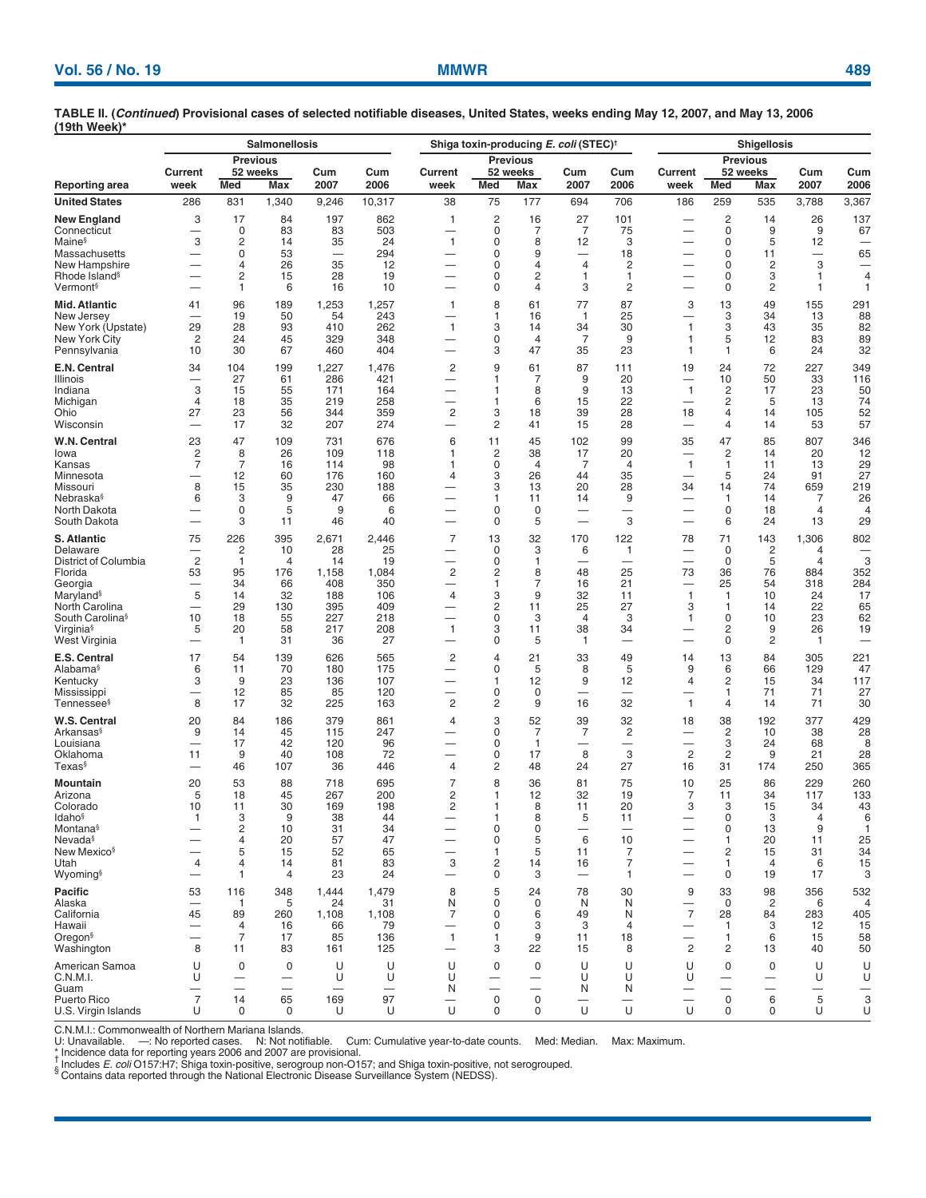**TABLE II. (*Continued*) Provisional cases of selected notifiable diseases, United States, weeks ending May 12, 2007, and May 13, 2006 (19th Week)***

| Reporting area | Salmonellosis | | | | | Shiga toxin-producing *E. coli* (STEC)† | | | | | Shigellosis | | | | |
|---|---|---|---|---|---|---|---|---|---|---|---|---|---|---|---|
| | Current week | Previous 52 weeks Med | Previous 52 weeks Max | Cum 2007 | Cum 2006 | Current week | Previous 52 weeks Med | Previous 52 weeks Max | Cum 2007 | Cum 2006 | Current week | Previous 52 weeks Med | Previous 52 weeks Max | Cum 2007 | Cum 2006 |
| **United States** | 286 | 831 | 1,340 | 9,246 | 10,317 | 38 | 75 | 177 | 694 | 706 | 186 | 259 | 535 | 3,788 | 3,367 |
| **New England** | 3 | 17 | 84 | 197 | 862 | 1 | 2 | 16 | 27 | 101 | — | 2 | 14 | 26 | 137 |
| Connecticut | — | 0 | 83 | 83 | 503 | — | 0 | 7 | 7 | 75 | — | 0 | 9 | 9 | 67 |
| Maine§ | 3 | 2 | 14 | 35 | 24 | 1 | 0 | 8 | 12 | 3 | — | 0 | 5 | 12 | — |
| Massachusetts | — | 0 | 53 | — | 294 | — | 0 | 9 | — | 18 | — | 0 | 11 | — | 65 |
| New Hampshire | — | 4 | 26 | 35 | 12 | — | 0 | 4 | 4 | 2 | — | 0 | 2 | 3 | — |
| Rhode Island§ | — | 2 | 15 | 28 | 19 | — | 0 | 2 | 1 | 1 | — | 0 | 3 | 1 | 4 |
| Vermont§ | — | 1 | 6 | 16 | 10 | — | 0 | 4 | 3 | 2 | — | 0 | 2 | 1 | 1 |
| **Mid. Atlantic** | 41 | 96 | 189 | 1,253 | 1,257 | 1 | 8 | 61 | 77 | 87 | 3 | 13 | 49 | 155 | 291 |
| New Jersey | — | 19 | 50 | 54 | 243 | — | 1 | 16 | 1 | 25 | — | 3 | 34 | 13 | 88 |
| New York (Upstate) | 29 | 28 | 93 | 410 | 262 | 1 | 3 | 14 | 34 | 30 | 1 | 3 | 43 | 35 | 82 |
| New York City | 2 | 24 | 45 | 329 | 348 | — | 0 | 4 | 7 | 9 | 1 | 5 | 12 | 83 | 89 |
| Pennsylvania | 10 | 30 | 67 | 460 | 404 | — | 3 | 47 | 35 | 23 | 1 | 1 | 6 | 24 | 32 |
| **E.N. Central** | 34 | 104 | 199 | 1,227 | 1,476 | 2 | 9 | 61 | 87 | 111 | 19 | 24 | 72 | 227 | 349 |
| Illinois | — | 27 | 61 | 286 | 421 | — | 1 | 7 | 9 | 20 | — | 10 | 50 | 33 | 116 |
| Indiana | 3 | 15 | 55 | 171 | 164 | — | 1 | 8 | 9 | 13 | 1 | 2 | 17 | 23 | 50 |
| Michigan | 4 | 18 | 35 | 219 | 258 | — | 1 | 6 | 15 | 22 | — | 2 | 5 | 13 | 74 |
| Ohio | 27 | 23 | 56 | 344 | 359 | 2 | 3 | 18 | 39 | 28 | 18 | 4 | 14 | 105 | 52 |
| Wisconsin | — | 17 | 32 | 207 | 274 | — | 2 | 41 | 15 | 28 | — | 4 | 14 | 53 | 57 |
| **W.N. Central** | 23 | 47 | 109 | 731 | 676 | 6 | 11 | 45 | 102 | 99 | 35 | 47 | 85 | 807 | 346 |
| Iowa | 2 | 8 | 26 | 109 | 118 | 1 | 2 | 38 | 17 | 20 | — | 2 | 14 | 20 | 12 |
| Kansas | 7 | 7 | 16 | 114 | 98 | 1 | 0 | 4 | 7 | 4 | 1 | 1 | 11 | 13 | 29 |
| Minnesota | — | 12 | 60 | 176 | 160 | 4 | 3 | 26 | 44 | 35 | — | 5 | 24 | 91 | 27 |
| Missouri | 8 | 15 | 35 | 230 | 188 | — | 3 | 13 | 20 | 28 | 34 | 14 | 74 | 659 | 219 |
| Nebraska§ | 6 | 3 | 9 | 47 | 66 | — | 1 | 11 | 14 | 9 | — | 1 | 14 | 7 | 26 |
| North Dakota | — | 0 | 5 | 9 | 6 | — | 0 | 0 | — | — | — | 0 | 18 | 4 | 4 |
| South Dakota | — | 3 | 11 | 46 | 40 | — | 0 | 5 | — | 3 | — | 6 | 24 | 13 | 29 |
| **S. Atlantic** | 75 | 226 | 395 | 2,671 | 2,446 | 7 | 13 | 32 | 170 | 122 | 78 | 71 | 143 | 1,306 | 802 |
| Delaware | — | 2 | 10 | 28 | 25 | — | 0 | 3 | 6 | 1 | — | 0 | 2 | 4 | — |
| District of Columbia | 2 | 1 | 4 | 14 | 19 | — | 0 | 1 | — | — | — | 0 | 5 | 4 | 3 |
| Florida | 53 | 95 | 176 | 1,158 | 1,084 | 2 | 2 | 8 | 48 | 25 | 73 | 36 | 76 | 884 | 352 |
| Georgia | — | 34 | 66 | 408 | 350 | — | 1 | 7 | 16 | 21 | — | 25 | 54 | 318 | 284 |
| Maryland§ | 5 | 14 | 32 | 188 | 106 | 4 | 3 | 9 | 32 | 11 | 1 | 1 | 10 | 24 | 17 |
| North Carolina | — | 29 | 130 | 395 | 409 | — | 2 | 11 | 25 | 27 | 3 | 1 | 14 | 22 | 65 |
| South Carolina§ | 10 | 18 | 55 | 227 | 218 | — | 0 | 3 | 4 | 3 | 1 | 0 | 10 | 23 | 62 |
| Virginia§ | 5 | 20 | 58 | 217 | 208 | 1 | 3 | 11 | 38 | 34 | — | 2 | 9 | 26 | 19 |
| West Virginia | — | 1 | 31 | 36 | 27 | — | 0 | 5 | 1 | — | — | 0 | 2 | 1 | — |
| **E.S. Central** | 17 | 54 | 139 | 626 | 565 | 2 | 4 | 21 | 33 | 49 | 14 | 13 | 84 | 305 | 221 |
| Alabama§ | 6 | 11 | 70 | 180 | 175 | — | 0 | 5 | 8 | 5 | 9 | 6 | 66 | 129 | 47 |
| Kentucky | 3 | 9 | 23 | 136 | 107 | — | 1 | 12 | 9 | 12 | 4 | 2 | 15 | 34 | 117 |
| Mississippi | — | 12 | 85 | 85 | 120 | — | 0 | 0 | — | — | — | 1 | 71 | 71 | 27 |
| Tennessee§ | 8 | 17 | 32 | 225 | 163 | 2 | 2 | 9 | 16 | 32 | 1 | 4 | 14 | 71 | 30 |
| **W.S. Central** | 20 | 84 | 186 | 379 | 861 | 4 | 3 | 52 | 39 | 32 | 18 | 38 | 192 | 377 | 429 |
| Arkansas§ | 9 | 14 | 45 | 115 | 247 | — | 0 | 7 | 7 | 2 | — | 2 | 10 | 38 | 28 |
| Louisiana | — | 17 | 42 | 120 | 96 | — | 0 | 1 | — | — | — | 3 | 24 | 68 | 8 |
| Oklahoma | 11 | 9 | 40 | 108 | 72 | — | 0 | 17 | 8 | 3 | 2 | 2 | 9 | 21 | 28 |
| Texas§ | — | 46 | 107 | 36 | 446 | 4 | 2 | 48 | 24 | 27 | 16 | 31 | 174 | 250 | 365 |
| **Mountain** | 20 | 53 | 88 | 718 | 695 | 7 | 8 | 36 | 81 | 75 | 10 | 25 | 86 | 229 | 260 |
| Arizona | 5 | 18 | 45 | 267 | 200 | 2 | 1 | 12 | 32 | 19 | 7 | 11 | 34 | 117 | 133 |
| Colorado | 10 | 11 | 30 | 169 | 198 | 2 | 1 | 8 | 11 | 20 | 3 | 3 | 15 | 34 | 43 |
| Idaho§ | 1 | 3 | 9 | 38 | 44 | — | 1 | 8 | 5 | 11 | — | 0 | 3 | 4 | 6 |
| Montana§ | — | 2 | 10 | 31 | 34 | — | 0 | 0 | — | — | — | 0 | 13 | 9 | 1 |
| Nevada§ | — | 4 | 20 | 57 | 47 | — | 0 | 5 | 6 | 10 | — | 1 | 20 | 11 | 25 |
| New Mexico§ | — | 5 | 15 | 52 | 65 | — | 1 | 5 | 11 | 7 | — | 2 | 15 | 31 | 34 |
| Utah | 4 | 4 | 14 | 81 | 83 | 3 | 2 | 14 | 16 | 7 | — | 1 | 4 | 6 | 15 |
| Wyoming§ | — | 1 | 4 | 23 | 24 | — | 0 | 3 | — | 1 | — | 0 | 19 | 17 | 3 |
| **Pacific** | 53 | 116 | 348 | 1,444 | 1,479 | 8 | 5 | 24 | 78 | 30 | 9 | 33 | 98 | 356 | 532 |
| Alaska | — | 1 | 5 | 24 | 31 | N | 0 | 0 | N | N | — | 0 | 2 | 6 | 4 |
| California | 45 | 89 | 260 | 1,108 | 1,108 | 7 | 0 | 6 | 49 | N | 7 | 28 | 84 | 283 | 405 |
| Hawaii | — | 4 | 16 | 66 | 79 | — | 0 | 3 | 3 | 4 | — | 1 | 3 | 12 | 15 |
| Oregon§ | — | 7 | 17 | 85 | 136 | 1 | 1 | 9 | 11 | 18 | — | 1 | 6 | 15 | 58 |
| Washington | 8 | 11 | 83 | 161 | 125 | — | 3 | 22 | 15 | 8 | 2 | 2 | 13 | 40 | 50 |
| American Samoa | U | 0 | 0 | U | U | U | 0 | 0 | U | U | U | 0 | 0 | U | U |
| C.N.M.I. | U | — | — | U | U | U | — | — | U | U | U | — | — | U | U |
| Guam | — | — | — | — | — | N | — | — | N | N | — | — | — | — | — |
| Puerto Rico | 7 | 14 | 65 | 169 | 97 | — | 0 | 0 | — | — | — | 0 | 6 | 5 | 3 |
| U.S. Virgin Islands | U | 0 | 0 | U | U | U | 0 | 0 | U | U | U | 0 | 0 | U | U |

C.N.M.I.: Commonwealth of Northern Mariana Islands.
U: Unavailable. —: No reported cases. N: Not notifiable. Cum: Cumulative year-to-date counts. Med: Median. Max: Maximum.
* Incidence data for reporting years 2006 and 2007 are provisional.
† Includes *E. coli* O157:H7; Shiga toxin-positive, serogroup non-O157; and Shiga toxin-positive, not serogrouped.
§ Contains data reported through the National Electronic Disease Surveillance System (NEDSS).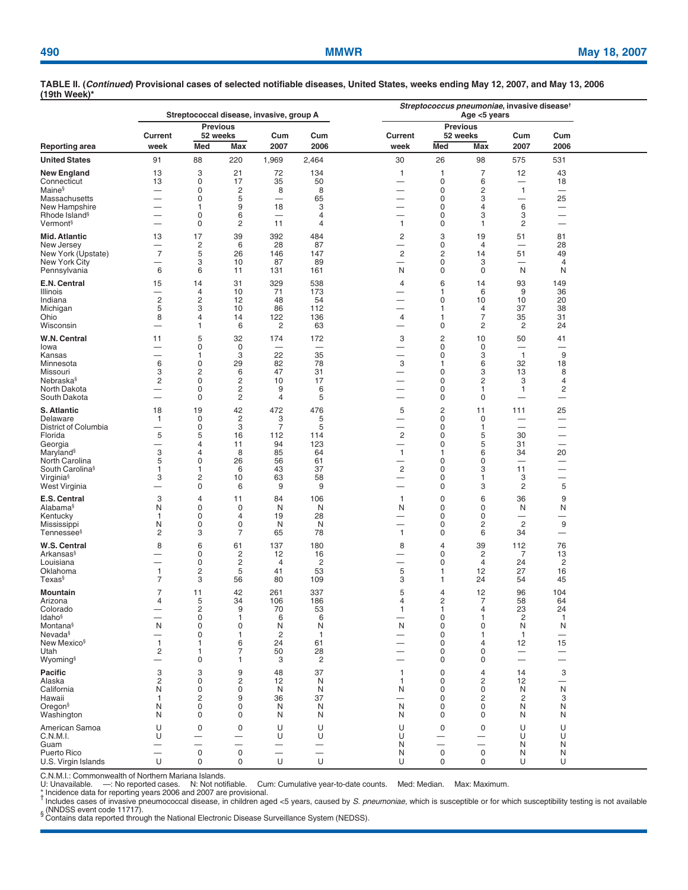**TABLE II. (*Continued*) Provisional cases of selected notifiable diseases, United States, weeks ending May 12, 2007, and May 13, 2006 (19th Week)***

| | Streptococcal disease, invasive, group A | | | | | *Streptococcus pneumoniae*, invasive disease† Age <5 years | | | | |
|---|---|---|---|---|---|---|---|---|---|---|
| | Current | Previous 52 weeks | | Cum | Cum | Current | Previous 52 weeks | | Cum | Cum |
| Reporting area | week | Med | Max | 2007 | 2006 | week | Med | Max | 2007 | 2006 |
| **United States** | 91 | 88 | 220 | 1,969 | 2,464 | 30 | 26 | 98 | 575 | 531 |
| **New England** | 13 | 3 | 21 | 72 | 134 | 1 | 1 | 7 | 12 | 43 |
| Connecticut | 13 | 0 | 17 | 35 | 50 | — | 0 | 6 | — | 18 |
| Maine§ | — | 0 | 2 | 8 | 8 | — | 0 | 2 | 1 | — |
| Massachusetts | — | 0 | 5 | — | 65 | — | 0 | 3 | — | 25 |
| New Hampshire | — | 1 | 9 | 18 | 3 | — | 0 | 4 | 6 | — |
| Rhode Island§ | — | 0 | 6 | — | 4 | — | 0 | 3 | 3 | — |
| Vermont§ | — | 0 | 2 | 11 | 4 | 1 | 0 | 1 | 2 | — |
| **Mid. Atlantic** | 13 | 17 | 39 | 392 | 484 | 2 | 3 | 19 | 51 | 81 |
| New Jersey | — | 2 | 6 | 28 | 87 | — | 0 | 4 | — | 28 |
| New York (Upstate) | 7 | 5 | 26 | 146 | 147 | 2 | 2 | 14 | 51 | 49 |
| New York City | — | 3 | 10 | 87 | 89 | — | 0 | 3 | — | 4 |
| Pennsylvania | 6 | 6 | 11 | 131 | 161 | N | 0 | 0 | N | N |
| **E.N. Central** | 15 | 14 | 31 | 329 | 538 | 4 | 6 | 14 | 93 | 149 |
| Illinois | — | 4 | 10 | 71 | 173 | — | 1 | 6 | 9 | 36 |
| Indiana | 2 | 2 | 12 | 48 | 54 | — | 0 | 10 | 10 | 20 |
| Michigan | 5 | 3 | 10 | 86 | 112 | — | 1 | 4 | 37 | 38 |
| Ohio | 8 | 4 | 14 | 122 | 136 | 4 | 1 | 7 | 35 | 31 |
| Wisconsin | — | 1 | 6 | 2 | 63 | — | 0 | 2 | 2 | 24 |
| **W.N. Central** | 11 | 5 | 32 | 174 | 172 | 3 | 2 | 10 | 50 | 41 |
| Iowa | — | 0 | 0 | — | — | — | 0 | 0 | — | — |
| Kansas | — | 1 | 3 | 22 | 35 | — | 0 | 3 | 1 | 9 |
| Minnesota | 6 | 0 | 29 | 82 | 78 | 3 | 1 | 6 | 32 | 18 |
| Missouri | 3 | 2 | 6 | 47 | 31 | — | 0 | 3 | 13 | 8 |
| Nebraska§ | 2 | 0 | 2 | 10 | 17 | — | 0 | 2 | 3 | 4 |
| North Dakota | — | 0 | 2 | 9 | 6 | — | 0 | 1 | 1 | 2 |
| South Dakota | — | 0 | 2 | 4 | 5 | — | 0 | 0 | — | — |
| **S. Atlantic** | 18 | 19 | 42 | 472 | 476 | 5 | 2 | 11 | 111 | 25 |
| Delaware | 1 | 0 | 2 | 3 | 5 | — | 0 | 0 | — | — |
| District of Columbia | — | 0 | 3 | 7 | 5 | — | 0 | 1 | — | — |
| Florida | 5 | 5 | 16 | 112 | 114 | 2 | 0 | 5 | 30 | — |
| Georgia | — | 4 | 11 | 94 | 123 | — | 0 | 5 | 31 | — |
| Maryland§ | 3 | 4 | 8 | 85 | 64 | 1 | 1 | 6 | 34 | 20 |
| North Carolina | 5 | 0 | 26 | 56 | 61 | — | 0 | 0 | — | — |
| South Carolina§ | 1 | 1 | 6 | 43 | 37 | 2 | 0 | 3 | 11 | — |
| Virginia§ | 3 | 2 | 10 | 63 | 58 | — | 0 | 1 | 3 | — |
| West Virginia | — | 0 | 6 | 9 | 9 | — | 0 | 3 | 2 | 5 |
| **E.S. Central** | 3 | 4 | 11 | 84 | 106 | 1 | 0 | 6 | 36 | 9 |
| Alabama§ | N | 0 | 0 | N | N | N | 0 | 0 | N | N |
| Kentucky | 1 | 0 | 4 | 19 | 28 | — | 0 | 0 | — | — |
| Mississippi | N | 0 | 0 | N | N | — | 0 | 2 | 2 | 9 |
| Tennessee§ | 2 | 3 | 7 | 65 | 78 | 1 | 0 | 6 | 34 | — |
| **W.S. Central** | 8 | 6 | 61 | 137 | 180 | 8 | 4 | 39 | 112 | 76 |
| Arkansas§ | — | 0 | 2 | 12 | 16 | — | 0 | 2 | 7 | 13 |
| Louisiana | — | 0 | 2 | 4 | 2 | — | 0 | 4 | 24 | 2 |
| Oklahoma | 1 | 2 | 5 | 41 | 53 | 5 | 1 | 12 | 27 | 16 |
| Texas§ | 7 | 3 | 56 | 80 | 109 | 3 | 1 | 24 | 54 | 45 |
| **Mountain** | 7 | 11 | 42 | 261 | 337 | 5 | 4 | 12 | 96 | 104 |
| Arizona | 4 | 5 | 34 | 106 | 186 | 4 | 2 | 7 | 58 | 64 |
| Colorado | — | 2 | 9 | 70 | 53 | 1 | 1 | 4 | 23 | 24 |
| Idaho§ | — | 0 | 1 | 6 | 6 | — | 0 | 1 | 2 | 1 |
| Montana§ | N | 0 | 0 | N | N | N | 0 | 0 | N | N |
| Nevada§ | — | 0 | 1 | 2 | 1 | — | 0 | 1 | 1 | — |
| New Mexico§ | 1 | 1 | 6 | 24 | 61 | — | 0 | 4 | 12 | 15 |
| Utah | 2 | 1 | 7 | 50 | 28 | — | 0 | 0 | — | — |
| Wyoming§ | — | 0 | 1 | 3 | 2 | — | 0 | 0 | — | — |
| **Pacific** | 3 | 3 | 9 | 48 | 37 | 1 | 0 | 4 | 14 | 3 |
| Alaska | 2 | 0 | 2 | 12 | N | 1 | 0 | 2 | 12 | — |
| California | N | 0 | 0 | N | N | N | 0 | 0 | N | N |
| Hawaii | 1 | 2 | 9 | 36 | 37 | — | 0 | 2 | 2 | 3 |
| Oregon§ | N | 0 | 0 | N | N | N | 0 | 0 | N | N |
| Washington | N | 0 | 0 | N | N | N | 0 | 0 | N | N |
| American Samoa | U | 0 | 0 | U | U | U | 0 | 0 | U | U |
| C.N.M.I. | U | — | — | U | U | U | — | — | U | U |
| Guam | — | — | — | — | — | N | — | — | N | N |
| Puerto Rico | — | 0 | 0 | — | — | N | 0 | 0 | N | N |
| U.S. Virgin Islands | U | 0 | 0 | U | U | U | 0 | 0 | U | U |

C.N.M.I.: Commonwealth of Northern Mariana Islands.
U: Unavailable. —: No reported cases. N: Not notifiable. Cum: Cumulative year-to-date counts. Med: Median. Max: Maximum.
\* Incidence data for reporting years 2006 and 2007 are provisional.
† Includes cases of invasive pneumococcal disease, in children aged <5 years, caused by *S. pneumoniae*, which is susceptible or for which susceptibility testing is not available (NNDSS event code 11717).
§ Contains data reported through the National Electronic Disease Surveillance System (NEDSS).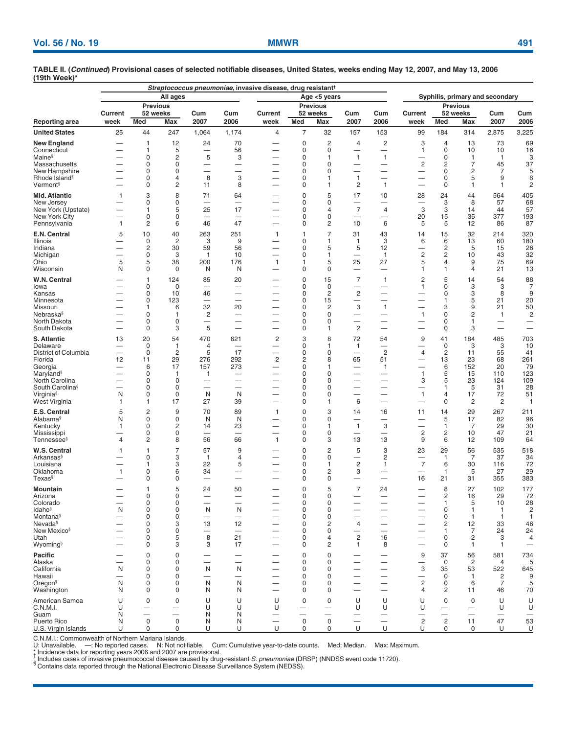**TABLE II. (*Continued*) Provisional cases of selected notifiable diseases, United States, weeks ending May 12, 2007, and May 13, 2006 (19th Week)***

| Reporting area | *Streptococcus pneumoniae*, invasive disease, drug resistant† All ages | | | | | Age <5 years | | | | | Syphilis, primary and secondary | | | | |
|---|---|---|---|---|---|---|---|---|---|---|---|---|---|---|---|
| | Current week | Previous 52 weeks Med | Previous 52 weeks Max | Cum 2007 | Cum 2006 | Current week | Previous 52 weeks Med | Previous 52 weeks Max | Cum 2007 | Cum 2006 | Current week | Previous 52 weeks Med | Previous 52 weeks Max | Cum 2007 | Cum 2006 |
| **United States** | 25 | 44 | 247 | 1,064 | 1,174 | 4 | 7 | 32 | 157 | 153 | 99 | 184 | 314 | 2,875 | 3,225 |
| **New England** | — | 1 | 12 | 24 | 70 | — | 0 | 2 | 4 | 2 | 3 | 4 | 13 | 73 | 69 |
| Connecticut | — | 1 | 5 | — | 56 | — | 0 | 0 | — | — | 1 | 0 | 10 | 10 | 16 |
| Maine§ | — | 0 | 2 | 5 | 3 | — | 0 | 1 | 1 | 1 | — | 0 | 1 | 1 | 3 |
| Massachusetts | — | 0 | 0 | — | — | — | 0 | 0 | — | — | 2 | 2 | 7 | 45 | 37 |
| New Hampshire | — | 0 | 0 | — | — | — | 0 | 0 | — | — | — | 0 | 2 | 7 | 5 |
| Rhode Island§ | — | 0 | 4 | 8 | 3 | — | 0 | 1 | 1 | — | — | 0 | 5 | 9 | 6 |
| Vermont§ | — | 0 | 2 | 11 | 8 | — | 0 | 1 | 2 | 1 | — | 0 | 1 | 1 | 2 |
| **Mid. Atlantic** | 1 | 3 | 8 | 71 | 64 | — | 0 | 5 | 17 | 10 | 28 | 24 | 44 | 564 | 405 |
| New Jersey | — | 0 | 0 | — | — | — | 0 | 0 | — | — | — | 3 | 8 | 57 | 68 |
| New York (Upstate) | — | 1 | 5 | 25 | 17 | — | 0 | 4 | 7 | 4 | 3 | 3 | 14 | 44 | 57 |
| New York City | — | 0 | 0 | — | — | — | 0 | 0 | — | — | 20 | 15 | 35 | 377 | 193 |
| Pennsylvania | 1 | 2 | 6 | 46 | 47 | — | 0 | 2 | 10 | 6 | 5 | 5 | 12 | 86 | 87 |
| **E.N. Central** | 5 | 10 | 40 | 263 | 251 | 1 | 1 | 7 | 31 | 43 | 14 | 15 | 32 | 214 | 320 |
| Illinois | — | 0 | 2 | 3 | 9 | — | 0 | 1 | 1 | 3 | 6 | 6 | 13 | 60 | 180 |
| Indiana | — | 2 | 30 | 59 | 56 | — | 0 | 5 | 5 | 12 | — | 2 | 5 | 15 | 26 |
| Michigan | — | 0 | 3 | 1 | 10 | — | 0 | 1 | — | 1 | 2 | 2 | 10 | 43 | 32 |
| Ohio | 5 | 5 | 38 | 200 | 176 | 1 | 1 | 5 | 25 | 27 | 5 | 4 | 9 | 75 | 69 |
| Wisconsin | N | 0 | 0 | N | N | — | 0 | 0 | — | — | 1 | 1 | 4 | 21 | 13 |
| **W.N. Central** | — | 1 | 124 | 85 | 20 | — | 0 | 15 | 7 | 1 | 2 | 5 | 14 | 54 | 88 |
| Iowa | — | 0 | 0 | — | — | — | 0 | 0 | — | — | 1 | 0 | 3 | 3 | 7 |
| Kansas | — | 0 | 10 | 46 | — | — | 0 | 2 | 2 | — | — | 0 | 3 | 8 | 9 |
| Minnesota | — | 0 | 123 | — | — | — | 0 | 15 | — | — | — | 1 | 5 | 21 | 20 |
| Missouri | — | 1 | 6 | 32 | 20 | — | 0 | 2 | 3 | 1 | — | 3 | 9 | 21 | 50 |
| Nebraska§ | — | 0 | 1 | 2 | — | — | 0 | 0 | — | — | 1 | 0 | 2 | 1 | 2 |
| North Dakota | — | 0 | 0 | — | — | — | 0 | 0 | — | — | — | 0 | 1 | — | — |
| South Dakota | — | 0 | 3 | 5 | — | — | 0 | 1 | 2 | — | — | 0 | 3 | — | — |
| **S. Atlantic** | 13 | 20 | 54 | 470 | 621 | 2 | 3 | 8 | 72 | 54 | 9 | 41 | 184 | 485 | 703 |
| Delaware | — | 0 | 1 | 4 | — | — | 0 | 1 | 1 | — | — | 0 | 3 | 3 | 10 |
| District of Columbia | — | 0 | 2 | 5 | 17 | — | 0 | 0 | — | 2 | 4 | 2 | 11 | 55 | 41 |
| Florida | 12 | 11 | 29 | 276 | 292 | 2 | 2 | 8 | 65 | 51 | — | 13 | 23 | 68 | 261 |
| Georgia | — | 6 | 17 | 157 | 273 | — | 0 | 1 | — | 1 | — | 6 | 152 | 20 | 79 |
| Maryland§ | — | 0 | 1 | 1 | — | — | 0 | 0 | — | — | 1 | 5 | 15 | 110 | 123 |
| North Carolina | — | 0 | 0 | — | — | — | 0 | 0 | — | — | 3 | 5 | 23 | 124 | 109 |
| South Carolina§ | — | 0 | 0 | — | — | — | 0 | 0 | — | — | — | 1 | 5 | 31 | 28 |
| Virginia§ | N | 0 | 0 | N | N | — | 0 | 0 | — | — | 1 | 4 | 17 | 72 | 51 |
| West Virginia | 1 | 1 | 17 | 27 | 39 | — | 0 | 1 | 6 | — | — | 0 | 2 | 2 | 1 |
| **E.S. Central** | 5 | 2 | 9 | 70 | 89 | 1 | 0 | 3 | 14 | 16 | 11 | 14 | 29 | 267 | 211 |
| Alabama§ | N | 0 | 0 | N | N | — | 0 | 0 | — | — | — | 5 | 17 | 82 | 96 |
| Kentucky | 1 | 0 | 2 | 14 | 23 | — | 0 | 1 | 1 | 3 | — | 1 | 7 | 29 | 30 |
| Mississippi | — | 0 | 0 | — | — | — | 0 | 0 | — | — | 2 | 2 | 10 | 47 | 21 |
| Tennessee§ | 4 | 2 | 8 | 56 | 66 | 1 | 0 | 3 | 13 | 13 | 9 | 6 | 12 | 109 | 64 |
| **W.S. Central** | 1 | 1 | 7 | 57 | 9 | — | 0 | 2 | 5 | 3 | 23 | 29 | 56 | 535 | 518 |
| Arkansas§ | — | 0 | 3 | 1 | 4 | — | 0 | 0 | — | 2 | — | 1 | 7 | 37 | 34 |
| Louisiana | — | 1 | 3 | 22 | 5 | — | 0 | 1 | 2 | 1 | 7 | 6 | 30 | 116 | 72 |
| Oklahoma | 1 | 0 | 6 | 34 | — | — | 0 | 2 | 3 | — | — | 1 | 5 | 27 | 29 |
| Texas§ | — | 0 | 0 | — | — | — | 0 | 0 | — | — | 16 | 21 | 31 | 355 | 383 |
| **Mountain** | — | 1 | 5 | 24 | 50 | — | 0 | 5 | 7 | 24 | — | 8 | 27 | 102 | 177 |
| Arizona | — | 0 | 0 | — | — | — | 0 | 0 | — | — | — | 2 | 16 | 29 | 72 |
| Colorado | — | 0 | 0 | — | — | — | 0 | 0 | — | — | — | 1 | 5 | 10 | 28 |
| Idaho§ | N | 0 | 0 | N | N | — | 0 | 0 | — | — | — | 0 | 1 | 1 | 2 |
| Montana§ | — | 0 | 0 | — | — | — | 0 | 0 | — | — | — | 0 | 1 | 1 | 1 |
| Nevada§ | — | 0 | 3 | 13 | 12 | — | 0 | 2 | 4 | — | — | 2 | 12 | 33 | 46 |
| New Mexico§ | — | 0 | 0 | — | — | — | 0 | 0 | — | — | — | 1 | 7 | 24 | 24 |
| Utah | — | 0 | 5 | 8 | 21 | — | 0 | 4 | 2 | 16 | — | 0 | 2 | 3 | 4 |
| Wyoming§ | — | 0 | 3 | 3 | 17 | — | 0 | 2 | 1 | 8 | — | 0 | 1 | 1 | — |
| **Pacific** | — | 0 | 0 | — | — | — | 0 | 0 | — | — | 9 | 37 | 56 | 581 | 734 |
| Alaska | — | 0 | 0 | — | — | — | 0 | 0 | — | — | — | 0 | 2 | 4 | 5 |
| California | N | 0 | 0 | N | N | — | 0 | 0 | — | — | 3 | 35 | 53 | 522 | 645 |
| Hawaii | — | 0 | 0 | — | — | — | 0 | 0 | — | — | — | 0 | 1 | 2 | 9 |
| Oregon§ | N | 0 | 0 | N | N | — | 0 | 0 | — | — | 2 | 0 | 6 | 7 | 5 |
| Washington | N | 0 | 0 | N | N | — | 0 | 0 | — | — | 4 | 2 | 11 | 46 | 70 |
| American Samoa | U | 0 | 0 | U | U | U | 0 | 0 | U | U | U | 0 | 0 | U | U |
| C.N.M.I. | U | — | — | U | U | U | — | — | U | U | U | — | — | U | U |
| Guam | N | — | — | N | N | — | — | — | — | — | — | — | — | — | — |
| Puerto Rico | N | 0 | 0 | N | N | — | 0 | 0 | — | — | 2 | 2 | 11 | 47 | 53 |
| U.S. Virgin Islands | U | 0 | 0 | U | U | U | 0 | 0 | U | U | U | 0 | 0 | U | U |

C.N.M.I.: Commonwealth of Northern Mariana Islands.
U: Unavailable. —: No reported cases. N: Not notifiable. Cum: Cumulative year-to-date counts. Med: Median. Max: Maximum.
\* Incidence data for reporting years 2006 and 2007 are provisional.
† Includes cases of invasive pneumococcal disease caused by drug-resistant *S. pneumoniae* (DRSP) (NNDSS event code 11720).
§ Contains data reported through the National Electronic Disease Surveillance System (NEDSS).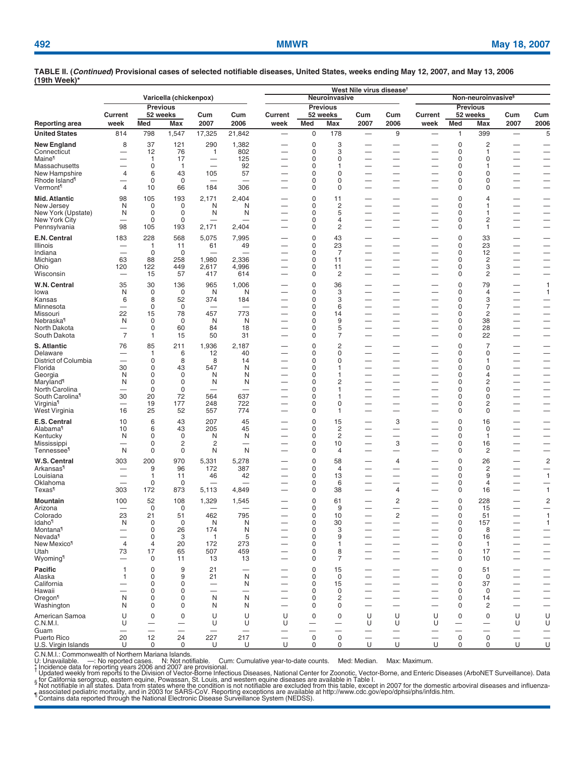**TABLE II. (*Continued*) Provisional cases of selected notifiable diseases, United States, weeks ending May 12, 2007, and May 13, 2006 (19th Week)***

| Reporting area | Varicella (chickenpox) | | | | | West Nile virus disease† Neuroinvasive | | | | | West Nile virus disease† Non-neuroinvasive§ | | | | |
|---|---|---|---|---|---|---|---|---|---|---|---|---|---|---|---|
| | Current week | Previous 52 weeks Med | Previous 52 weeks Max | Cum 2007 | Cum 2006 | Current week | Previous 52 weeks Med | Previous 52 weeks Max | Cum 2007 | Cum 2006 | Current week | Previous 52 weeks Med | Previous 52 weeks Max | Cum 2007 | Cum 2006 |
| **United States** | 814 | 798 | 1,547 | 17,325 | 21,842 | — | 0 | 178 | — | 9 | — | 1 | 399 | — | 5 |
| **New England** | 8 | 37 | 121 | 290 | 1,382 | — | 0 | 3 | — | — | — | 0 | 2 | — | — |
| Connecticut | — | 12 | 76 | 1 | 802 | — | 0 | 3 | — | — | — | 0 | 1 | — | — |
| Maine¶ | — | 1 | 17 | — | 125 | — | 0 | 0 | — | — | — | 0 | 0 | — | — |
| Massachusetts | — | 0 | 1 | — | 92 | — | 0 | 1 | — | — | — | 0 | 1 | — | — |
| New Hampshire | 4 | 6 | 43 | 105 | 57 | — | 0 | 0 | — | — | — | 0 | 0 | — | — |
| Rhode Island¶ | — | 0 | 0 | — | — | — | 0 | 0 | — | — | — | 0 | 0 | — | — |
| Vermont¶ | 4 | 10 | 66 | 184 | 306 | — | 0 | 0 | — | — | — | 0 | 0 | — | — |
| **Mid. Atlantic** | 98 | 105 | 193 | 2,171 | 2,404 | — | 0 | 11 | — | — | — | 0 | 4 | — | — |
| New Jersey | N | 0 | 0 | N | N | — | 0 | 2 | — | — | — | 0 | 1 | — | — |
| New York (Upstate) | N | 0 | 0 | N | N | — | 0 | 5 | — | — | — | 0 | 1 | — | — |
| New York City | — | 0 | 0 | — | — | — | 0 | 4 | — | — | — | 0 | 2 | — | — |
| Pennsylvania | 98 | 105 | 193 | 2,171 | 2,404 | — | 0 | 2 | — | — | — | 0 | 1 | — | — |
| **E.N. Central** | 183 | 228 | 568 | 5,075 | 7,995 | — | 0 | 43 | — | — | — | 0 | 33 | — | — |
| Illinois | — | 1 | 11 | 61 | 49 | — | 0 | 23 | — | — | — | 0 | 23 | — | — |
| Indiana | — | 0 | 0 | — | — | — | 0 | 7 | — | — | — | 0 | 12 | — | — |
| Michigan | 63 | 88 | 258 | 1,980 | 2,336 | — | 0 | 11 | — | — | — | 0 | 2 | — | — |
| Ohio | 120 | 122 | 449 | 2,617 | 4,996 | — | 0 | 11 | — | — | — | 0 | 3 | — | — |
| Wisconsin | — | 15 | 57 | 417 | 614 | — | 0 | 2 | — | — | — | 0 | 2 | — | — |
| **W.N. Central** | 35 | 30 | 136 | 965 | 1,006 | — | 0 | 36 | — | — | — | 0 | 79 | — | 1 |
| Iowa | N | 0 | 0 | N | N | — | 0 | 3 | — | — | — | 0 | 4 | — | 1 |
| Kansas | 6 | 8 | 52 | 374 | 184 | — | 0 | 3 | — | — | — | 0 | 3 | — | — |
| Minnesota | — | 0 | 0 | — | — | — | 0 | 6 | — | — | — | 0 | 7 | — | — |
| Missouri | 22 | 15 | 78 | 457 | 773 | — | 0 | 14 | — | — | — | 0 | 2 | — | — |
| Nebraska¶ | N | 0 | 0 | N | N | — | 0 | 9 | — | — | — | 0 | 38 | — | — |
| North Dakota | — | 0 | 60 | 84 | 18 | — | 0 | 5 | — | — | — | 0 | 28 | — | — |
| South Dakota | 7 | 1 | 15 | 50 | 31 | — | 0 | 7 | — | — | — | 0 | 22 | — | — |
| **S. Atlantic** | 76 | 85 | 211 | 1,936 | 2,187 | — | 0 | 2 | — | — | — | 0 | 7 | — | — |
| Delaware | — | 1 | 6 | 12 | 40 | — | 0 | 0 | — | — | — | 0 | 0 | — | — |
| District of Columbia | — | 0 | 8 | 8 | 14 | — | 0 | 0 | — | — | — | 0 | 1 | — | — |
| Florida | 30 | 0 | 43 | 547 | N | — | 0 | 1 | — | — | — | 0 | 0 | — | — |
| Georgia | N | 0 | 0 | N | N | — | 0 | 1 | — | — | — | 0 | 4 | — | — |
| Maryland¶ | N | 0 | 0 | N | N | — | 0 | 2 | — | — | — | 0 | 2 | — | — |
| North Carolina | — | 0 | 0 | — | — | — | 0 | 1 | — | — | — | 0 | 0 | — | — |
| South Carolina¶ | 30 | 20 | 72 | 564 | 637 | — | 0 | 1 | — | — | — | 0 | 0 | — | — |
| Virginia¶ | — | 19 | 177 | 248 | 722 | — | 0 | 0 | — | — | — | 0 | 2 | — | — |
| West Virginia | 16 | 25 | 52 | 557 | 774 | — | 0 | 1 | — | — | — | 0 | 0 | — | — |
| **E.S. Central** | 10 | 6 | 43 | 207 | 45 | — | 0 | 15 | — | 3 | — | 0 | 16 | — | — |
| Alabama¶ | 10 | 6 | 43 | 205 | 45 | — | 0 | 2 | — | — | — | 0 | 0 | — | — |
| Kentucky | N | 0 | 0 | N | N | — | 0 | 2 | — | — | — | 0 | 1 | — | — |
| Mississippi | — | 0 | 2 | 2 | — | — | 0 | 10 | — | 3 | — | 0 | 16 | — | — |
| Tennessee¶ | N | 0 | 0 | N | N | — | 0 | 4 | — | — | — | 0 | 2 | — | — |
| **W.S. Central** | 303 | 200 | 970 | 5,331 | 5,278 | — | 0 | 58 | — | 4 | — | 0 | 26 | — | 2 |
| Arkansas¶ | — | 9 | 96 | 172 | 387 | — | 0 | 4 | — | — | — | 0 | 2 | — | — |
| Louisiana | — | 1 | 11 | 46 | 42 | — | 0 | 13 | — | — | — | 0 | 9 | — | 1 |
| Oklahoma | — | 0 | 0 | — | — | — | 0 | 6 | — | — | — | 0 | 4 | — | — |
| Texas¶ | 303 | 172 | 873 | 5,113 | 4,849 | — | 0 | 38 | — | 4 | — | 0 | 16 | — | 1 |
| **Mountain** | 100 | 52 | 108 | 1,329 | 1,545 | — | 0 | 61 | — | 2 | — | 0 | 228 | — | 2 |
| Arizona | — | 0 | 0 | — | — | — | 0 | 9 | — | — | — | 0 | 15 | — | — |
| Colorado | 23 | 21 | 51 | 462 | 795 | — | 0 | 10 | — | 2 | — | 0 | 51 | — | 1 |
| Idaho¶ | N | 0 | 0 | N | N | — | 0 | 30 | — | — | — | 0 | 157 | — | 1 |
| Montana¶ | — | 0 | 26 | 174 | N | — | 0 | 3 | — | — | — | 0 | 8 | — | — |
| Nevada¶ | — | 0 | 3 | 1 | 5 | — | 0 | 9 | — | — | — | 0 | 16 | — | — |
| New Mexico¶ | 4 | 4 | 20 | 172 | 273 | — | 0 | 1 | — | — | — | 0 | 1 | — | — |
| Utah | 73 | 17 | 65 | 507 | 459 | — | 0 | 8 | — | — | — | 0 | 17 | — | — |
| Wyoming¶ | — | 0 | 11 | 13 | 13 | — | 0 | 7 | — | — | — | 0 | 10 | — | — |
| **Pacific** | 1 | 0 | 9 | 21 | — | — | 0 | 15 | — | — | — | 0 | 51 | — | — |
| Alaska | 1 | 0 | 9 | 21 | N | — | 0 | 0 | — | — | — | 0 | 0 | — | — |
| California | — | 0 | 0 | — | N | — | 0 | 15 | — | — | — | 0 | 37 | — | — |
| Hawaii | — | 0 | 0 | — | — | — | 0 | 0 | — | — | — | 0 | 0 | — | — |
| Oregon¶ | N | 0 | 0 | N | N | — | 0 | 2 | — | — | — | 0 | 14 | — | — |
| Washington | N | 0 | 0 | N | N | — | 0 | 0 | — | — | — | 0 | 2 | — | — |
| American Samoa | U | 0 | 0 | U | U | U | 0 | 0 | U | U | U | 0 | 0 | U | U |
| C.N.M.I. | U | — | — | U | U | U | — | — | U | U | U | — | — | U | U |
| Guam | — | — | — | — | — | — | — | — | — | — | — | — | — | — | — |
| Puerto Rico | 20 | 12 | 24 | 227 | 217 | — | 0 | 0 | — | — | — | 0 | 0 | — | — |
| U.S. Virgin Islands | U | 0 | 0 | U | U | U | 0 | 0 | U | U | U | 0 | 0 | U | U |

C.N.M.I.: Commonwealth of Northern Mariana Islands.
U: Unavailable. —: No reported cases. N: Not notifiable. Cum: Cumulative year-to-date counts. Med: Median. Max: Maximum.
* Incidence data for reporting years 2006 and 2007 are provisional.
† Updated weekly from reports to the Division of Vector-Borne Infectious Diseases, National Center for Zoonotic, Vector-Borne, and Enteric Diseases (ArboNET Surveillance). Data for California serogroup, eastern equine, Powassan, St. Louis, and western equine diseases are available in Table I.
§ Not notifiable in all states. Data from states where the condition is not notifiable are excluded from this table, except in 2007 for the domestic arboviral diseases and influenza-associated pediatric mortality, and in 2003 for SARS-CoV. Reporting exceptions are available at http://www.cdc.gov/epo/dphsi/phs/infdis.htm.
¶ Contains data reported through the National Electronic Disease Surveillance System (NEDSS).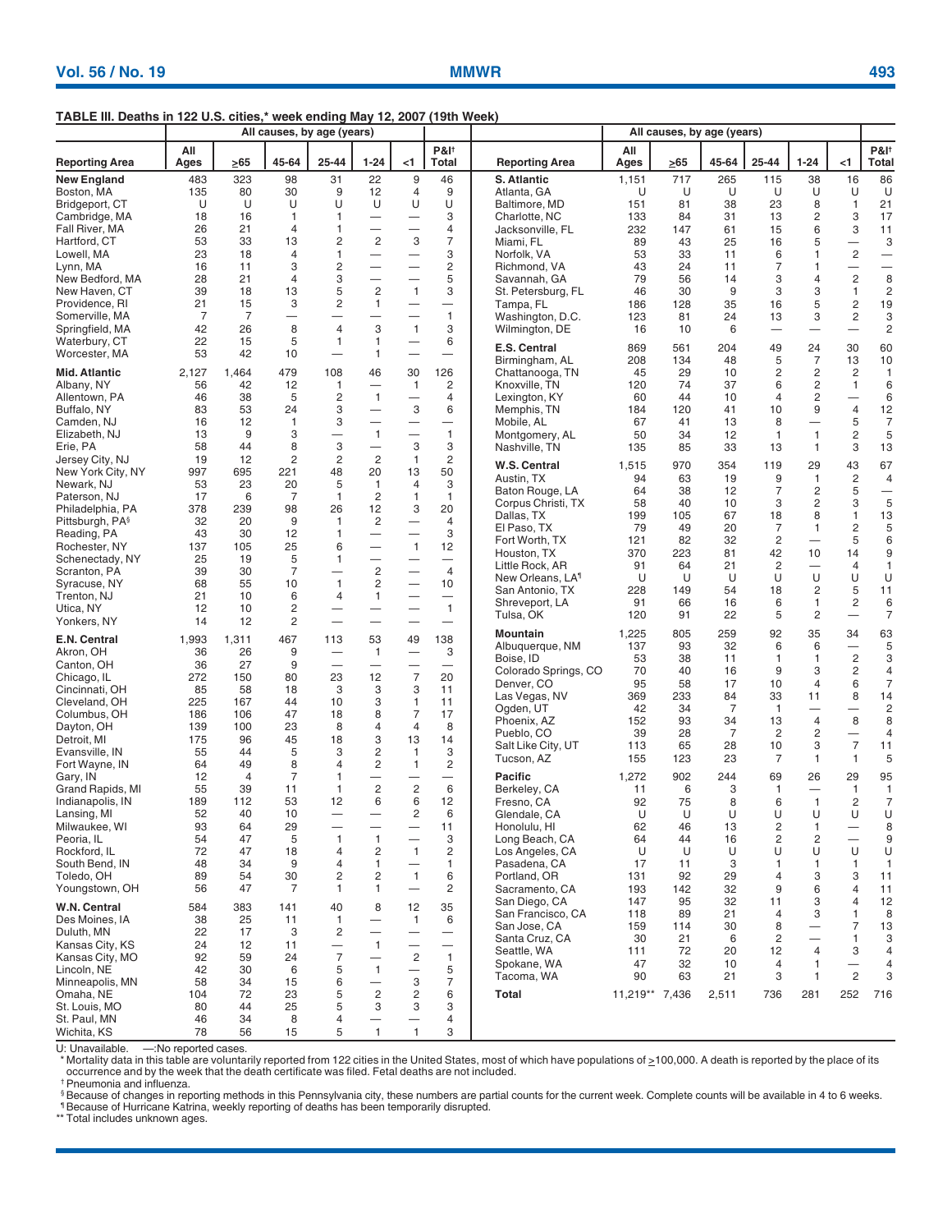**TABLE III. Deaths in 122 U.S. cities,* week ending May 12, 2007 (19th Week)**

| Reporting Area | All causes, by age (years) | | | | | | P&I† |
|---|---|---|---|---|---|---|---|
| | All Ages | ≥65 | 45-64 | 25-44 | 1-24 | <1 | Total |
| **New England** | 483 | 323 | 98 | 31 | 22 | 9 | 46 |
| Boston, MA | 135 | 80 | 30 | 9 | 12 | 4 | 9 |
| Bridgeport, CT | U | U | U | U | U | U | U |
| Cambridge, MA | 18 | 16 | 1 | 1 | — | — | 3 |
| Fall River, MA | 26 | 21 | 4 | 1 | — | — | 4 |
| Hartford, CT | 53 | 33 | 13 | 2 | 2 | 3 | 7 |
| Lowell, MA | 23 | 18 | 4 | 1 | — | — | 3 |
| Lynn, MA | 16 | 11 | 3 | 2 | — | — | 2 |
| New Bedford, MA | 28 | 21 | 4 | 3 | — | — | 5 |
| New Haven, CT | 39 | 18 | 13 | 5 | 2 | 1 | 3 |
| Providence, RI | 21 | 15 | 3 | 2 | 1 | — | — |
| Somerville, MA | 7 | 7 | — | — | — | — | 1 |
| Springfield, MA | 42 | 26 | 8 | 4 | 3 | 1 | 3 |
| Waterbury, CT | 22 | 15 | 5 | 1 | 1 | — | 6 |
| Worcester, MA | 53 | 42 | 10 | — | 1 | — | — |
| **Mid. Atlantic** | 2,127 | 1,464 | 479 | 108 | 46 | 30 | 126 |
| Albany, NY | 56 | 42 | 12 | 1 | — | 1 | 2 |
| Allentown, PA | 46 | 38 | 5 | 2 | 1 | — | 4 |
| Buffalo, NY | 83 | 53 | 24 | 3 | — | 3 | 6 |
| Camden, NJ | 16 | 12 | 1 | 3 | — | — | — |
| Elizabeth, NJ | 13 | 9 | 3 | — | 1 | — | 1 |
| Erie, PA | 58 | 44 | 8 | 3 | — | 3 | 3 |
| Jersey City, NJ | 19 | 12 | 2 | 2 | 2 | 1 | 2 |
| New York City, NY | 997 | 695 | 221 | 48 | 20 | 13 | 50 |
| Newark, NJ | 53 | 23 | 20 | 5 | 1 | 4 | 3 |
| Paterson, NJ | 17 | 6 | 7 | 1 | 2 | 1 | 1 |
| Philadelphia, PA | 378 | 239 | 98 | 26 | 12 | 3 | 20 |
| Pittsburgh, PA§ | 32 | 20 | 9 | 1 | 2 | — | 4 |
| Reading, PA | 43 | 30 | 12 | 1 | — | — | 3 |
| Rochester, NY | 137 | 105 | 25 | 6 | — | 1 | 12 |
| Schenectady, NY | 25 | 19 | 5 | 1 | — | — | — |
| Scranton, PA | 39 | 30 | 7 | — | 2 | — | 4 |
| Syracuse, NY | 68 | 55 | 10 | 1 | 2 | — | 10 |
| Trenton, NJ | 21 | 10 | 6 | 4 | 1 | — | — |
| Utica, NY | 12 | 10 | 2 | — | — | — | 1 |
| Yonkers, NY | 14 | 12 | 2 | — | — | — | — |
| **E.N. Central** | 1,993 | 1,311 | 467 | 113 | 53 | 49 | 138 |
| Akron, OH | 36 | 26 | 9 | — | 1 | — | 3 |
| Canton, OH | 36 | 27 | 9 | — | — | — | — |
| Chicago, IL | 272 | 150 | 80 | 23 | 12 | 7 | 20 |
| Cincinnati, OH | 85 | 58 | 18 | 3 | 3 | 3 | 11 |
| Cleveland, OH | 225 | 167 | 44 | 10 | 3 | 1 | 11 |
| Columbus, OH | 186 | 106 | 47 | 18 | 8 | 7 | 17 |
| Dayton, OH | 139 | 100 | 23 | 8 | 4 | 4 | 8 |
| Detroit, MI | 175 | 96 | 45 | 18 | 3 | 13 | 14 |
| Evansville, IN | 55 | 44 | 5 | 3 | 2 | 1 | 3 |
| Fort Wayne, IN | 64 | 49 | 8 | 4 | 2 | 1 | 2 |
| Gary, IN | 12 | 4 | 7 | 1 | — | — | — |
| Grand Rapids, MI | 55 | 39 | 11 | 1 | 2 | 2 | 6 |
| Indianapolis, IN | 189 | 112 | 53 | 12 | 6 | 6 | 12 |
| Lansing, MI | 52 | 40 | 10 | — | — | 2 | 6 |
| Milwaukee, WI | 93 | 64 | 29 | — | — | — | 11 |
| Peoria, IL | 54 | 47 | 5 | 1 | 1 | — | 3 |
| Rockford, IL | 72 | 47 | 18 | 4 | 2 | 1 | 2 |
| South Bend, IN | 48 | 34 | 9 | 4 | 1 | — | 1 |
| Toledo, OH | 89 | 54 | 30 | 2 | 2 | 1 | 6 |
| Youngstown, OH | 56 | 47 | 7 | 1 | 1 | — | 2 |
| **W.N. Central** | 584 | 383 | 141 | 40 | 8 | 12 | 35 |
| Des Moines, IA | 38 | 25 | 11 | 1 | — | 1 | 6 |
| Duluth, MN | 22 | 17 | 3 | 2 | — | — | — |
| Kansas City, KS | 24 | 12 | 11 | — | 1 | — | — |
| Kansas City, MO | 92 | 59 | 24 | 7 | — | 2 | 1 |
| Lincoln, NE | 42 | 30 | 6 | 5 | 1 | — | 5 |
| Minneapolis, MN | 58 | 34 | 15 | 6 | — | 3 | 7 |
| Omaha, NE | 104 | 72 | 23 | 5 | 2 | 2 | 6 |
| St. Louis, MO | 80 | 44 | 25 | 5 | 3 | 3 | 3 |
| St. Paul, MN | 46 | 34 | 8 | 4 | — | — | 4 |
| Wichita, KS | 78 | 56 | 15 | 5 | 1 | 1 | 3 |
| **S. Atlantic** | 1,151 | 717 | 265 | 115 | 38 | 16 | 86 |
| Atlanta, GA | U | U | U | U | U | U | U |
| Baltimore, MD | 151 | 81 | 38 | 23 | 8 | 1 | 21 |
| Charlotte, NC | 133 | 84 | 31 | 13 | 2 | 3 | 17 |
| Jacksonville, FL | 232 | 147 | 61 | 15 | 6 | 3 | 11 |
| Miami, FL | 89 | 43 | 25 | 16 | 5 | — | 3 |
| Norfolk, VA | 53 | 33 | 11 | 6 | 1 | 2 | — |
| Richmond, VA | 43 | 24 | 11 | 7 | 1 | — | — |
| Savannah, GA | 79 | 56 | 14 | 3 | 4 | 2 | 8 |
| St. Petersburg, FL | 46 | 30 | 9 | 3 | 3 | 1 | 2 |
| Tampa, FL | 186 | 128 | 35 | 16 | 5 | 2 | 19 |
| Washington, D.C. | 123 | 81 | 24 | 13 | 3 | 2 | 3 |
| Wilmington, DE | 16 | 10 | 6 | — | — | — | 2 |
| **E.S. Central** | 869 | 561 | 204 | 49 | 24 | 30 | 60 |
| Birmingham, AL | 208 | 134 | 48 | 5 | 7 | 13 | 10 |
| Chattanooga, TN | 45 | 29 | 10 | 2 | 2 | 2 | 1 |
| Knoxville, TN | 120 | 74 | 37 | 6 | 2 | 1 | 6 |
| Lexington, KY | 60 | 44 | 10 | 4 | 2 | — | 6 |
| Memphis, TN | 184 | 120 | 41 | 10 | 9 | 4 | 12 |
| Mobile, AL | 67 | 41 | 13 | 8 | — | 5 | 7 |
| Montgomery, AL | 50 | 34 | 12 | 1 | 1 | 2 | 5 |
| Nashville, TN | 135 | 85 | 33 | 13 | 1 | 3 | 13 |
| **W.S. Central** | 1,515 | 970 | 354 | 119 | 29 | 43 | 67 |
| Austin, TX | 94 | 63 | 19 | 9 | 1 | 2 | 4 |
| Baton Rouge, LA | 64 | 38 | 12 | 7 | 2 | 5 | — |
| Corpus Christi, TX | 58 | 40 | 10 | 3 | 2 | 3 | 5 |
| Dallas, TX | 199 | 105 | 67 | 18 | 8 | 1 | 13 |
| El Paso, TX | 79 | 49 | 20 | 7 | 1 | 2 | 5 |
| Fort Worth, TX | 121 | 82 | 32 | 2 | — | 5 | 6 |
| Houston, TX | 370 | 223 | 81 | 42 | 10 | 14 | 9 |
| Little Rock, AR | 91 | 64 | 21 | 2 | — | 4 | 1 |
| New Orleans, LA¶ | U | U | U | U | U | U | U |
| San Antonio, TX | 228 | 149 | 54 | 18 | 2 | 5 | 11 |
| Shreveport, LA | 91 | 66 | 16 | 6 | 1 | 2 | 6 |
| Tulsa, OK | 120 | 91 | 22 | 5 | 2 | — | 7 |
| **Mountain** | 1,225 | 805 | 259 | 92 | 35 | 34 | 63 |
| Albuquerque, NM | 137 | 93 | 32 | 6 | 6 | — | 5 |
| Boise, ID | 53 | 38 | 11 | 1 | 1 | 2 | 3 |
| Colorado Springs, CO | 70 | 40 | 16 | 9 | 3 | 2 | 4 |
| Denver, CO | 95 | 58 | 17 | 10 | 4 | 6 | 7 |
| Las Vegas, NV | 369 | 233 | 84 | 33 | 11 | 8 | 14 |
| Ogden, UT | 42 | 34 | 7 | 1 | — | — | 2 |
| Phoenix, AZ | 152 | 93 | 34 | 13 | 4 | 8 | 8 |
| Pueblo, CO | 39 | 28 | 7 | 2 | 2 | — | 4 |
| Salt Lake City, UT | 113 | 65 | 28 | 10 | 3 | 7 | 11 |
| Tucson, AZ | 155 | 123 | 23 | 7 | 1 | 1 | 5 |
| **Pacific** | 1,272 | 902 | 244 | 69 | 26 | 29 | 95 |
| Berkeley, CA | 11 | 6 | 3 | 1 | — | 1 | 1 |
| Fresno, CA | 92 | 75 | 8 | 6 | 1 | 2 | 7 |
| Glendale, CA | U | U | U | U | U | U | U |
| Honolulu, HI | 62 | 46 | 13 | 2 | 1 | — | 8 |
| Long Beach, CA | 64 | 44 | 16 | 2 | 2 | — | 9 |
| Los Angeles, CA | U | U | U | U | U | U | U |
| Pasadena, CA | 17 | 11 | 3 | 1 | 1 | 1 | 1 |
| Portland, OR | 131 | 92 | 29 | 4 | 3 | 3 | 11 |
| Sacramento, CA | 193 | 142 | 32 | 9 | 6 | 4 | 11 |
| San Diego, CA | 147 | 95 | 32 | 11 | 3 | 4 | 12 |
| San Francisco, CA | 118 | 89 | 21 | 4 | 3 | 1 | 8 |
| San Jose, CA | 159 | 114 | 30 | 8 | — | 7 | 13 |
| Santa Cruz, CA | 30 | 21 | 6 | 2 | — | 1 | 3 |
| Seattle, WA | 111 | 72 | 20 | 12 | 4 | 3 | 4 |
| Spokane, WA | 47 | 32 | 10 | 4 | 1 | — | 4 |
| Tacoma, WA | 90 | 63 | 21 | 3 | 1 | 2 | 3 |
| **Total** | 11,219** | 7,436 | 2,511 | 736 | 281 | 252 | 716 |

U: Unavailable. —:No reported cases.

\* Mortality data in this table are voluntarily reported from 122 cities in the United States, most of which have populations of ≥100,000. A death is reported by the place of its occurrence and by the week that the death certificate was filed. Fetal deaths are not included.

† Pneumonia and influenza.

§ Because of changes in reporting methods in this Pennsylvania city, these numbers are partial counts for the current week. Complete counts will be available in 4 to 6 weeks.

¶ Because of Hurricane Katrina, weekly reporting of deaths has been temporarily disrupted.

** Total includes unknown ages.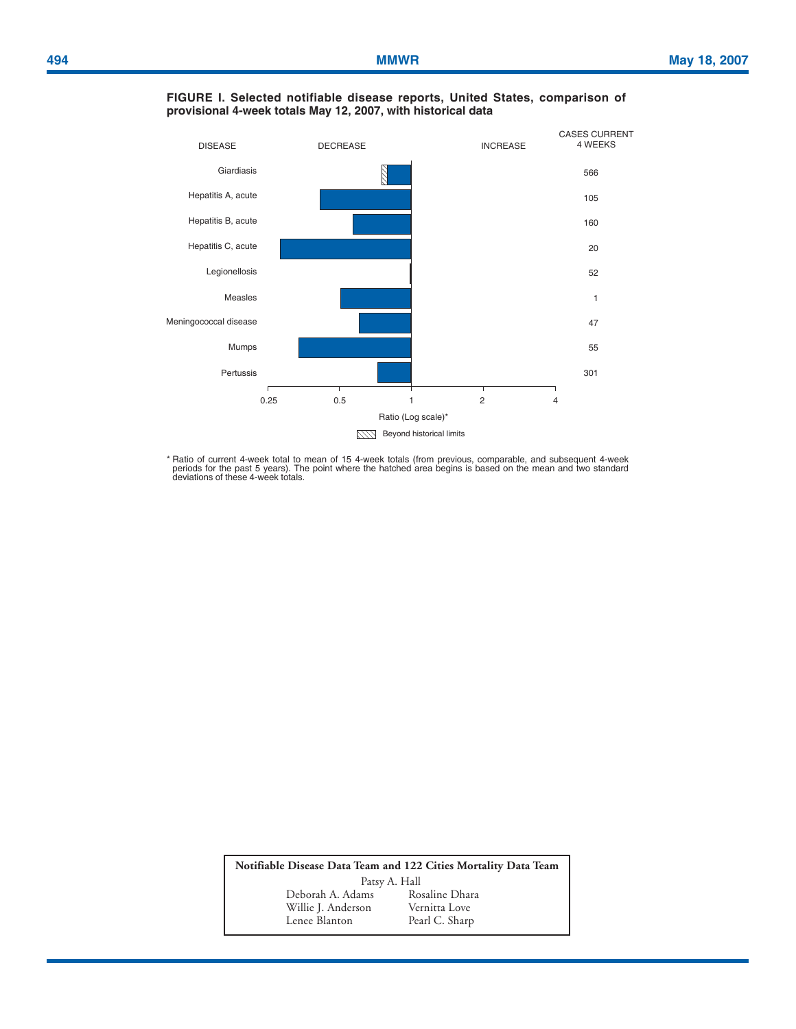**FIGURE I. Selected notifiable disease reports, United States, comparison of provisional 4-week totals May 12, 2007, with historical data**

| DISEASE | CASES CURRENT 4 WEEKS |
|---|---|
| Giardiasis | 566 |
| Hepatitis A, acute | 105 |
| Hepatitis B, acute | 160 |
| Hepatitis C, acute | 20 |
| Legionellosis | 52 |
| Measles | 1 |
| Meningococcal disease | 47 |
| Mumps | 55 |
| Pertussis | 301 |

Ratio (Log scale)*

Beyond historical limits

\* Ratio of current 4-week total to mean of 15 4-week totals (from previous, comparable, and subsequent 4-week periods for the past 5 years). The point where the hatched area begins is based on the mean and two standard deviations of these 4-week totals.

**Notifiable Disease Data Team and 122 Cities Mortality Data Team**

Patsy A. Hall
Deborah A. Adams
Willie J. Anderson
Lenee Blanton
Rosaline Dhara
Vernitta Love
Pearl C. Sharp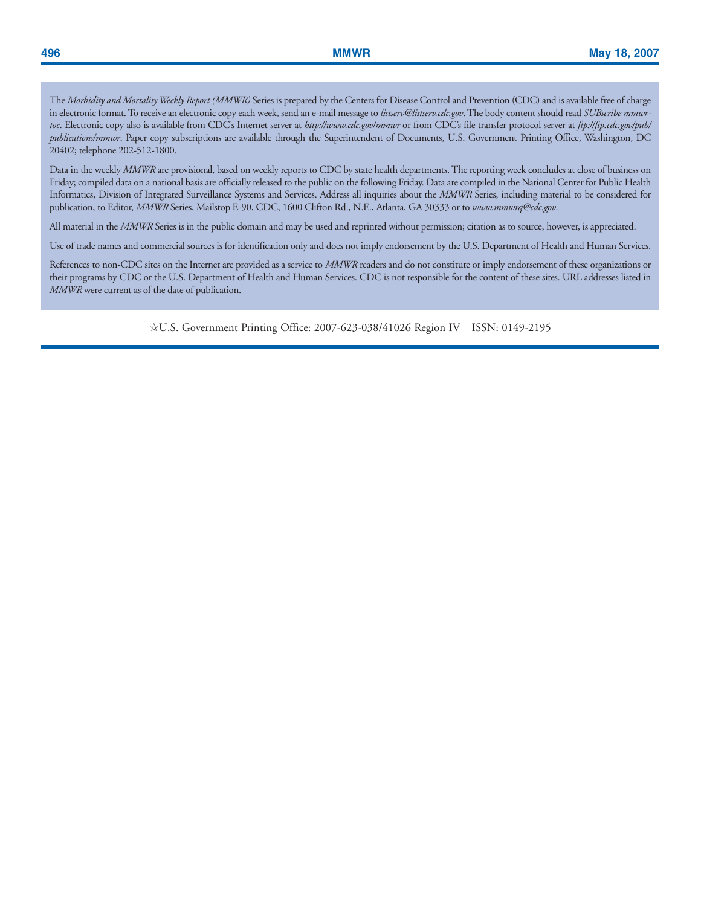The *Morbidity and Mortality Weekly Report (MMWR)* Series is prepared by the Centers for Disease Control and Prevention (CDC) and is available free of charge in electronic format. To receive an electronic copy each week, send an e-mail message to *listserv@listserv.cdc.gov*. The body content should read *SUBscribe mmwr-toc*. Electronic copy also is available from CDC's Internet server at *http://www.cdc.gov/mmwr* or from CDC's file transfer protocol server at *ftp://ftp.cdc.gov/pub/publications/mmwr*. Paper copy subscriptions are available through the Superintendent of Documents, U.S. Government Printing Office, Washington, DC 20402; telephone 202-512-1800.

Data in the weekly *MMWR* are provisional, based on weekly reports to CDC by state health departments. The reporting week concludes at close of business on Friday; compiled data on a national basis are officially released to the public on the following Friday. Data are compiled in the National Center for Public Health Informatics, Division of Integrated Surveillance Systems and Services. Address all inquiries about the *MMWR* Series, including material to be considered for publication, to Editor, *MMWR* Series, Mailstop E-90, CDC, 1600 Clifton Rd., N.E., Atlanta, GA 30333 or to *www.mmwrq@cdc.gov*.

All material in the *MMWR* Series is in the public domain and may be used and reprinted without permission; citation as to source, however, is appreciated.

Use of trade names and commercial sources is for identification only and does not imply endorsement by the U.S. Department of Health and Human Services.

References to non-CDC sites on the Internet are provided as a service to *MMWR* readers and do not constitute or imply endorsement of these organizations or their programs by CDC or the U.S. Department of Health and Human Services. CDC is not responsible for the content of these sites. URL addresses listed in *MMWR* were current as of the date of publication.

☆U.S. Government Printing Office: 2007-623-038/41026 Region IV ISSN: 0149-2195